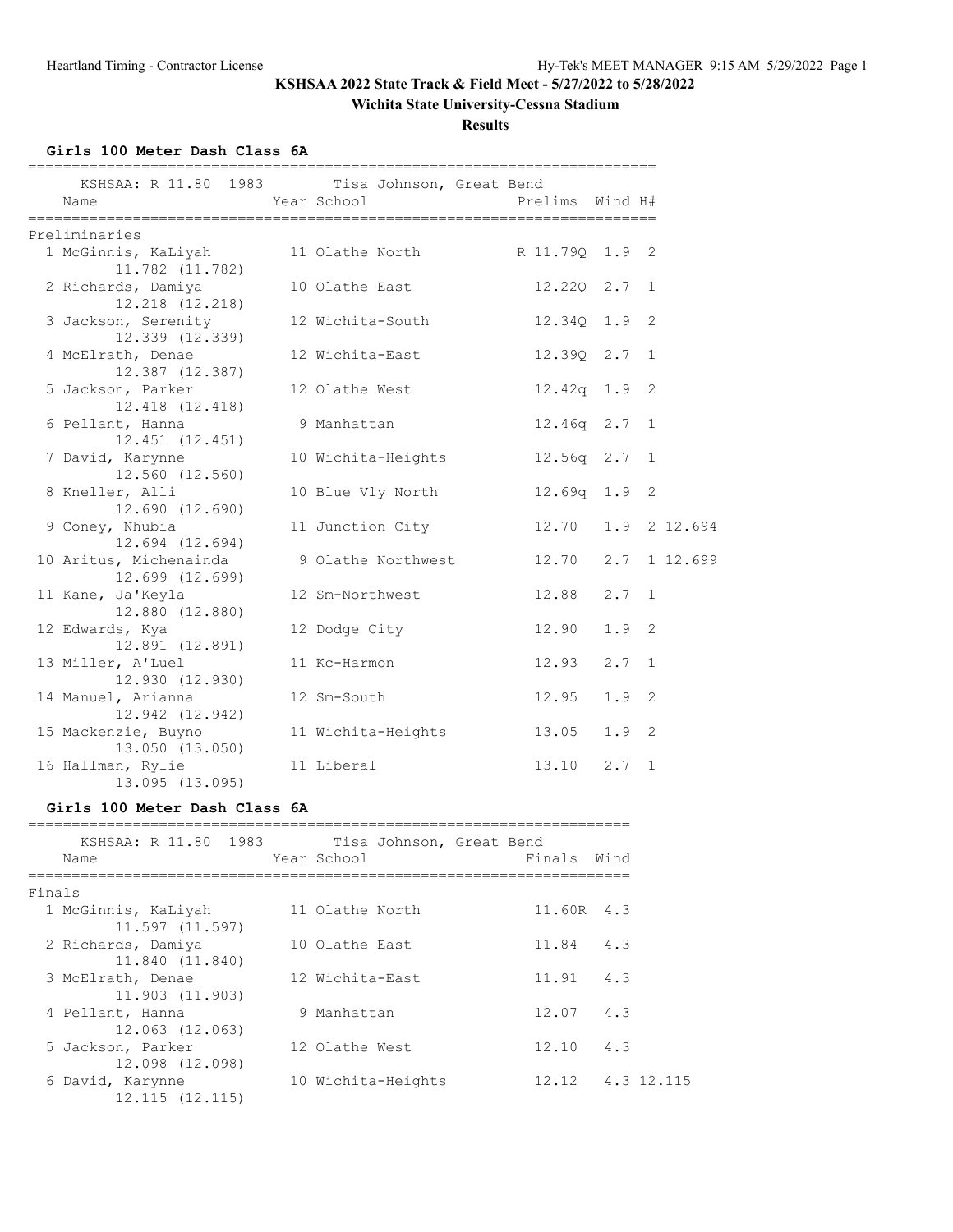# KSHSAA 2022 State Track & Field Meet - 5/27/2022 to 5/28/2022

## Wichita State University-Cessna Stadium

### Results

**Girls 100 Meter Dash Class 6A**

KSHSAA: R 11.80 1983 Tisa Johnson, Great Bend

Preliminaries

| Place | Name | Year | School | Prelims | Wind | H# | |
|---|---|---|---|---|---|---|---|
| 1 | McGinnis, KaLiyah | 11 | Olathe North | R 11.79Q | 1.9 | 2 | |
| | 11.782 (11.782) | | | | | | |
| 2 | Richards, Damiya | 10 | Olathe East | 12.22Q | 2.7 | 1 | |
| | 12.218 (12.218) | | | | | | |
| 3 | Jackson, Serenity | 12 | Wichita-South | 12.34Q | 1.9 | 2 | |
| | 12.339 (12.339) | | | | | | |
| 4 | McElrath, Denae | 12 | Wichita-East | 12.39Q | 2.7 | 1 | |
| | 12.387 (12.387) | | | | | | |
| 5 | Jackson, Parker | 12 | Olathe West | 12.42q | 1.9 | 2 | |
| | 12.418 (12.418) | | | | | | |
| 6 | Pellant, Hanna | 9 | Manhattan | 12.46q | 2.7 | 1 | |
| | 12.451 (12.451) | | | | | | |
| 7 | David, Karynne | 10 | Wichita-Heights | 12.56q | 2.7 | 1 | |
| | 12.560 (12.560) | | | | | | |
| 8 | Kneller, Alli | 10 | Blue Vly North | 12.69q | 1.9 | 2 | |
| | 12.690 (12.690) | | | | | | |
| 9 | Coney, Nhubia | 11 | Junction City | 12.70 | 1.9 | 2 | 12.694 |
| | 12.694 (12.694) | | | | | | |
| 10 | Aritus, Michenainda | 9 | Olathe Northwest | 12.70 | 2.7 | 1 | 12.699 |
| | 12.699 (12.699) | | | | | | |
| 11 | Kane, Ja'Keyla | 12 | Sm-Northwest | 12.88 | 2.7 | 1 | |
| | 12.880 (12.880) | | | | | | |
| 12 | Edwards, Kya | 12 | Dodge City | 12.90 | 1.9 | 2 | |
| | 12.891 (12.891) | | | | | | |
| 13 | Miller, A'Luel | 11 | Kc-Harmon | 12.93 | 2.7 | 1 | |
| | 12.930 (12.930) | | | | | | |
| 14 | Manuel, Arianna | 12 | Sm-South | 12.95 | 1.9 | 2 | |
| | 12.942 (12.942) | | | | | | |
| 15 | Mackenzie, Buyno | 11 | Wichita-Heights | 13.05 | 1.9 | 2 | |
| | 13.050 (13.050) | | | | | | |
| 16 | Hallman, Rylie | 11 | Liberal | 13.10 | 2.7 | 1 | |
| | 13.095 (13.095) | | | | | | |

**Girls 100 Meter Dash Class 6A**

KSHSAA: R 11.80 1983 Tisa Johnson, Great Bend

Finals

| Place | Name | Year | School | Finals | Wind | |
|---|---|---|---|---|---|---|
| 1 | McGinnis, KaLiyah | 11 | Olathe North | 11.60R | 4.3 | |
| | 11.597 (11.597) | | | | | |
| 2 | Richards, Damiya | 10 | Olathe East | 11.84 | 4.3 | |
| | 11.840 (11.840) | | | | | |
| 3 | McElrath, Denae | 12 | Wichita-East | 11.91 | 4.3 | |
| | 11.903 (11.903) | | | | | |
| 4 | Pellant, Hanna | 9 | Manhattan | 12.07 | 4.3 | |
| | 12.063 (12.063) | | | | | |
| 5 | Jackson, Parker | 12 | Olathe West | 12.10 | 4.3 | |
| | 12.098 (12.098) | | | | | |
| 6 | David, Karynne | 10 | Wichita-Heights | 12.12 | 4.3 | 12.115 |
| | 12.115 (12.115) | | | | | |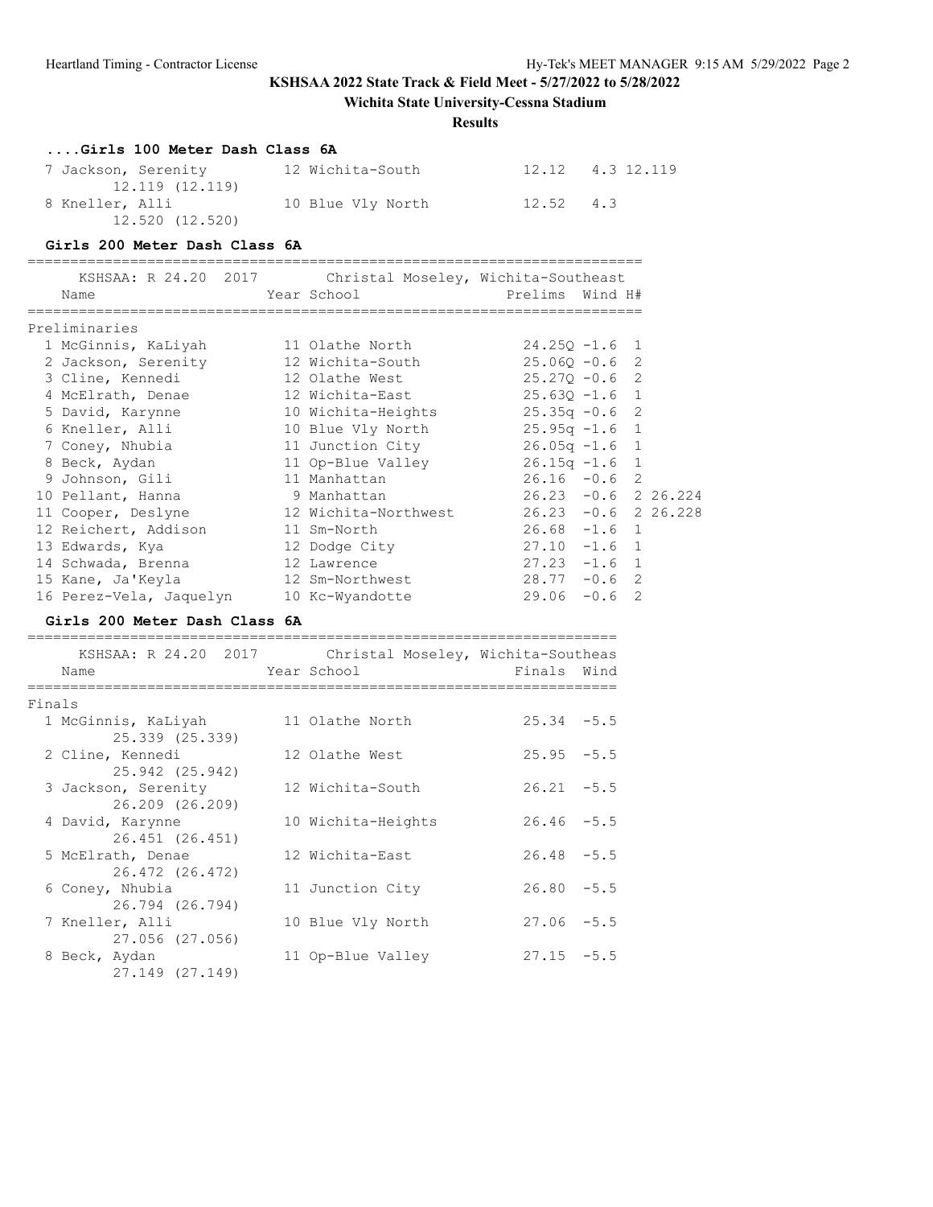KSHSAA 2022 State Track & Field Meet - 5/27/2022 to 5/28/2022

Wichita State University-Cessna Stadium

**Results**

### ....Girls 100 Meter Dash Class 6A

| | | | | | |
|---|---|---|---|---|---|
| 7 | Jackson, Serenity 12.119 (12.119) | 12 | Wichita-South | 12.12 | 4.3 12.119 |
| 8 | Kneller, Alli 12.520 (12.520) | 10 | Blue Vly North | 12.52 | 4.3 |

### Girls 200 Meter Dash Class 6A

KSHSAA: R 24.20 2017 Christal Moseley, Wichita-Southeast

| | Name | Year | School | Prelims | Wind | H# | |
|---|---|---|---|---|---|---|---|
| **Preliminaries** | | | | | | | |
| 1 | McGinnis, KaLiyah | 11 | Olathe North | 24.25Q | -1.6 | 1 | |
| 2 | Jackson, Serenity | 12 | Wichita-South | 25.06Q | -0.6 | 2 | |
| 3 | Cline, Kennedi | 12 | Olathe West | 25.27Q | -0.6 | 2 | |
| 4 | McElrath, Denae | 12 | Wichita-East | 25.63Q | -1.6 | 1 | |
| 5 | David, Karynne | 10 | Wichita-Heights | 25.35q | -0.6 | 2 | |
| 6 | Kneller, Alli | 10 | Blue Vly North | 25.95q | -1.6 | 1 | |
| 7 | Coney, Nhubia | 11 | Junction City | 26.05q | -1.6 | 1 | |
| 8 | Beck, Aydan | 11 | Op-Blue Valley | 26.15q | -1.6 | 1 | |
| 9 | Johnson, Gili | 11 | Manhattan | 26.16 | -0.6 | 2 | |
| 10 | Pellant, Hanna | 9 | Manhattan | 26.23 | -0.6 | 2 | 26.224 |
| 11 | Cooper, Deslyne | 12 | Wichita-Northwest | 26.23 | -0.6 | 2 | 26.228 |
| 12 | Reichert, Addison | 11 | Sm-North | 26.68 | -1.6 | 1 | |
| 13 | Edwards, Kya | 12 | Dodge City | 27.10 | -1.6 | 1 | |
| 14 | Schwada, Brenna | 12 | Lawrence | 27.23 | -1.6 | 1 | |
| 15 | Kane, Ja'Keyla | 12 | Sm-Northwest | 28.77 | -0.6 | 2 | |
| 16 | Perez-Vela, Jaquelyn | 10 | Kc-Wyandotte | 29.06 | -0.6 | 2 | |

### Girls 200 Meter Dash Class 6A

KSHSAA: R 24.20 2017 Christal Moseley, Wichita-Southeas

| | Name | Year | School | Finals | Wind |
|---|---|---|---|---|---|
| **Finals** | | | | | |
| 1 | McGinnis, KaLiyah 25.339 (25.339) | 11 | Olathe North | 25.34 | -5.5 |
| 2 | Cline, Kennedi 25.942 (25.942) | 12 | Olathe West | 25.95 | -5.5 |
| 3 | Jackson, Serenity 26.209 (26.209) | 12 | Wichita-South | 26.21 | -5.5 |
| 4 | David, Karynne 26.451 (26.451) | 10 | Wichita-Heights | 26.46 | -5.5 |
| 5 | McElrath, Denae 26.472 (26.472) | 12 | Wichita-East | 26.48 | -5.5 |
| 6 | Coney, Nhubia 26.794 (26.794) | 11 | Junction City | 26.80 | -5.5 |
| 7 | Kneller, Alli 27.056 (27.056) | 10 | Blue Vly North | 27.06 | -5.5 |
| 8 | Beck, Aydan 27.149 (27.149) | 11 | Op-Blue Valley | 27.15 | -5.5 |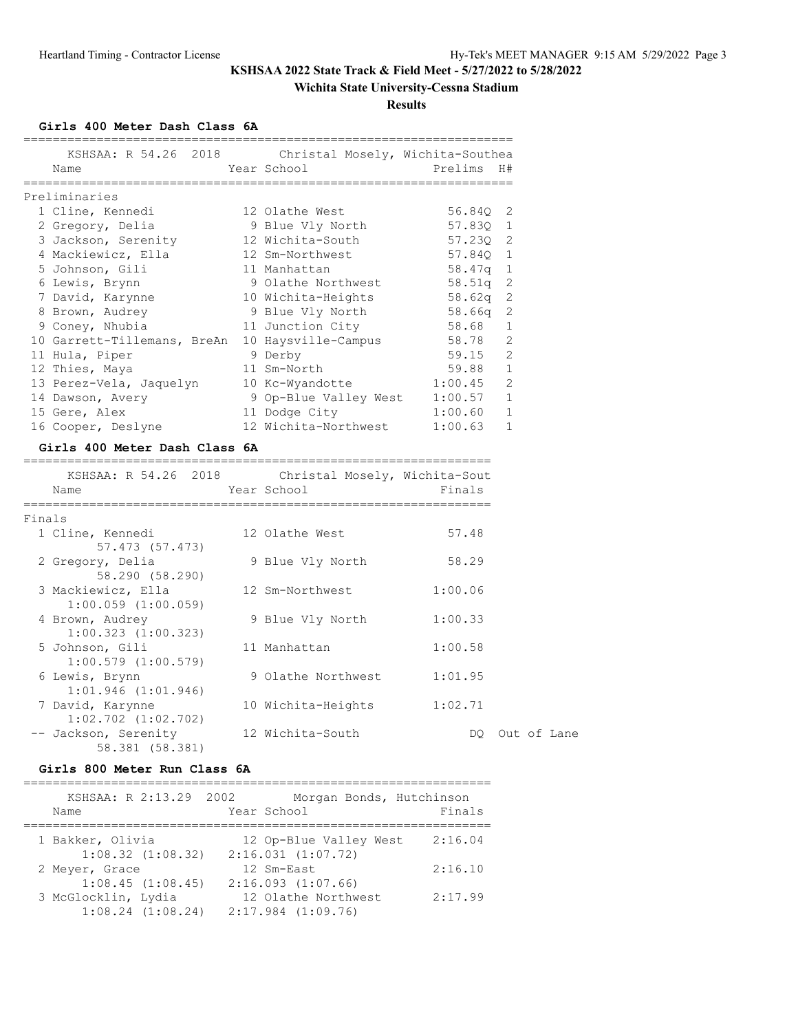KSHSAA 2022 State Track & Field Meet - 5/27/2022 to 5/28/2022

Wichita State University-Cessna Stadium

Results

### Girls 400 Meter Dash Class 6A

KSHSAA: R 54.26 2018 Christal Mosely, Wichita-Southea

Preliminaries

| | Name | Year | School | Prelims | H# |
|---|---|---|---|---|---|
| 1 | Cline, Kennedi | 12 | Olathe West | 56.84Q | 2 |
| 2 | Gregory, Delia | 9 | Blue Vly North | 57.83Q | 1 |
| 3 | Jackson, Serenity | 12 | Wichita-South | 57.23Q | 2 |
| 4 | Mackiewicz, Ella | 12 | Sm-Northwest | 57.84Q | 1 |
| 5 | Johnson, Gili | 11 | Manhattan | 58.47q | 1 |
| 6 | Lewis, Brynn | 9 | Olathe Northwest | 58.51q | 2 |
| 7 | David, Karynne | 10 | Wichita-Heights | 58.62q | 2 |
| 8 | Brown, Audrey | 9 | Blue Vly North | 58.66q | 2 |
| 9 | Coney, Nhubia | 11 | Junction City | 58.68 | 1 |
| 10 | Garrett-Tillemans, BreAn | 10 | Haysville-Campus | 58.78 | 2 |
| 11 | Hula, Piper | 9 | Derby | 59.15 | 2 |
| 12 | Thies, Maya | 11 | Sm-North | 59.88 | 1 |
| 13 | Perez-Vela, Jaquelyn | 10 | Kc-Wyandotte | 1:00.45 | 2 |
| 14 | Dawson, Avery | 9 | Op-Blue Valley West | 1:00.57 | 1 |
| 15 | Gere, Alex | 11 | Dodge City | 1:00.60 | 1 |
| 16 | Cooper, Deslyne | 12 | Wichita-Northwest | 1:00.63 | 1 |

### Girls 400 Meter Dash Class 6A

KSHSAA: R 54.26 2018 Christal Mosely, Wichita-Sout

Finals

| | Name | Year | School | Finals | |
|---|---|---|---|---|---|
| 1 | Cline, Kennedi<br>57.473 (57.473) | 12 | Olathe West | 57.48 | |
| 2 | Gregory, Delia<br>58.290 (58.290) | 9 | Blue Vly North | 58.29 | |
| 3 | Mackiewicz, Ella<br>1:00.059 (1:00.059) | 12 | Sm-Northwest | 1:00.06 | |
| 4 | Brown, Audrey<br>1:00.323 (1:00.323) | 9 | Blue Vly North | 1:00.33 | |
| 5 | Johnson, Gili<br>1:00.579 (1:00.579) | 11 | Manhattan | 1:00.58 | |
| 6 | Lewis, Brynn<br>1:01.946 (1:01.946) | 9 | Olathe Northwest | 1:01.95 | |
| 7 | David, Karynne<br>1:02.702 (1:02.702) | 10 | Wichita-Heights | 1:02.71 | |
| -- | Jackson, Serenity<br>58.381 (58.381) | 12 | Wichita-South | DQ | Out of Lane |

### Girls 800 Meter Run Class 6A

KSHSAA: R 2:13.29 2002 Morgan Bonds, Hutchinson

| | Name | Year | School | Finals |
|---|---|---|---|---|
| 1 | Bakker, Olivia<br>1:08.32 (1:08.32) 2:16.031 (1:07.72) | 12 | Op-Blue Valley West | 2:16.04 |
| 2 | Meyer, Grace<br>1:08.45 (1:08.45) 2:16.093 (1:07.66) | 12 | Sm-East | 2:16.10 |
| 3 | McGlocklin, Lydia<br>1:08.24 (1:08.24) 2:17.984 (1:09.76) | 12 | Olathe Northwest | 2:17.99 |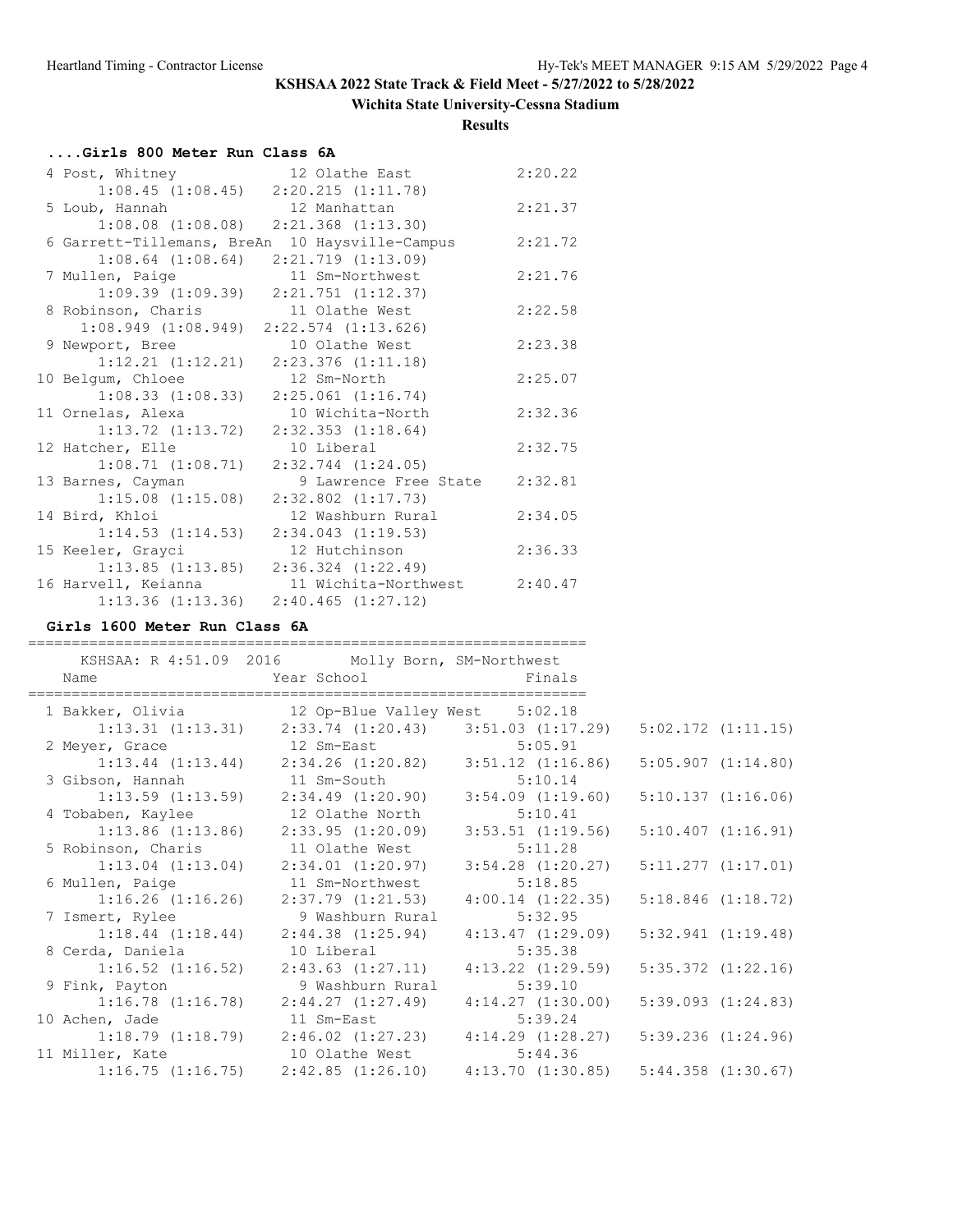**KSHSAA 2022 State Track & Field Meet - 5/27/2022 to 5/28/2022**

**Wichita State University-Cessna Stadium**

**Results**

### ....Girls 800 Meter Run Class 6A

| Place | Name | Year | School | Finals |
|---|---|---|---|---|
| 4 | Post, Whitney | 12 | Olathe East | 2:20.22 |
| | 1:08.45 (1:08.45) 2:20.215 (1:11.78) | | | |
| 5 | Loub, Hannah | 12 | Manhattan | 2:21.37 |
| | 1:08.08 (1:08.08) 2:21.368 (1:13.30) | | | |
| 6 | Garrett-Tillemans, BreAn | 10 | Haysville-Campus | 2:21.72 |
| | 1:08.64 (1:08.64) 2:21.719 (1:13.09) | | | |
| 7 | Mullen, Paige | 11 | Sm-Northwest | 2:21.76 |
| | 1:09.39 (1:09.39) 2:21.751 (1:12.37) | | | |
| 8 | Robinson, Charis | 11 | Olathe West | 2:22.58 |
| | 1:08.949 (1:08.949) 2:22.574 (1:13.626) | | | |
| 9 | Newport, Bree | 10 | Olathe West | 2:23.38 |
| | 1:12.21 (1:12.21) 2:23.376 (1:11.18) | | | |
| 10 | Belgum, Chloee | 12 | Sm-North | 2:25.07 |
| | 1:08.33 (1:08.33) 2:25.061 (1:16.74) | | | |
| 11 | Ornelas, Alexa | 10 | Wichita-North | 2:32.36 |
| | 1:13.72 (1:13.72) 2:32.353 (1:18.64) | | | |
| 12 | Hatcher, Elle | 10 | Liberal | 2:32.75 |
| | 1:08.71 (1:08.71) 2:32.744 (1:24.05) | | | |
| 13 | Barnes, Cayman | 9 | Lawrence Free State | 2:32.81 |
| | 1:15.08 (1:15.08) 2:32.802 (1:17.73) | | | |
| 14 | Bird, Khloi | 12 | Washburn Rural | 2:34.05 |
| | 1:14.53 (1:14.53) 2:34.043 (1:19.53) | | | |
| 15 | Keeler, Grayci | 12 | Hutchinson | 2:36.33 |
| | 1:13.85 (1:13.85) 2:36.324 (1:22.49) | | | |
| 16 | Harvell, Keianna | 11 | Wichita-Northwest | 2:40.47 |
| | 1:13.36 (1:13.36) 2:40.465 (1:27.12) | | | |

### Girls 1600 Meter Run Class 6A

KSHSAA: R 4:51.09 2016 Molly Born, SM-Northwest

| Place | Name | Year | School | Finals |
|---|---|---|---|---|
| 1 | Bakker, Olivia | 12 | Op-Blue Valley West | 5:02.18 |
| | 1:13.31 (1:13.31) 2:33.74 (1:20.43) 3:51.03 (1:17.29) 5:02.172 (1:11.15) | | | |
| 2 | Meyer, Grace | 12 | Sm-East | 5:05.91 |
| | 1:13.44 (1:13.44) 2:34.26 (1:20.82) 3:51.12 (1:16.86) 5:05.907 (1:14.80) | | | |
| 3 | Gibson, Hannah | 11 | Sm-South | 5:10.14 |
| | 1:13.59 (1:13.59) 2:34.49 (1:20.90) 3:54.09 (1:19.60) 5:10.137 (1:16.06) | | | |
| 4 | Tobaben, Kaylee | 12 | Olathe North | 5:10.41 |
| | 1:13.86 (1:13.86) 2:33.95 (1:20.09) 3:53.51 (1:19.56) 5:10.407 (1:16.91) | | | |
| 5 | Robinson, Charis | 11 | Olathe West | 5:11.28 |
| | 1:13.04 (1:13.04) 2:34.01 (1:20.97) 3:54.28 (1:20.27) 5:11.277 (1:17.01) | | | |
| 6 | Mullen, Paige | 11 | Sm-Northwest | 5:18.85 |
| | 1:16.26 (1:16.26) 2:37.79 (1:21.53) 4:00.14 (1:22.35) 5:18.846 (1:18.72) | | | |
| 7 | Ismert, Rylee | 9 | Washburn Rural | 5:32.95 |
| | 1:18.44 (1:18.44) 2:44.38 (1:25.94) 4:13.47 (1:29.09) 5:32.941 (1:19.48) | | | |
| 8 | Cerda, Daniela | 10 | Liberal | 5:35.38 |
| | 1:16.52 (1:16.52) 2:43.63 (1:27.11) 4:13.22 (1:29.59) 5:35.372 (1:22.16) | | | |
| 9 | Fink, Payton | 9 | Washburn Rural | 5:39.10 |
| | 1:16.78 (1:16.78) 2:44.27 (1:27.49) 4:14.27 (1:30.00) 5:39.093 (1:24.83) | | | |
| 10 | Achen, Jade | 11 | Sm-East | 5:39.24 |
| | 1:18.79 (1:18.79) 2:46.02 (1:27.23) 4:14.29 (1:28.27) 5:39.236 (1:24.96) | | | |
| 11 | Miller, Kate | 10 | Olathe West | 5:44.36 |
| | 1:16.75 (1:16.75) 2:42.85 (1:26.10) 4:13.70 (1:30.85) 5:44.358 (1:30.67) | | | |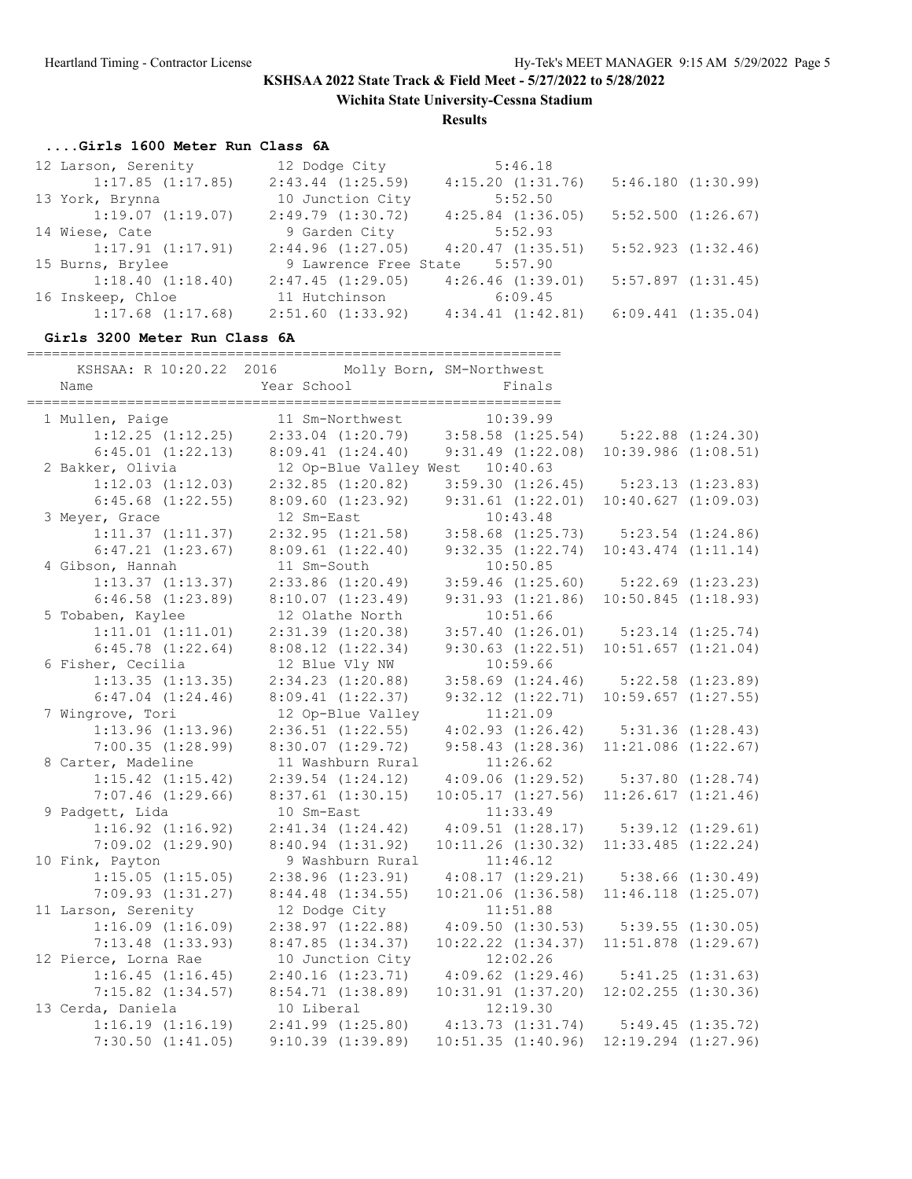# KSHSAA 2022 State Track & Field Meet - 5/27/2022 to 5/28/2022

## Wichita State University-Cessna Stadium

### Results

### ....Girls 1600 Meter Run Class 6A

```
 12 Larson, Serenity         12 Dodge City               5:46.18
        1:17.85 (1:17.85)     2:43.44 (1:25.59)     4:15.20 (1:31.76)     5:46.180 (1:30.99)
 13 York, Brynna             10 Junction City            5:52.50
        1:19.07 (1:19.07)     2:49.79 (1:30.72)     4:25.84 (1:36.05)     5:52.500 (1:26.67)
 14 Wiese, Cate               9 Garden City              5:52.93
        1:17.91 (1:17.91)     2:44.96 (1:27.05)     4:20.47 (1:35.51)     5:52.923 (1:32.46)
 15 Burns, Brylee             9 Lawrence Free State      5:57.90
        1:18.40 (1:18.40)     2:47.45 (1:29.05)     4:26.46 (1:39.01)     5:57.897 (1:31.45)
 16 Inskeep, Chloe           11 Hutchinson               6:09.45
        1:17.68 (1:17.68)     2:51.60 (1:33.92)     4:34.41 (1:42.81)     6:09.441 (1:35.04)
```

### Girls 3200 Meter Run Class 6A

```
================================================================
    KSHSAA: R 10:20.22  2016        Molly Born, SM-Northwest
    Name                    Year School                 Finals
================================================================
  1 Mullen, Paige            11 Sm-Northwest            10:39.99
        1:12.25 (1:12.25)     2:33.04 (1:20.79)     3:58.58 (1:25.54)     5:22.88 (1:24.30)
        6:45.01 (1:22.13)     8:09.41 (1:24.40)     9:31.49 (1:22.08)    10:39.986 (1:08.51)
  2 Bakker, Olivia           12 Op-Blue Valley West     10:40.63
        1:12.03 (1:12.03)     2:32.85 (1:20.82)     3:59.30 (1:26.45)     5:23.13 (1:23.83)
        6:45.68 (1:22.55)     8:09.60 (1:23.92)     9:31.61 (1:22.01)    10:40.627 (1:09.03)
  3 Meyer, Grace             12 Sm-East                 10:43.48
        1:11.37 (1:11.37)     2:32.95 (1:21.58)     3:58.68 (1:25.73)     5:23.54 (1:24.86)
        6:47.21 (1:23.67)     8:09.61 (1:22.40)     9:32.35 (1:22.74)    10:43.474 (1:11.14)
  4 Gibson, Hannah           11 Sm-South                10:50.85
        1:13.37 (1:13.37)     2:33.86 (1:20.49)     3:59.46 (1:25.60)     5:22.69 (1:23.23)
        6:46.58 (1:23.89)     8:10.07 (1:23.49)     9:31.93 (1:21.86)    10:50.845 (1:18.93)
  5 Tobaben, Kaylee          12 Olathe North            10:51.66
        1:11.01 (1:11.01)     2:31.39 (1:20.38)     3:57.40 (1:26.01)     5:23.14 (1:25.74)
        6:45.78 (1:22.64)     8:08.12 (1:22.34)     9:30.63 (1:22.51)    10:51.657 (1:21.04)
  6 Fisher, Cecilia          12 Blue Vly NW             10:59.66
        1:13.35 (1:13.35)     2:34.23 (1:20.88)     3:58.69 (1:24.46)     5:22.58 (1:23.89)
        6:47.04 (1:24.46)     8:09.41 (1:22.37)     9:32.12 (1:22.71)    10:59.657 (1:27.55)
  7 Wingrove, Tori           12 Op-Blue Valley          11:21.09
        1:13.96 (1:13.96)     2:36.51 (1:22.55)     4:02.93 (1:26.42)     5:31.36 (1:28.43)
        7:00.35 (1:28.99)     8:30.07 (1:29.72)     9:58.43 (1:28.36)    11:21.086 (1:22.67)
  8 Carter, Madeline         11 Washburn Rural          11:26.62
        1:15.42 (1:15.42)     2:39.54 (1:24.12)     4:09.06 (1:29.52)     5:37.80 (1:28.74)
        7:07.46 (1:29.66)     8:37.61 (1:30.15)    10:05.17 (1:27.56)    11:26.617 (1:21.46)
  9 Padgett, Lida            10 Sm-East                 11:33.49
        1:16.92 (1:16.92)     2:41.34 (1:24.42)     4:09.51 (1:28.17)     5:39.12 (1:29.61)
        7:09.02 (1:29.90)     8:40.94 (1:31.92)    10:11.26 (1:30.32)    11:33.485 (1:22.24)
 10 Fink, Payton              9 Washburn Rural          11:46.12
        1:15.05 (1:15.05)     2:38.96 (1:23.91)     4:08.17 (1:29.21)     5:38.66 (1:30.49)
        7:09.93 (1:31.27)     8:44.48 (1:34.55)    10:21.06 (1:36.58)    11:46.118 (1:25.07)
 11 Larson, Serenity         12 Dodge City              11:51.88
        1:16.09 (1:16.09)     2:38.97 (1:22.88)     4:09.50 (1:30.53)     5:39.55 (1:30.05)
        7:13.48 (1:33.93)     8:47.85 (1:34.37)    10:22.22 (1:34.37)    11:51.878 (1:29.67)
 12 Pierce, Lorna Rae        10 Junction City           12:02.26
        1:16.45 (1:16.45)     2:40.16 (1:23.71)     4:09.62 (1:29.46)     5:41.25 (1:31.63)
        7:15.82 (1:34.57)     8:54.71 (1:38.89)    10:31.91 (1:37.20)    12:02.255 (1:30.36)
 13 Cerda, Daniela           10 Liberal                 12:19.30
        1:16.19 (1:16.19)     2:41.99 (1:25.80)     4:13.73 (1:31.74)     5:49.45 (1:35.72)
        7:30.50 (1:41.05)     9:10.39 (1:39.89)    10:51.35 (1:40.96)    12:19.294 (1:27.96)
```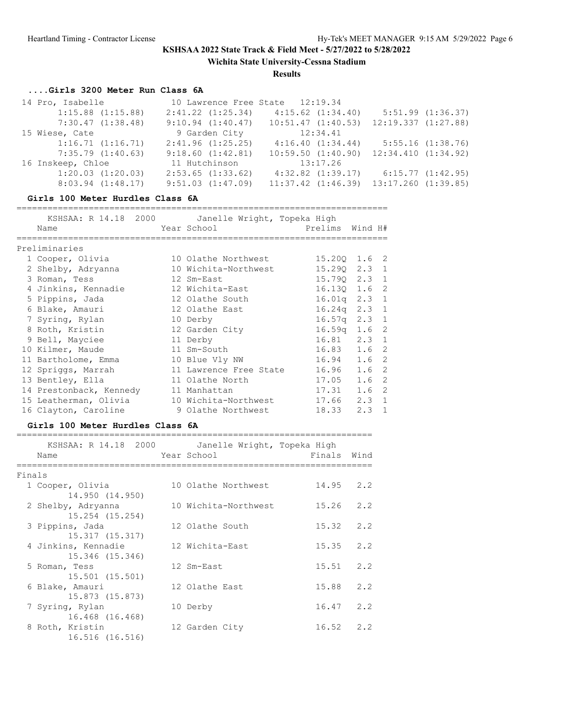## ....Girls 3200 Meter Run Class 6A

| | | | |
|---|---|---|---|
| 14 Pro, Isabelle | 10 Lawrence Free State | 12:19.34 | |
| 1:15.88 (1:15.88) | 2:41.22 (1:25.34) | 4:15.62 (1:34.40) | 5:51.99 (1:36.37) |
| 7:30.47 (1:38.48) | 9:10.94 (1:40.47) | 10:51.47 (1:40.53) | 12:19.337 (1:27.88) |
| 15 Wiese, Cate | 9 Garden City | 12:34.41 | |
| 1:16.71 (1:16.71) | 2:41.96 (1:25.25) | 4:16.40 (1:34.44) | 5:55.16 (1:38.76) |
| 7:35.79 (1:40.63) | 9:18.60 (1:42.81) | 10:59.50 (1:40.90) | 12:34.410 (1:34.92) |
| 16 Inskeep, Chloe | 11 Hutchinson | 13:17.26 | |
| 1:20.03 (1:20.03) | 2:53.65 (1:33.62) | 4:32.82 (1:39.17) | 6:15.77 (1:42.95) |
| 8:03.94 (1:48.17) | 9:51.03 (1:47.09) | 11:37.42 (1:46.39) | 13:17.260 (1:39.85) |

## Girls 100 Meter Hurdles Class 6A

KSHSAA: R 14.18 2000 Janelle Wright, Topeka High

Preliminaries

| Name | Year | School | Prelims | Wind | H# |
|---|---|---|---|---|---|
| 1 Cooper, Olivia | 10 | Olathe Northwest | 15.20Q | 1.6 | 2 |
| 2 Shelby, Adryanna | 10 | Wichita-Northwest | 15.29Q | 2.3 | 1 |
| 3 Roman, Tess | 12 | Sm-East | 15.79Q | 2.3 | 1 |
| 4 Jinkins, Kennadie | 12 | Wichita-East | 16.13Q | 1.6 | 2 |
| 5 Pippins, Jada | 12 | Olathe South | 16.01q | 2.3 | 1 |
| 6 Blake, Amauri | 12 | Olathe East | 16.24q | 2.3 | 1 |
| 7 Syring, Rylan | 10 | Derby | 16.57q | 2.3 | 1 |
| 8 Roth, Kristin | 12 | Garden City | 16.59q | 1.6 | 2 |
| 9 Bell, Mayciee | 11 | Derby | 16.81 | 2.3 | 1 |
| 10 Kilmer, Maude | 11 | Sm-South | 16.83 | 1.6 | 2 |
| 11 Bartholome, Emma | 10 | Blue Vly NW | 16.94 | 1.6 | 2 |
| 12 Spriggs, Marrah | 11 | Lawrence Free State | 16.96 | 1.6 | 2 |
| 13 Bentley, Ella | 11 | Olathe North | 17.05 | 1.6 | 2 |
| 14 Prestonback, Kennedy | 11 | Manhattan | 17.31 | 1.6 | 2 |
| 15 Leatherman, Olivia | 10 | Wichita-Northwest | 17.66 | 2.3 | 1 |
| 16 Clayton, Caroline | 9 | Olathe Northwest | 18.33 | 2.3 | 1 |

## Girls 100 Meter Hurdles Class 6A

KSHSAA: R 14.18 2000 Janelle Wright, Topeka High

Finals

| Name | Year | School | Finals | Wind |
|---|---|---|---|---|
| 1 Cooper, Olivia | 10 | Olathe Northwest | 14.95 | 2.2 |
| 14.950 (14.950) | | | | |
| 2 Shelby, Adryanna | 10 | Wichita-Northwest | 15.26 | 2.2 |
| 15.254 (15.254) | | | | |
| 3 Pippins, Jada | 12 | Olathe South | 15.32 | 2.2 |
| 15.317 (15.317) | | | | |
| 4 Jinkins, Kennadie | 12 | Wichita-East | 15.35 | 2.2 |
| 15.346 (15.346) | | | | |
| 5 Roman, Tess | 12 | Sm-East | 15.51 | 2.2 |
| 15.501 (15.501) | | | | |
| 6 Blake, Amauri | 12 | Olathe East | 15.88 | 2.2 |
| 15.873 (15.873) | | | | |
| 7 Syring, Rylan | 10 | Derby | 16.47 | 2.2 |
| 16.468 (16.468) | | | | |
| 8 Roth, Kristin | 12 | Garden City | 16.52 | 2.2 |
| 16.516 (16.516) | | | | |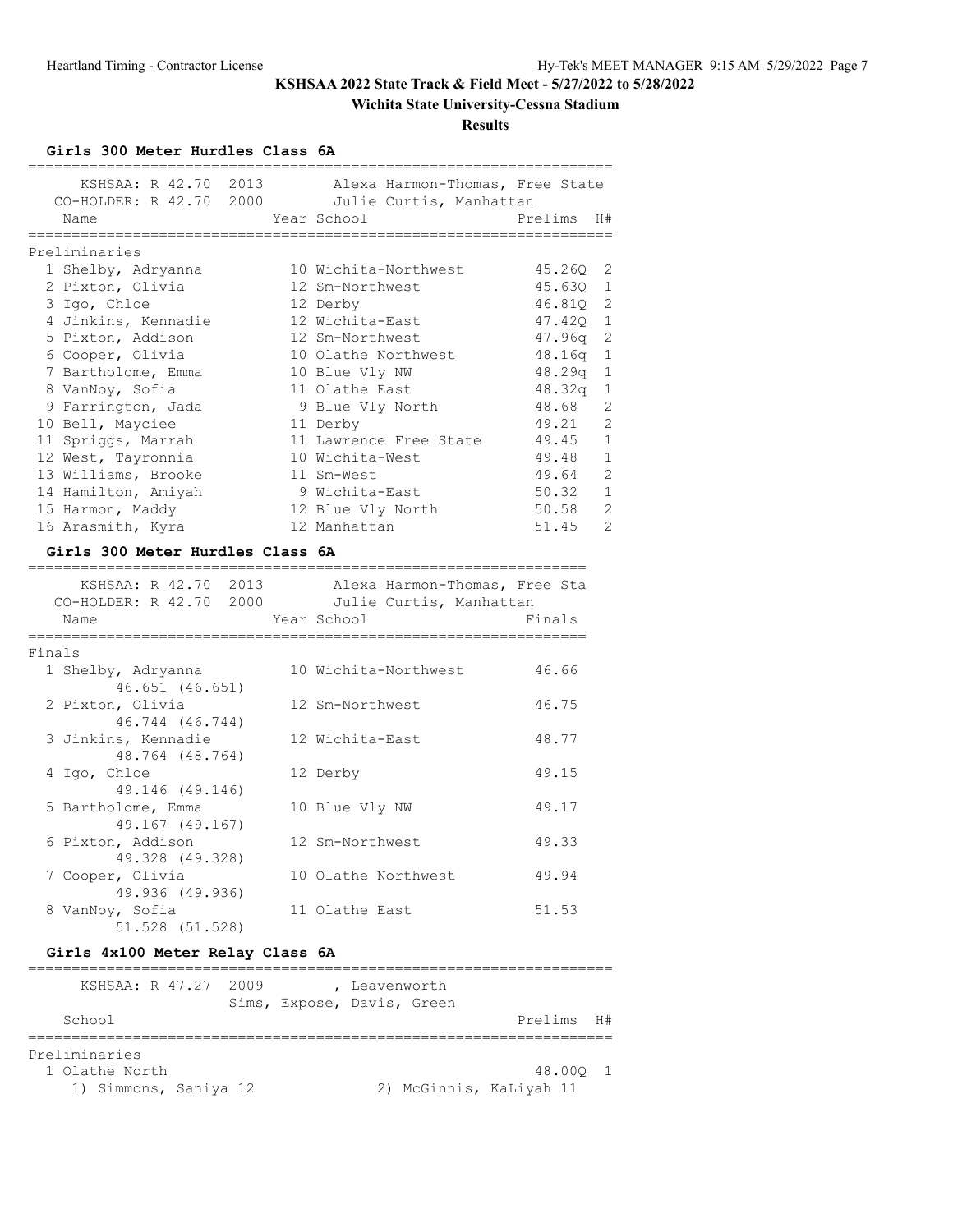**KSHSAA 2022 State Track & Field Meet - 5/27/2022 to 5/28/2022**

**Wichita State University-Cessna Stadium**

**Results**

### Girls 300 Meter Hurdles Class 6A

KSHSAA: R 42.70 2013 Alexa Harmon-Thomas, Free State
CO-HOLDER: R 42.70 2000 Julie Curtis, Manhattan

Preliminaries

| | Name | Year | School | Prelims | H# |
|---|---|---|---|---|---|
| 1 | Shelby, Adryanna | 10 | Wichita-Northwest | 45.26Q | 2 |
| 2 | Pixton, Olivia | 12 | Sm-Northwest | 45.63Q | 1 |
| 3 | Igo, Chloe | 12 | Derby | 46.81Q | 2 |
| 4 | Jinkins, Kennadie | 12 | Wichita-East | 47.42Q | 1 |
| 5 | Pixton, Addison | 12 | Sm-Northwest | 47.96q | 2 |
| 6 | Cooper, Olivia | 10 | Olathe Northwest | 48.16q | 1 |
| 7 | Bartholome, Emma | 10 | Blue Vly NW | 48.29q | 1 |
| 8 | VanNoy, Sofia | 11 | Olathe East | 48.32q | 1 |
| 9 | Farrington, Jada | 9 | Blue Vly North | 48.68 | 2 |
| 10 | Bell, Mayciee | 11 | Derby | 49.21 | 2 |
| 11 | Spriggs, Marrah | 11 | Lawrence Free State | 49.45 | 1 |
| 12 | West, Tayronnia | 10 | Wichita-West | 49.48 | 1 |
| 13 | Williams, Brooke | 11 | Sm-West | 49.64 | 2 |
| 14 | Hamilton, Amiyah | 9 | Wichita-East | 50.32 | 1 |
| 15 | Harmon, Maddy | 12 | Blue Vly North | 50.58 | 2 |
| 16 | Arasmith, Kyra | 12 | Manhattan | 51.45 | 2 |

### Girls 300 Meter Hurdles Class 6A

KSHSAA: R 42.70 2013 Alexa Harmon-Thomas, Free Sta
CO-HOLDER: R 42.70 2000 Julie Curtis, Manhattan

Finals

| | Name | Year | School | Finals |
|---|---|---|---|---|
| 1 | Shelby, Adryanna<br>46.651 (46.651) | 10 | Wichita-Northwest | 46.66 |
| 2 | Pixton, Olivia<br>46.744 (46.744) | 12 | Sm-Northwest | 46.75 |
| 3 | Jinkins, Kennadie<br>48.764 (48.764) | 12 | Wichita-East | 48.77 |
| 4 | Igo, Chloe<br>49.146 (49.146) | 12 | Derby | 49.15 |
| 5 | Bartholome, Emma<br>49.167 (49.167) | 10 | Blue Vly NW | 49.17 |
| 6 | Pixton, Addison<br>49.328 (49.328) | 12 | Sm-Northwest | 49.33 |
| 7 | Cooper, Olivia<br>49.936 (49.936) | 10 | Olathe Northwest | 49.94 |
| 8 | VanNoy, Sofia<br>51.528 (51.528) | 11 | Olathe East | 51.53 |

### Girls 4x100 Meter Relay Class 6A

KSHSAA: R 47.27 2009 , Leavenworth
Sims, Expose, Davis, Green

Preliminaries

| | School | Prelims | H# |
|---|---|---|---|
| 1 | Olathe North | 48.00Q | 1 |

1) Simmons, Saniya 12 2) McGinnis, KaLiyah 11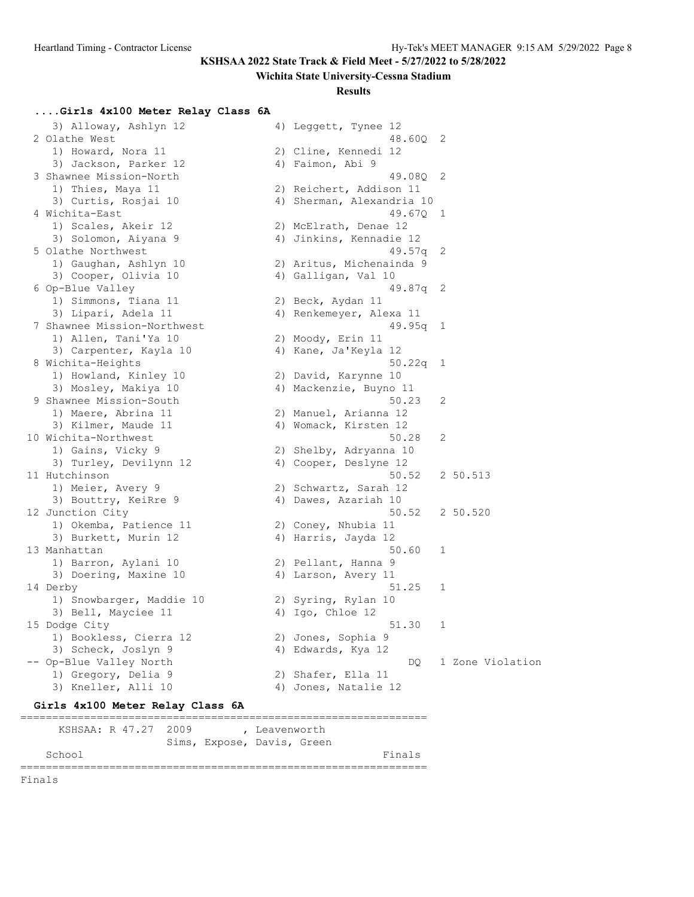**KSHSAA 2022 State Track & Field Meet - 5/27/2022 to 5/28/2022**

**Wichita State University-Cessna Stadium**

**Results**

### ....Girls 4x100 Meter Relay Class 6A

```
    3) Alloway, Ashlyn 12              4) Leggett, Tynee 12
  2 Olathe West                                     48.60Q  2
    1) Howard, Nora 11                 2) Cline, Kennedi 12
    3) Jackson, Parker 12              4) Faimon, Abi 9
  3 Shawnee Mission-North                           49.08Q  2
    1) Thies, Maya 11                  2) Reichert, Addison 11
    3) Curtis, Rosjai 10               4) Sherman, Alexandria 10
  4 Wichita-East                                    49.67Q  1
    1) Scales, Akeir 12                2) McElrath, Denae 12
    3) Solomon, Aiyana 9               4) Jinkins, Kennadie 12
  5 Olathe Northwest                                49.57q  2
    1) Gaughan, Ashlyn 10              2) Aritus, Michenainda 9
    3) Cooper, Olivia 10               4) Galligan, Val 10
  6 Op-Blue Valley                                  49.87q  2
    1) Simmons, Tiana 11               2) Beck, Aydan 11
    3) Lipari, Adela 11                4) Renkemeyer, Alexa 11
  7 Shawnee Mission-Northwest                       49.95q  1
    1) Allen, Tani'Ya 10               2) Moody, Erin 11
    3) Carpenter, Kayla 10             4) Kane, Ja'Keyla 12
  8 Wichita-Heights                                 50.22q  1
    1) Howland, Kinley 10              2) David, Karynne 10
    3) Mosley, Makiya 10               4) Mackenzie, Buyno 11
  9 Shawnee Mission-South                           50.23   2
    1) Maere, Abrina 11                2) Manuel, Arianna 12
    3) Kilmer, Maude 11                4) Womack, Kirsten 12
 10 Wichita-Northwest                               50.28   2
    1) Gains, Vicky 9                  2) Shelby, Adryanna 10
    3) Turley, Devilynn 12             4) Cooper, Deslyne 12
 11 Hutchinson                                      50.52   2 50.513
    1) Meier, Avery 9                  2) Schwartz, Sarah 12
    3) Bouttry, KeiRre 9               4) Dawes, Azariah 10
 12 Junction City                                   50.52   2 50.520
    1) Okemba, Patience 11             2) Coney, Nhubia 11
    3) Burkett, Murin 12               4) Harris, Jayda 12
 13 Manhattan                                       50.60   1
    1) Barron, Aylani 10               2) Pellant, Hanna 9
    3) Doering, Maxine 10              4) Larson, Avery 11
 14 Derby                                           51.25   1
    1) Snowbarger, Maddie 10           2) Syring, Rylan 10
    3) Bell, Mayciee 11                4) Igo, Chloe 12
 15 Dodge City                                      51.30   1
    1) Bookless, Cierra 12             2) Jones, Sophia 9
    3) Scheck, Joslyn 9                4) Edwards, Kya 12
 -- Op-Blue Valley North                               DQ   1 Zone Violation
    1) Gregory, Delia 9                2) Shafer, Ella 11
    3) Kneller, Alli 10                4) Jones, Natalie 12
```

### Girls 4x100 Meter Relay Class 6A

```
================================================================
     KSHSAA: R 47.27  2009        , Leavenworth
                   Sims, Expose, Davis, Green
    School                                              Finals
================================================================
Finals
```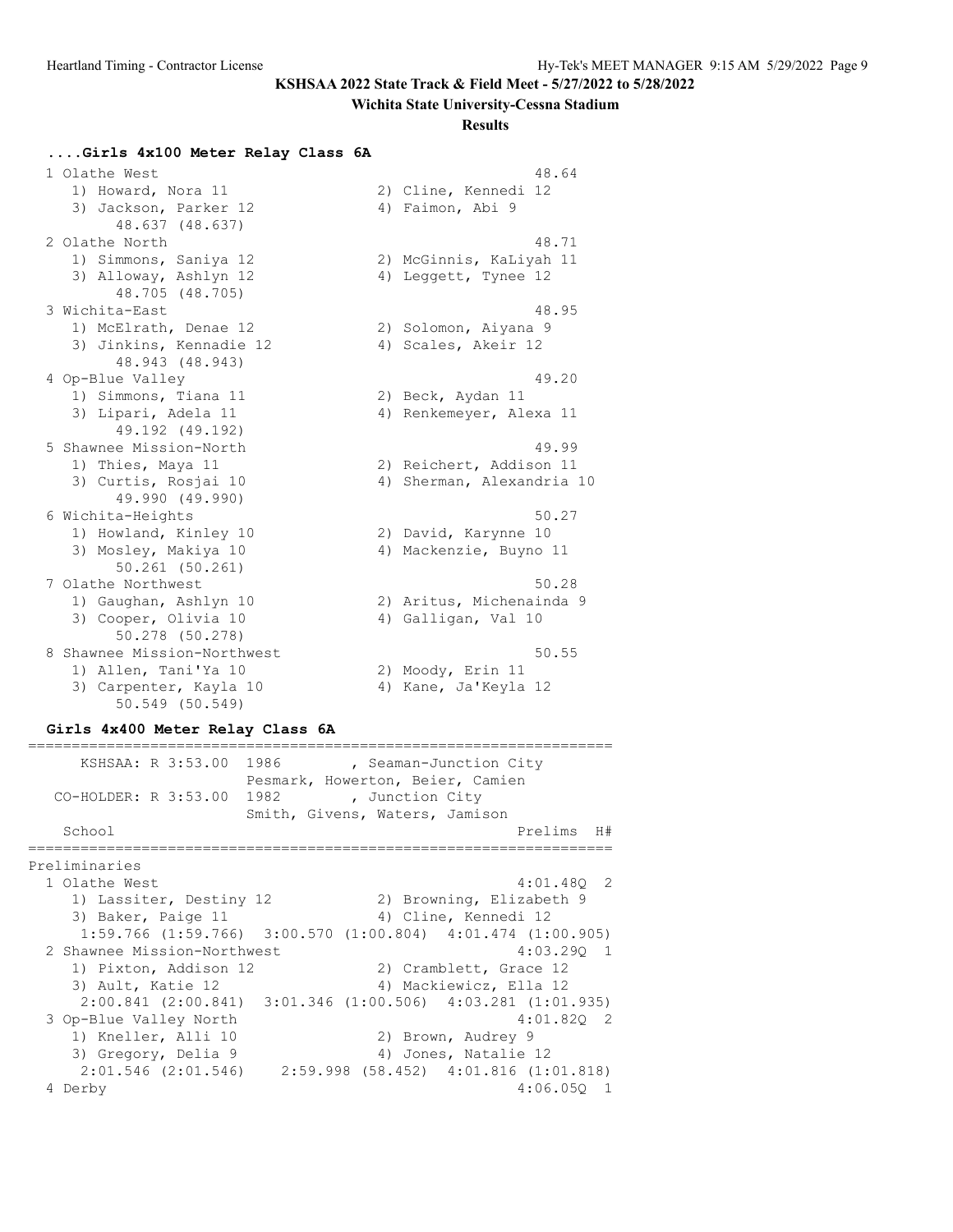## KSHSAA 2022 State Track & Field Meet - 5/27/2022 to 5/28/2022

**Wichita State University-Cessna Stadium**

**Results**

### ....Girls 4x100 Meter Relay Class 6A

```
 1 Olathe West                                           48.64
    1) Howard, Nora 11                2) Cline, Kennedi 12
    3) Jackson, Parker 12             4) Faimon, Abi 9
         48.637 (48.637)
 2 Olathe North                                          48.71
    1) Simmons, Saniya 12             2) McGinnis, KaLiyah 11
    3) Alloway, Ashlyn 12             4) Leggett, Tynee 12
         48.705 (48.705)
 3 Wichita-East                                          48.95
    1) McElrath, Denae 12             2) Solomon, Aiyana 9
    3) Jinkins, Kennadie 12           4) Scales, Akeir 12
         48.943 (48.943)
 4 Op-Blue Valley                                        49.20
    1) Simmons, Tiana 11              2) Beck, Aydan 11
    3) Lipari, Adela 11               4) Renkemeyer, Alexa 11
         49.192 (49.192)
 5 Shawnee Mission-North                                 49.99
    1) Thies, Maya 11                 2) Reichert, Addison 11
    3) Curtis, Rosjai 10              4) Sherman, Alexandria 10
         49.990 (49.990)
 6 Wichita-Heights                                       50.27
    1) Howland, Kinley 10             2) David, Karynne 10
    3) Mosley, Makiya 10              4) Mackenzie, Buyno 11
         50.261 (50.261)
 7 Olathe Northwest                                      50.28
    1) Gaughan, Ashlyn 10             2) Aritus, Michenainda 9
    3) Cooper, Olivia 10              4) Galligan, Val 10
         50.278 (50.278)
 8 Shawnee Mission-Northwest                             50.55
    1) Allen, Tani'Ya 10              2) Moody, Erin 11
    3) Carpenter, Kayla 10            4) Kane, Ja'Keyla 12
         50.549 (50.549)
```

### Girls 4x400 Meter Relay Class 6A

```
===================================================================
      KSHSAA: R 3:53.00  1986        , Seaman-Junction City
                         Pesmark, Howerton, Beier, Camien
   CO-HOLDER: R 3:53.00  1982        , Junction City
                         Smith, Givens, Waters, Jamison
    School                                           Prelims  H#
===================================================================
Preliminaries
  1 Olathe West                                        4:01.48Q  2
     1) Lassiter, Destiny 12           2) Browning, Elizabeth 9
     3) Baker, Paige 11                4) Cline, Kennedi 12
      1:59.766 (1:59.766)  3:00.570 (1:00.804)  4:01.474 (1:00.905)
  2 Shawnee Mission-Northwest                          4:03.29Q  1
     1) Pixton, Addison 12             2) Cramblett, Grace 12
     3) Ault, Katie 12                 4) Mackiewicz, Ella 12
      2:00.841 (2:00.841)  3:01.346 (1:00.506)  4:03.281 (1:01.935)
  3 Op-Blue Valley North                               4:01.82Q  2
     1) Kneller, Alli 10               2) Brown, Audrey 9
     3) Gregory, Delia 9               4) Jones, Natalie 12
      2:01.546 (2:01.546)    2:59.998 (58.452)  4:01.816 (1:01.818)
  4 Derby                                              4:06.05Q  1
```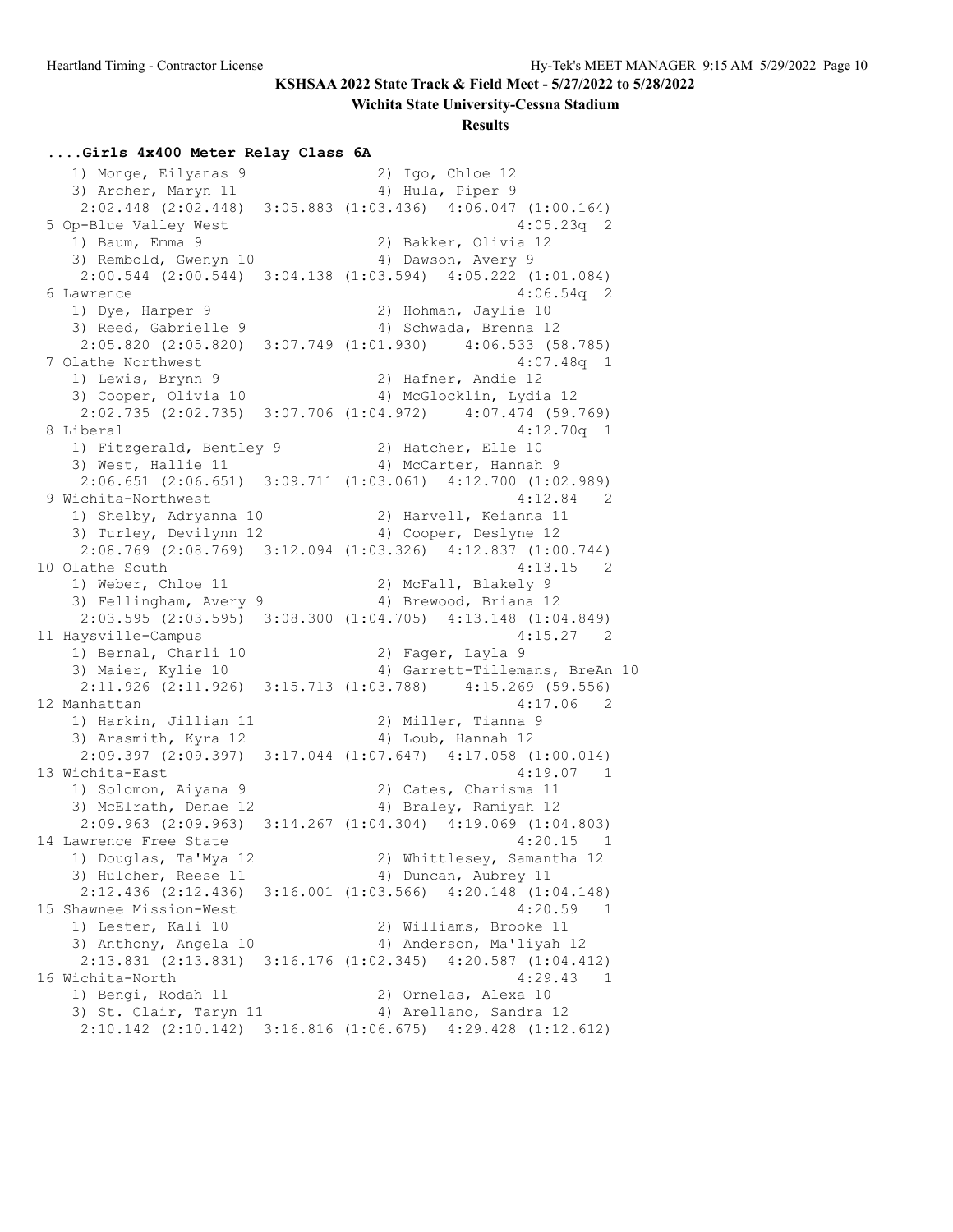**KSHSAA 2022 State Track & Field Meet - 5/27/2022 to 5/28/2022**

**Wichita State University-Cessna Stadium**

**Results**

**....Girls 4x400 Meter Relay Class 6A**

```
   1) Monge, Eilyanas 9               2) Igo, Chloe 12
   3) Archer, Maryn 11                4) Hula, Piper 9
    2:02.448 (2:02.448)  3:05.883 (1:03.436)  4:06.047 (1:00.164)
 5 Op-Blue Valley West                                 4:05.23q  2
   1) Baum, Emma 9                    2) Bakker, Olivia 12
   3) Rembold, Gwenyn 10              4) Dawson, Avery 9
    2:00.544 (2:00.544)  3:04.138 (1:03.594)  4:05.222 (1:01.084)
 6 Lawrence                                            4:06.54q  2
   1) Dye, Harper 9                   2) Hohman, Jaylie 10
   3) Reed, Gabrielle 9               4) Schwada, Brenna 12
    2:05.820 (2:05.820)  3:07.749 (1:01.930)    4:06.533 (58.785)
 7 Olathe Northwest                                    4:07.48q  1
   1) Lewis, Brynn 9                  2) Hafner, Andie 12
   3) Cooper, Olivia 10               4) McGlocklin, Lydia 12
    2:02.735 (2:02.735)  3:07.706 (1:04.972)    4:07.474 (59.769)
 8 Liberal                                             4:12.70q  1
   1) Fitzgerald, Bentley 9           2) Hatcher, Elle 10
   3) West, Hallie 11                 4) McCarter, Hannah 9
    2:06.651 (2:06.651)  3:09.711 (1:03.061)  4:12.700 (1:02.989)
 9 Wichita-Northwest                                   4:12.84   2
   1) Shelby, Adryanna 10             2) Harvell, Keianna 11
   3) Turley, Devilynn 12             4) Cooper, Deslyne 12
    2:08.769 (2:08.769)  3:12.094 (1:03.326)  4:12.837 (1:00.744)
10 Olathe South                                        4:13.15   2
   1) Weber, Chloe 11                 2) McFall, Blakely 9
   3) Fellingham, Avery 9             4) Brewood, Briana 12
    2:03.595 (2:03.595)  3:08.300 (1:04.705)  4:13.148 (1:04.849)
11 Haysville-Campus                                    4:15.27   2
   1) Bernal, Charli 10               2) Fager, Layla 9
   3) Maier, Kylie 10                 4) Garrett-Tillemans, BreAn 10
    2:11.926 (2:11.926)  3:15.713 (1:03.788)    4:15.269 (59.556)
12 Manhattan                                           4:17.06   2
   1) Harkin, Jillian 11              2) Miller, Tianna 9
   3) Arasmith, Kyra 12               4) Loub, Hannah 12
    2:09.397 (2:09.397)  3:17.044 (1:07.647)  4:17.058 (1:00.014)
13 Wichita-East                                        4:19.07   1
   1) Solomon, Aiyana 9               2) Cates, Charisma 11
   3) McElrath, Denae 12              4) Braley, Ramiyah 12
    2:09.963 (2:09.963)  3:14.267 (1:04.304)  4:19.069 (1:04.803)
14 Lawrence Free State                                 4:20.15   1
   1) Douglas, Ta'Mya 12              2) Whittlesey, Samantha 12
   3) Hulcher, Reese 11               4) Duncan, Aubrey 11
    2:12.436 (2:12.436)  3:16.001 (1:03.566)  4:20.148 (1:04.148)
15 Shawnee Mission-West                                4:20.59   1
   1) Lester, Kali 10                 2) Williams, Brooke 11
   3) Anthony, Angela 10              4) Anderson, Ma'liyah 12
    2:13.831 (2:13.831)  3:16.176 (1:02.345)  4:20.587 (1:04.412)
16 Wichita-North                                       4:29.43   1
   1) Bengi, Rodah 11                 2) Ornelas, Alexa 10
   3) St. Clair, Taryn 11             4) Arellano, Sandra 12
    2:10.142 (2:10.142)  3:16.816 (1:06.675)  4:29.428 (1:12.612)
```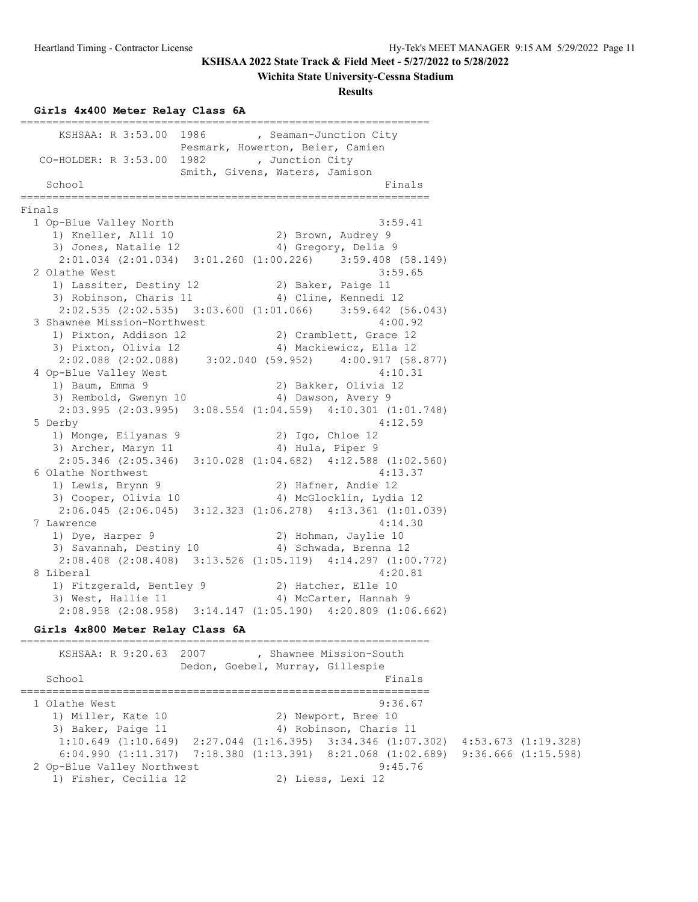**KSHSAA 2022 State Track & Field Meet - 5/27/2022 to 5/28/2022**

**Wichita State University-Cessna Stadium**

**Results**

### Girls 4x400 Meter Relay Class 6A

```
================================================================
      KSHSAA: R 3:53.00  1986        , Seaman-Junction City
                       Pesmark, Howerton, Beier, Camien
   CO-HOLDER: R 3:53.00  1982        , Junction City
                       Smith, Givens, Waters, Jamison
    School                                               Finals
================================================================
Finals
  1 Op-Blue Valley North                                3:59.41
     1) Kneller, Alli 10               2) Brown, Audrey 9
     3) Jones, Natalie 12              4) Gregory, Delia 9
       2:01.034 (2:01.034)  3:01.260 (1:00.226)    3:59.408 (58.149)
  2 Olathe West                                         3:59.65
     1) Lassiter, Destiny 12           2) Baker, Paige 11
     3) Robinson, Charis 11            4) Cline, Kennedi 12
       2:02.535 (2:02.535)  3:03.600 (1:01.066)    3:59.642 (56.043)
  3 Shawnee Mission-Northwest                           4:00.92
     1) Pixton, Addison 12             2) Cramblett, Grace 12
     3) Pixton, Olivia 12              4) Mackiewicz, Ella 12
       2:02.088 (2:02.088)    3:02.040 (59.952)    4:00.917 (58.877)
  4 Op-Blue Valley West                                 4:10.31
     1) Baum, Emma 9                   2) Bakker, Olivia 12
     3) Rembold, Gwenyn 10             4) Dawson, Avery 9
       2:03.995 (2:03.995)  3:08.554 (1:04.559)  4:10.301 (1:01.748)
  5 Derby                                               4:12.59
     1) Monge, Eilyanas 9              2) Igo, Chloe 12
     3) Archer, Maryn 11               4) Hula, Piper 9
       2:05.346 (2:05.346)  3:10.028 (1:04.682)  4:12.588 (1:02.560)
  6 Olathe Northwest                                    4:13.37
     1) Lewis, Brynn 9                 2) Hafner, Andie 12
     3) Cooper, Olivia 10              4) McGlocklin, Lydia 12
       2:06.045 (2:06.045)  3:12.323 (1:06.278)  4:13.361 (1:01.039)
  7 Lawrence                                            4:14.30
     1) Dye, Harper 9                  2) Hohman, Jaylie 10
     3) Savannah, Destiny 10           4) Schwada, Brenna 12
       2:08.408 (2:08.408)  3:13.526 (1:05.119)  4:14.297 (1:00.772)
  8 Liberal                                             4:20.81
     1) Fitzgerald, Bentley 9          2) Hatcher, Elle 10
     3) West, Hallie 11                4) McCarter, Hannah 9
       2:08.958 (2:08.958)  3:14.147 (1:05.190)  4:20.809 (1:06.662)
```

### Girls 4x800 Meter Relay Class 6A

```
================================================================
      KSHSAA: R 9:20.63  2007        , Shawnee Mission-South
                       Dedon, Goebel, Murray, Gillespie
    School                                               Finals
================================================================
  1 Olathe West                                         9:36.67
     1) Miller, Kate 10                2) Newport, Bree 10
     3) Baker, Paige 11                4) Robinson, Charis 11
       1:10.649 (1:10.649)  2:27.044 (1:16.395)  3:34.346 (1:07.302)  4:53.673 (1:19.328)
       6:04.990 (1:11.317)  7:18.380 (1:13.391)  8:21.068 (1:02.689)  9:36.666 (1:15.598)
  2 Op-Blue Valley Northwest                            9:45.76
     1) Fisher, Cecilia 12             2) Liess, Lexi 12
```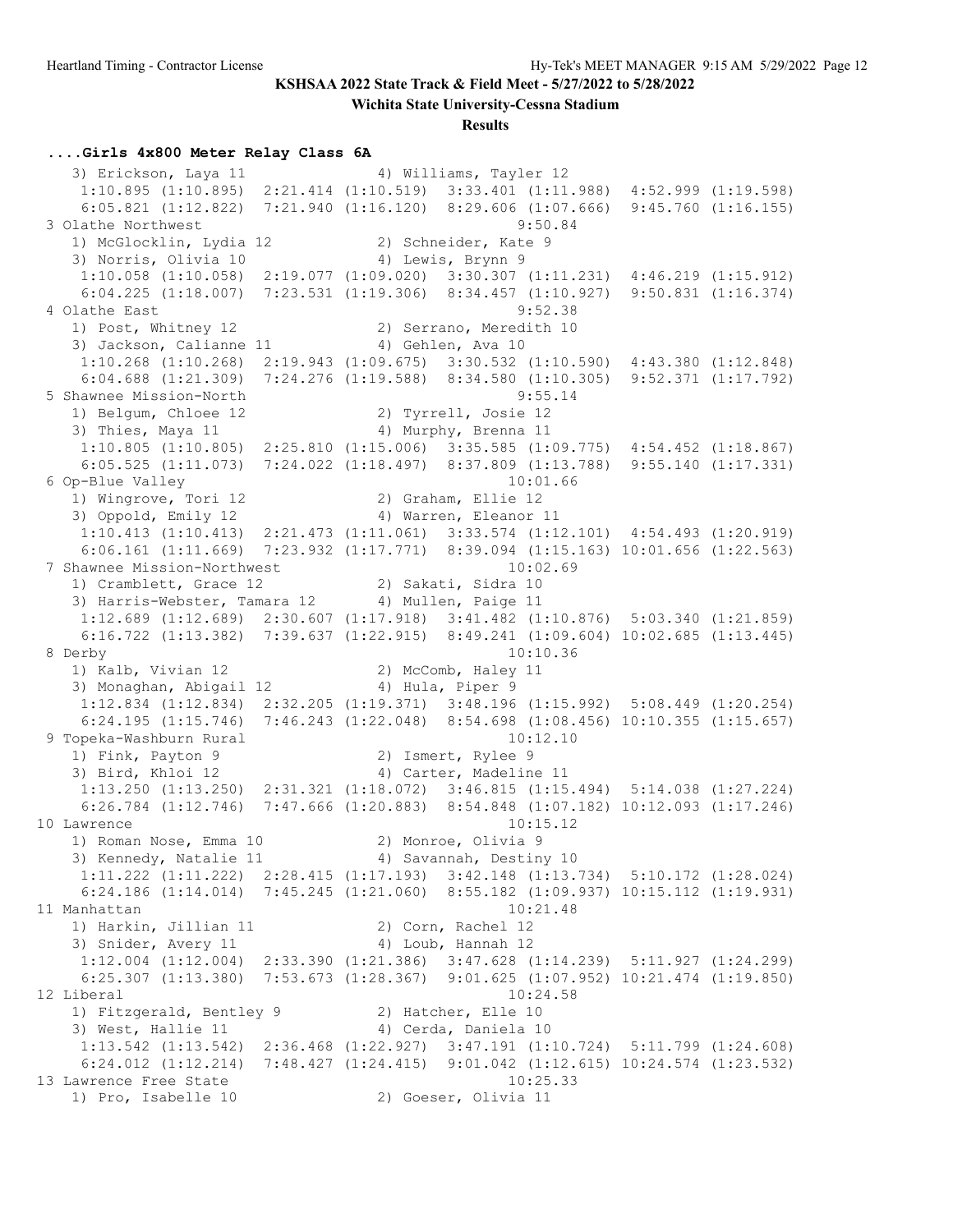KSHSAA 2022 State Track & Field Meet - 5/27/2022 to 5/28/2022

Wichita State University-Cessna Stadium

Results

### ....Girls 4x800 Meter Relay Class 6A

```
   3) Erickson, Laya 11              4) Williams, Tayler 12
     1:10.895 (1:10.895)  2:21.414 (1:10.519)  3:33.401 (1:11.988)  4:52.999 (1:19.598)
     6:05.821 (1:12.822)  7:21.940 (1:16.120)  8:29.606 (1:07.666)  9:45.760 (1:16.155)
 3 Olathe Northwest                                      9:50.84
   1) McGlocklin, Lydia 12           2) Schneider, Kate 9
   3) Norris, Olivia 10              4) Lewis, Brynn 9
     1:10.058 (1:10.058)  2:19.077 (1:09.020)  3:30.307 (1:11.231)  4:46.219 (1:15.912)
     6:04.225 (1:18.007)  7:23.531 (1:19.306)  8:34.457 (1:10.927)  9:50.831 (1:16.374)
 4 Olathe East                                           9:52.38
   1) Post, Whitney 12               2) Serrano, Meredith 10
   3) Jackson, Calianne 11           4) Gehlen, Ava 10
     1:10.268 (1:10.268)  2:19.943 (1:09.675)  3:30.532 (1:10.590)  4:43.380 (1:12.848)
     6:04.688 (1:21.309)  7:24.276 (1:19.588)  8:34.580 (1:10.305)  9:52.371 (1:17.792)
 5 Shawnee Mission-North                                 9:55.14
   1) Belgum, Chloee 12              2) Tyrrell, Josie 12
   3) Thies, Maya 11                 4) Murphy, Brenna 11
     1:10.805 (1:10.805)  2:25.810 (1:15.006)  3:35.585 (1:09.775)  4:54.452 (1:18.867)
     6:05.525 (1:11.073)  7:24.022 (1:18.497)  8:37.809 (1:13.788)  9:55.140 (1:17.331)
 6 Op-Blue Valley                                       10:01.66
   1) Wingrove, Tori 12              2) Graham, Ellie 12
   3) Oppold, Emily 12               4) Warren, Eleanor 11
     1:10.413 (1:10.413)  2:21.473 (1:11.061)  3:33.574 (1:12.101)  4:54.493 (1:20.919)
     6:06.161 (1:11.669)  7:23.932 (1:17.771)  8:39.094 (1:15.163) 10:01.656 (1:22.563)
 7 Shawnee Mission-Northwest                            10:02.69
   1) Cramblett, Grace 12            2) Sakati, Sidra 10
   3) Harris-Webster, Tamara 12      4) Mullen, Paige 11
     1:12.689 (1:12.689)  2:30.607 (1:17.918)  3:41.482 (1:10.876)  5:03.340 (1:21.859)
     6:16.722 (1:13.382)  7:39.637 (1:22.915)  8:49.241 (1:09.604) 10:02.685 (1:13.445)
 8 Derby                                                10:10.36
   1) Kalb, Vivian 12                2) McComb, Haley 11
   3) Monaghan, Abigail 12           4) Hula, Piper 9
     1:12.834 (1:12.834)  2:32.205 (1:19.371)  3:48.196 (1:15.992)  5:08.449 (1:20.254)
     6:24.195 (1:15.746)  7:46.243 (1:22.048)  8:54.698 (1:08.456) 10:10.355 (1:15.657)
 9 Topeka-Washburn Rural                                10:12.10
   1) Fink, Payton 9                 2) Ismert, Rylee 9
   3) Bird, Khloi 12                 4) Carter, Madeline 11
     1:13.250 (1:13.250)  2:31.321 (1:18.072)  3:46.815 (1:15.494)  5:14.038 (1:27.224)
     6:26.784 (1:12.746)  7:47.666 (1:20.883)  8:54.848 (1:07.182) 10:12.093 (1:17.246)
10 Lawrence                                             10:15.12
   1) Roman Nose, Emma 10            2) Monroe, Olivia 9
   3) Kennedy, Natalie 11            4) Savannah, Destiny 10
     1:11.222 (1:11.222)  2:28.415 (1:17.193)  3:42.148 (1:13.734)  5:10.172 (1:28.024)
     6:24.186 (1:14.014)  7:45.245 (1:21.060)  8:55.182 (1:09.937) 10:15.112 (1:19.931)
11 Manhattan                                            10:21.48
   1) Harkin, Jillian 11             2) Corn, Rachel 12
   3) Snider, Avery 11               4) Loub, Hannah 12
     1:12.004 (1:12.004)  2:33.390 (1:21.386)  3:47.628 (1:14.239)  5:11.927 (1:24.299)
     6:25.307 (1:13.380)  7:53.673 (1:28.367)  9:01.625 (1:07.952) 10:21.474 (1:19.850)
12 Liberal                                              10:24.58
   1) Fitzgerald, Bentley 9          2) Hatcher, Elle 10
   3) West, Hallie 11                4) Cerda, Daniela 10
     1:13.542 (1:13.542)  2:36.468 (1:22.927)  3:47.191 (1:10.724)  5:11.799 (1:24.608)
     6:24.012 (1:12.214)  7:48.427 (1:24.415)  9:01.042 (1:12.615) 10:24.574 (1:23.532)
13 Lawrence Free State                                  10:25.33
   1) Pro, Isabelle 10               2) Goeser, Olivia 11
```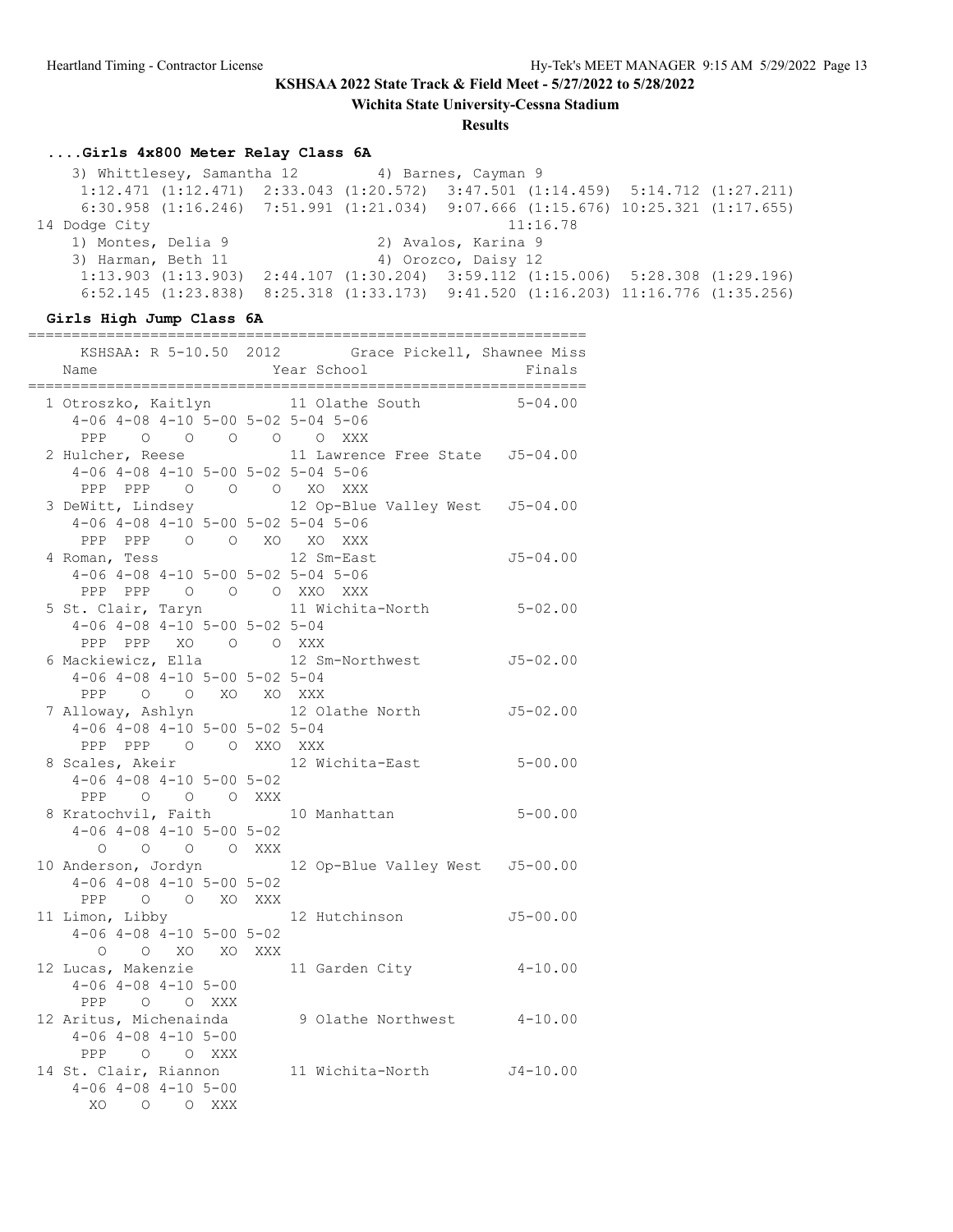**KSHSAA 2022 State Track & Field Meet - 5/27/2022 to 5/28/2022**

**Wichita State University-Cessna Stadium**

**Results**

### ....Girls 4x800 Meter Relay Class 6A

```
    3) Whittlesey, Samantha 12         4) Barnes, Cayman 9
     1:12.471 (1:12.471)  2:33.043 (1:20.572)  3:47.501 (1:14.459)  5:14.712 (1:27.211)
     6:30.958 (1:16.246)  7:51.991 (1:21.034)  9:07.666 (1:15.676) 10:25.321 (1:17.655)
 14 Dodge City                                            11:16.78
    1) Montes, Delia 9                 2) Avalos, Karina 9
    3) Harman, Beth 11                 4) Orozco, Daisy 12
     1:13.903 (1:13.903)  2:44.107 (1:30.204)  3:59.112 (1:15.006)  5:28.308 (1:29.196)
     6:52.145 (1:23.838)  8:25.318 (1:33.173)  9:41.520 (1:16.203) 11:16.776 (1:35.256)
```

### Girls High Jump Class 6A

```
================================================================
     KSHSAA: R 5-10.50  2012        Grace Pickell, Shawnee Miss
    Name                    Year School                  Finals
================================================================
  1 Otroszko, Kaitlyn         11 Olathe South            5-04.00
     4-06 4-08 4-10 5-00 5-02 5-04 5-06
      PPP    O    O    O    O    O  XXX
  2 Hulcher, Reese            11 Lawrence Free State    J5-04.00
     4-06 4-08 4-10 5-00 5-02 5-04 5-06
      PPP  PPP    O    O    O   XO  XXX
  3 DeWitt, Lindsey           12 Op-Blue Valley West    J5-04.00
     4-06 4-08 4-10 5-00 5-02 5-04 5-06
      PPP  PPP    O    O   XO   XO  XXX
  4 Roman, Tess               12 Sm-East                J5-04.00
     4-06 4-08 4-10 5-00 5-02 5-04 5-06
      PPP  PPP    O    O    O  XXO  XXX
  5 St. Clair, Taryn          11 Wichita-North           5-02.00
     4-06 4-08 4-10 5-00 5-02 5-04
      PPP  PPP   XO    O    O  XXX
  6 Mackiewicz, Ella          12 Sm-Northwest           J5-02.00
     4-06 4-08 4-10 5-00 5-02 5-04
      PPP    O    O   XO   XO  XXX
  7 Alloway, Ashlyn           12 Olathe North           J5-02.00
     4-06 4-08 4-10 5-00 5-02 5-04
      PPP  PPP    O    O  XXO  XXX
  8 Scales, Akeir             12 Wichita-East            5-00.00
     4-06 4-08 4-10 5-00 5-02
      PPP    O    O    O  XXX
  8 Kratochvil, Faith         10 Manhattan               5-00.00
     4-06 4-08 4-10 5-00 5-02
        O    O    O    O  XXX
 10 Anderson, Jordyn          12 Op-Blue Valley West    J5-00.00
     4-06 4-08 4-10 5-00 5-02
      PPP    O    O   XO  XXX
 11 Limon, Libby              12 Hutchinson             J5-00.00
     4-06 4-08 4-10 5-00 5-02
        O    O   XO   XO  XXX
 12 Lucas, Makenzie           11 Garden City             4-10.00
     4-06 4-08 4-10 5-00
      PPP    O    O  XXX
 12 Aritus, Michenainda        9 Olathe Northwest        4-10.00
     4-06 4-08 4-10 5-00
      PPP    O    O  XXX
 14 St. Clair, Riannon        11 Wichita-North          J4-10.00
     4-06 4-08 4-10 5-00
       XO    O    O  XXX
```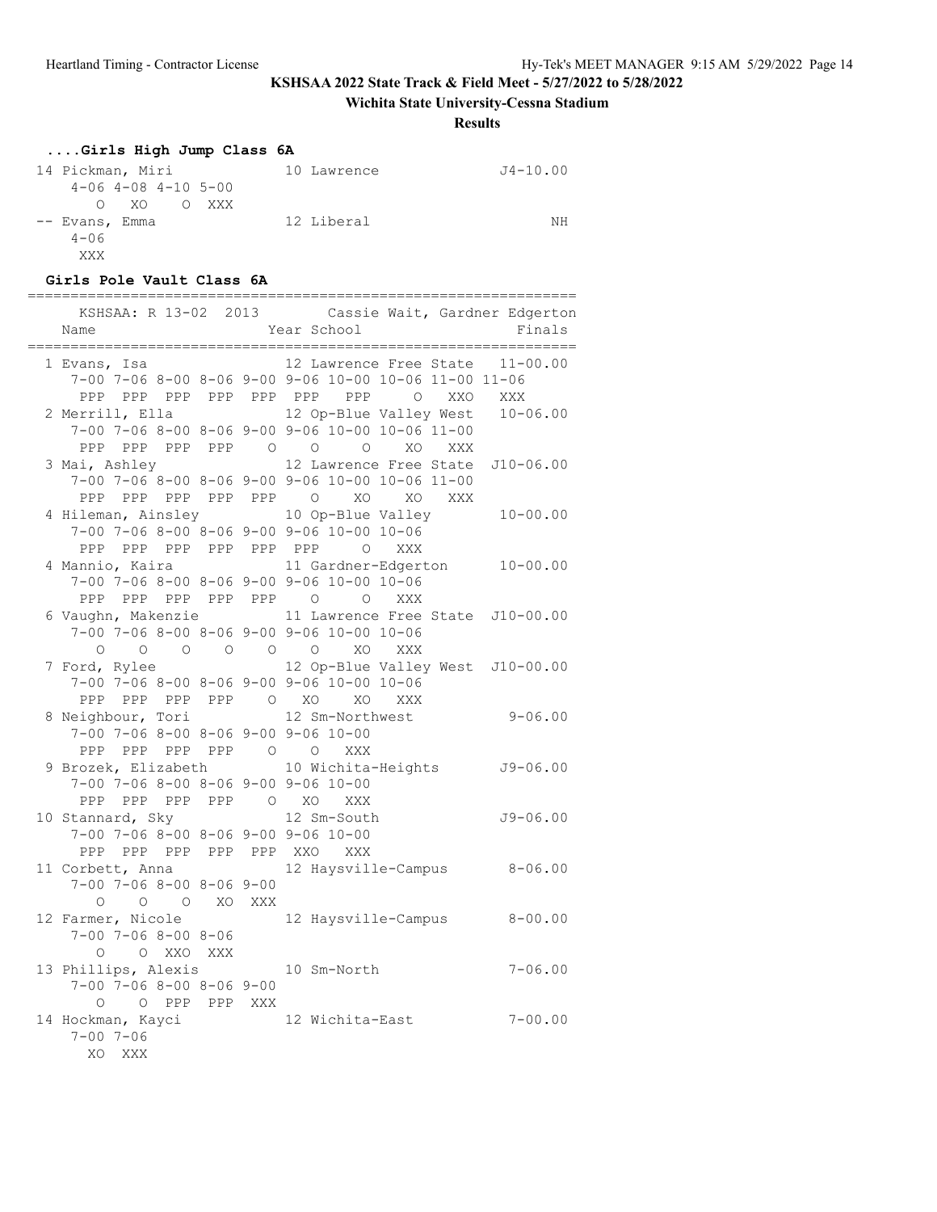## KSHSAA 2022 State Track & Field Meet - 5/27/2022 to 5/28/2022

### Wichita State University-Cessna Stadium

**Results**

### ....Girls High Jump Class 6A

```
 14 Pickman, Miri              10 Lawrence               J4-10.00
     4-06 4-08 4-10 5-00
       O   XO    O  XXX
 -- Evans, Emma                12 Liberal                      NH
     4-06
      XXX
```

### Girls Pole Vault Class 6A

```
================================================================
      KSHSAA: R 13-02  2013        Cassie Wait, Gardner Edgerton
    Name                    Year School                   Finals
================================================================
  1 Evans, Isa                 12 Lawrence Free State   11-00.00
     7-00 7-06 8-00 8-06 9-00 9-06 10-00 10-06 11-00 11-06
      PPP  PPP  PPP  PPP  PPP  PPP   PPP     O   XXO   XXX
  2 Merrill, Ella              12 Op-Blue Valley West   10-06.00
     7-00 7-06 8-00 8-06 9-00 9-06 10-00 10-06 11-00
      PPP  PPP  PPP  PPP    O    O     O    XO   XXX
  3 Mai, Ashley                12 Lawrence Free State  J10-06.00
     7-00 7-06 8-00 8-06 9-00 9-06 10-00 10-06 11-00
      PPP  PPP  PPP  PPP  PPP    O    XO    XO   XXX
  4 Hileman, Ainsley           10 Op-Blue Valley        10-00.00
     7-00 7-06 8-00 8-06 9-00 9-06 10-00 10-06
      PPP  PPP  PPP  PPP  PPP  PPP     O   XXX
  4 Mannio, Kaira              11 Gardner-Edgerton      10-00.00
     7-00 7-06 8-00 8-06 9-00 9-06 10-00 10-06
      PPP  PPP  PPP  PPP  PPP    O     O   XXX
  6 Vaughn, Makenzie           11 Lawrence Free State  J10-00.00
     7-00 7-06 8-00 8-06 9-00 9-06 10-00 10-06
        O    O    O    O    O    O    XO   XXX
  7 Ford, Rylee                12 Op-Blue Valley West  J10-00.00
     7-00 7-06 8-00 8-06 9-00 9-06 10-00 10-06
      PPP  PPP  PPP  PPP    O   XO    XO   XXX
  8 Neighbour, Tori            12 Sm-Northwest           9-06.00
     7-00 7-06 8-00 8-06 9-00 9-06 10-00
      PPP  PPP  PPP  PPP    O    O   XXX
  9 Brozek, Elizabeth          10 Wichita-Heights       J9-06.00
     7-00 7-06 8-00 8-06 9-00 9-06 10-00
      PPP  PPP  PPP  PPP    O   XO   XXX
 10 Stannard, Sky              12 Sm-South              J9-06.00
     7-00 7-06 8-00 8-06 9-00 9-06 10-00
      PPP  PPP  PPP  PPP  PPP  XXO   XXX
 11 Corbett, Anna              12 Haysville-Campus       8-06.00
     7-00 7-06 8-00 8-06 9-00
        O    O    O   XO  XXX
 12 Farmer, Nicole             12 Haysville-Campus       8-00.00
     7-00 7-06 8-00 8-06
        O    O  XXO  XXX
 13 Phillips, Alexis           10 Sm-North               7-06.00
     7-00 7-06 8-00 8-06 9-00
        O    O  PPP  PPP  XXX
 14 Hockman, Kayci             12 Wichita-East           7-00.00
     7-00 7-06
       XO  XXX
```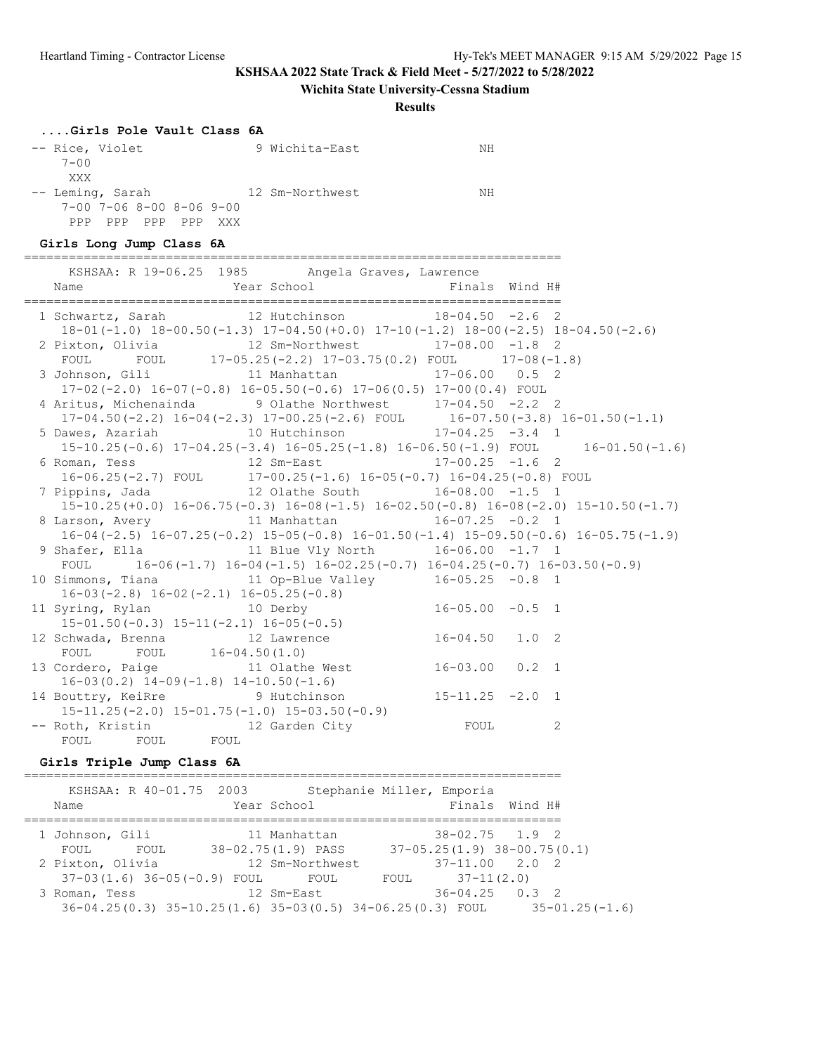**KSHSAA 2022 State Track & Field Meet - 5/27/2022 to 5/28/2022**

**Wichita State University-Cessna Stadium**

**Results**

### ....Girls Pole Vault Class 6A

```
 -- Rice, Violet              9 Wichita-East             NH
    7-00
     XXX
 -- Leming, Sarah            12 Sm-Northwest             NH
    7-00 7-06 8-00 8-06 9-00
     PPP  PPP  PPP  PPP  XXX
```

### Girls Long Jump Class 6A

```
=======================================================================
     KSHSAA: R 19-06.25  1985       Angela Graves, Lawrence
   Name                    Year School                Finals  Wind H#
=======================================================================
  1 Schwartz, Sarah          12 Hutchinson           18-04.50  -2.6  2
     18-01(-1.0) 18-00.50(-1.3) 17-04.50(+0.0) 17-10(-1.2) 18-00(-2.5) 18-04.50(-2.6)
  2 Pixton, Olivia           12 Sm-Northwest         17-08.00  -1.8  2
     FOUL      FOUL      17-05.25(-2.2) 17-03.75(0.2) FOUL      17-08(-1.8)
  3 Johnson, Gili            11 Manhattan            17-06.00   0.5  2
     17-02(-2.0) 16-07(-0.8) 16-05.50(-0.6) 17-06(0.5) 17-00(0.4) FOUL
  4 Aritus, Michenainda       9 Olathe Northwest     17-04.50  -2.2  2
     17-04.50(-2.2) 16-04(-2.3) 17-00.25(-2.6) FOUL      16-07.50(-3.8) 16-01.50(-1.1)
  5 Dawes, Azariah           10 Hutchinson           17-04.25  -3.4  1
     15-10.25(-0.6) 17-04.25(-3.4) 16-05.25(-1.8) 16-06.50(-1.9) FOUL      16-01.50(-1.6)
  6 Roman, Tess              12 Sm-East              17-00.25  -1.6  2
     16-06.25(-2.7) FOUL      17-00.25(-1.6) 16-05(-0.7) 16-04.25(-0.8) FOUL
  7 Pippins, Jada            12 Olathe South         16-08.00  -1.5  1
     15-10.25(+0.0) 16-06.75(-0.3) 16-08(-1.5) 16-02.50(-0.8) 16-08(-2.0) 15-10.50(-1.7)
  8 Larson, Avery            11 Manhattan            16-07.25  -0.2  1
     16-04(-2.5) 16-07.25(-0.2) 15-05(-0.8) 16-01.50(-1.4) 15-09.50(-0.6) 16-05.75(-1.9)
  9 Shafer, Ella             11 Blue Vly North       16-06.00  -1.7  1
     FOUL      16-06(-1.7) 16-04(-1.5) 16-02.25(-0.7) 16-04.25(-0.7) 16-03.50(-0.9)
 10 Simmons, Tiana           11 Op-Blue Valley       16-05.25  -0.8  1
     16-03(-2.8) 16-02(-2.1) 16-05.25(-0.8)
 11 Syring, Rylan            10 Derby                16-05.00  -0.5  1
     15-01.50(-0.3) 15-11(-2.1) 16-05(-0.5)
 12 Schwada, Brenna          12 Lawrence             16-04.50   1.0  2
     FOUL      FOUL      16-04.50(1.0)
 13 Cordero, Paige           11 Olathe West          16-03.00   0.2  1
     16-03(0.2) 14-09(-1.8) 14-10.50(-1.6)
 14 Bouttry, KeiRre           9 Hutchinson           15-11.25  -2.0  1
     15-11.25(-2.0) 15-01.75(-1.0) 15-03.50(-0.9)
 -- Roth, Kristin            12 Garden City              FOUL        2
     FOUL      FOUL      FOUL
```

### Girls Triple Jump Class 6A

```
=======================================================================
     KSHSAA: R 40-01.75  2003       Stephanie Miller, Emporia
   Name                    Year School                Finals  Wind H#
=======================================================================
  1 Johnson, Gili            11 Manhattan            38-02.75   1.9  2
     FOUL      FOUL      38-02.75(1.9) PASS      37-05.25(1.9) 38-00.75(0.1)
  2 Pixton, Olivia           12 Sm-Northwest         37-11.00   2.0  2
     37-03(1.6) 36-05(-0.9) FOUL      FOUL      FOUL      37-11(2.0)
  3 Roman, Tess              12 Sm-East              36-04.25   0.3  2
     36-04.25(0.3) 35-10.25(1.6) 35-03(0.5) 34-06.25(0.3) FOUL      35-01.25(-1.6)
```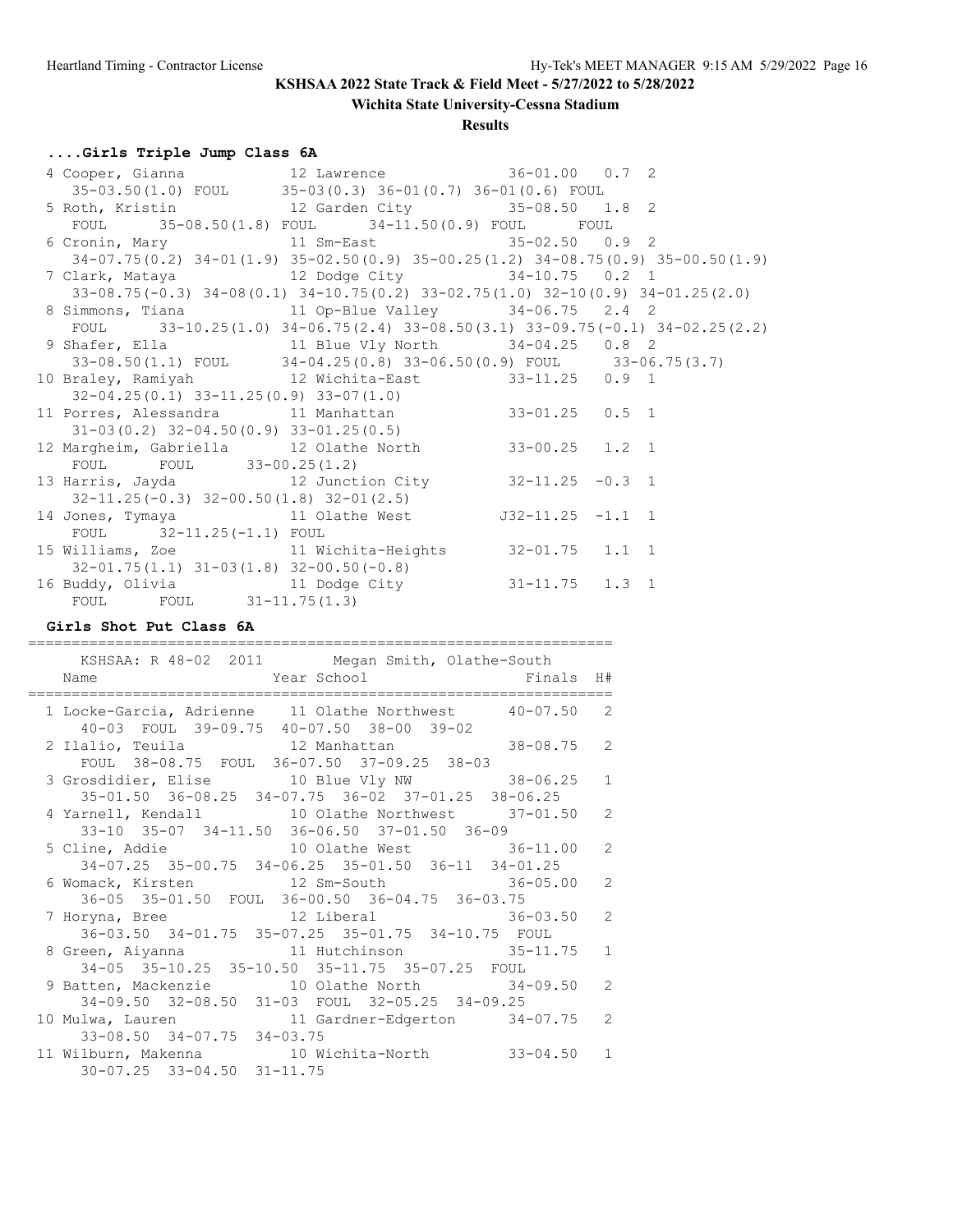**KSHSAA 2022 State Track & Field Meet - 5/27/2022 to 5/28/2022**

**Wichita State University-Cessna Stadium**

**Results**

### ....Girls Triple Jump Class 6A

```
  4 Cooper, Gianna            12 Lawrence               36-01.00   0.7  2
     35-03.50(1.0) FOUL      35-03(0.3) 36-01(0.7) 36-01(0.6) FOUL
  5 Roth, Kristin             12 Garden City            35-08.50   1.8  2
     FOUL      35-08.50(1.8) FOUL      34-11.50(0.9) FOUL      FOUL
  6 Cronin, Mary              11 Sm-East                35-02.50   0.9  2
     34-07.75(0.2) 34-01(1.9) 35-02.50(0.9) 35-00.25(1.2) 34-08.75(0.9) 35-00.50(1.9)
  7 Clark, Mataya             12 Dodge City             34-10.75   0.2  1
     33-08.75(-0.3) 34-08(0.1) 34-10.75(0.2) 33-02.75(1.0) 32-10(0.9) 34-01.25(2.0)
  8 Simmons, Tiana            11 Op-Blue Valley         34-06.75   2.4  2
     FOUL      33-10.25(1.0) 34-06.75(2.4) 33-08.50(3.1) 33-09.75(-0.1) 34-02.25(2.2)
  9 Shafer, Ella              11 Blue Vly North         34-04.25   0.8  2
     33-08.50(1.1) FOUL      34-04.25(0.8) 33-06.50(0.9) FOUL      33-06.75(3.7)
 10 Braley, Ramiyah           12 Wichita-East           33-11.25   0.9  1
     32-04.25(0.1) 33-11.25(0.9) 33-07(1.0)
 11 Porres, Alessandra        11 Manhattan              33-01.25   0.5  1
     31-03(0.2) 32-04.50(0.9) 33-01.25(0.5)
 12 Margheim, Gabriella       12 Olathe North           33-00.25   1.2  1
     FOUL      FOUL      33-00.25(1.2)
 13 Harris, Jayda             12 Junction City          32-11.25  -0.3  1
     32-11.25(-0.3) 32-00.50(1.8) 32-01(2.5)
 14 Jones, Tymaya             11 Olathe West           J32-11.25  -1.1  1
     FOUL      32-11.25(-1.1) FOUL
 15 Williams, Zoe             11 Wichita-Heights        32-01.75   1.1  1
     32-01.75(1.1) 31-03(1.8) 32-00.50(-0.8)
 16 Buddy, Olivia             11 Dodge City             31-11.75   1.3  1
     FOUL      FOUL      31-11.75(1.3)
```

### Girls Shot Put Class 6A

```
===================================================================
    KSHSAA: R 48-02  2011        Megan Smith, Olathe-South
    Name                    Year School                 Finals  H#
===================================================================
  1 Locke-Garcia, Adrienne    11 Olathe Northwest       40-07.50   2
     40-03  FOUL  39-09.75  40-07.50  38-00  39-02
  2 Ilalio, Teuila            12 Manhattan              38-08.75   2
     FOUL  38-08.75  FOUL  36-07.50  37-09.25  38-03
  3 Grosdidier, Elise         10 Blue Vly NW            38-06.25   1
     35-01.50  36-08.25  34-07.75  36-02  37-01.25  38-06.25
  4 Yarnell, Kendall          10 Olathe Northwest       37-01.50   2
     33-10  35-07  34-11.50  36-06.50  37-01.50  36-09
  5 Cline, Addie              10 Olathe West            36-11.00   2
     34-07.25  35-00.75  34-06.25  35-01.50  36-11  34-01.25
  6 Womack, Kirsten           12 Sm-South               36-05.00   2
     36-05  35-01.50  FOUL  36-00.50  36-04.75  36-03.75
  7 Horyna, Bree              12 Liberal                36-03.50   2
     36-03.50  34-01.75  35-07.25  35-01.75  34-10.75  FOUL
  8 Green, Aiyanna            11 Hutchinson             35-11.75   1
     34-05  35-10.25  35-10.50  35-11.75  35-07.25  FOUL
  9 Batten, Mackenzie         10 Olathe North           34-09.50   2
     34-09.50  32-08.50  31-03  FOUL  32-05.25  34-09.25
 10 Mulwa, Lauren             11 Gardner-Edgerton       34-07.75   2
     33-08.50  34-07.75  34-03.75
 11 Wilburn, Makenna          10 Wichita-North          33-04.50   1
     30-07.25  33-04.50  31-11.75
```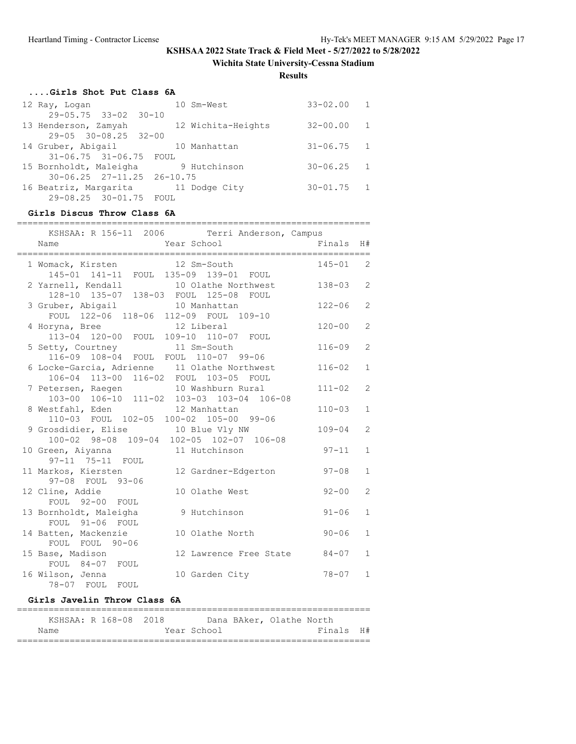**KSHSAA 2022 State Track & Field Meet - 5/27/2022 to 5/28/2022**

**Wichita State University-Cessna Stadium**

**Results**

### ....Girls Shot Put Class 6A

| Place | Name | Year | School | Finals | H# |
|---|---|---|---|---|---|
| 12 | Ray, Logan | 10 | Sm-West | 33-02.00 | 1 |
| | 29-05.75 33-02 30-10 | | | | |
| 13 | Henderson, Zamyah | 12 | Wichita-Heights | 32-00.00 | 1 |
| | 29-05 30-08.25 32-00 | | | | |
| 14 | Gruber, Abigail | 10 | Manhattan | 31-06.75 | 1 |
| | 31-06.75 31-06.75 FOUL | | | | |
| 15 | Bornholdt, Maleigha | 9 | Hutchinson | 30-06.25 | 1 |
| | 30-06.25 27-11.25 26-10.75 | | | | |
| 16 | Beatriz, Margarita | 11 | Dodge City | 30-01.75 | 1 |
| | 29-08.25 30-01.75 FOUL | | | | |

### Girls Discus Throw Class 6A

KSHSAA: R 156-11 2006 Terri Anderson, Campus

| Place | Name | Year | School | Finals | H# |
|---|---|---|---|---|---|
| 1 | Womack, Kirsten | 12 | Sm-South | 145-01 | 2 |
| | 145-01 141-11 FOUL 135-09 139-01 FOUL | | | | |
| 2 | Yarnell, Kendall | 10 | Olathe Northwest | 138-03 | 2 |
| | 128-10 135-07 138-03 FOUL 125-08 FOUL | | | | |
| 3 | Gruber, Abigail | 10 | Manhattan | 122-06 | 2 |
| | FOUL 122-06 118-06 112-09 FOUL 109-10 | | | | |
| 4 | Horyna, Bree | 12 | Liberal | 120-00 | 2 |
| | 113-04 120-00 FOUL 109-10 110-07 FOUL | | | | |
| 5 | Setty, Courtney | 11 | Sm-South | 116-09 | 2 |
| | 116-09 108-04 FOUL FOUL 110-07 99-06 | | | | |
| 6 | Locke-Garcia, Adrienne | 11 | Olathe Northwest | 116-02 | 1 |
| | 106-04 113-00 116-02 FOUL 103-05 FOUL | | | | |
| 7 | Petersen, Raegen | 10 | Washburn Rural | 111-02 | 2 |
| | 103-00 106-10 111-02 103-03 103-04 106-08 | | | | |
| 8 | Westfahl, Eden | 12 | Manhattan | 110-03 | 1 |
| | 110-03 FOUL 102-05 100-02 105-00 99-06 | | | | |
| 9 | Grosdidier, Elise | 10 | Blue Vly NW | 109-04 | 2 |
| | 100-02 98-08 109-04 102-05 102-07 106-08 | | | | |
| 10 | Green, Aiyanna | 11 | Hutchinson | 97-11 | 1 |
| | 97-11 75-11 FOUL | | | | |
| 11 | Markos, Kiersten | 12 | Gardner-Edgerton | 97-08 | 1 |
| | 97-08 FOUL 93-06 | | | | |
| 12 | Cline, Addie | 10 | Olathe West | 92-00 | 2 |
| | FOUL 92-00 FOUL | | | | |
| 13 | Bornholdt, Maleigha | 9 | Hutchinson | 91-06 | 1 |
| | FOUL 91-06 FOUL | | | | |
| 14 | Batten, Mackenzie | 10 | Olathe North | 90-06 | 1 |
| | FOUL FOUL 90-06 | | | | |
| 15 | Base, Madison | 12 | Lawrence Free State | 84-07 | 1 |
| | FOUL 84-07 FOUL | | | | |
| 16 | Wilson, Jenna | 10 | Garden City | 78-07 | 1 |
| | 78-07 FOUL FOUL | | | | |

### Girls Javelin Throw Class 6A

KSHSAA: R 168-08 2018 Dana BAker, Olathe North

| Name | Year | School | Finals | H# |
|---|---|---|---|---|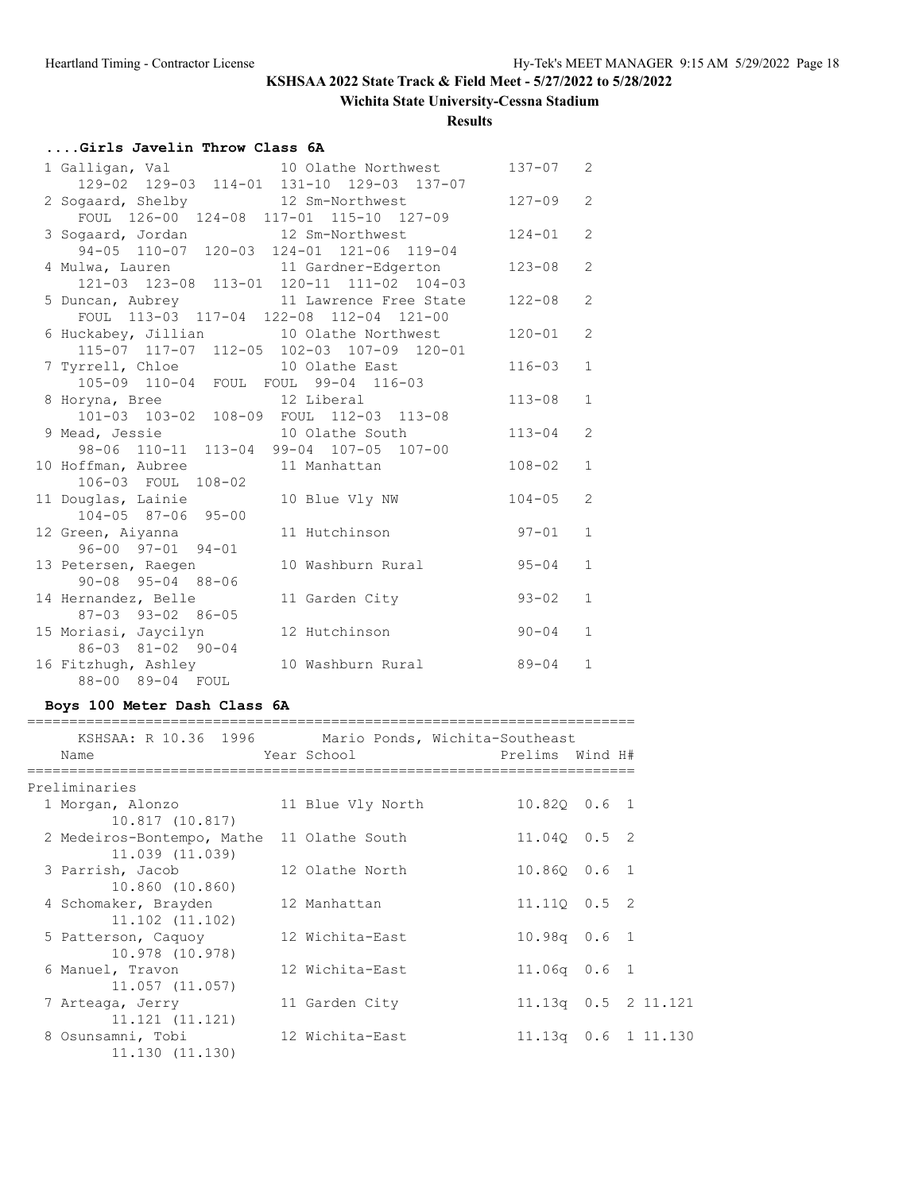**KSHSAA 2022 State Track & Field Meet - 5/27/2022 to 5/28/2022**

**Wichita State University-Cessna Stadium**

**Results**

### ....Girls Javelin Throw Class 6A

```
 1 Galligan, Val           10 Olathe Northwest       137-07   2
    129-02  129-03  114-01  131-10  129-03  137-07
 2 Sogaard, Shelby         12 Sm-Northwest           127-09   2
    FOUL  126-00  124-08  117-01  115-10  127-09
 3 Sogaard, Jordan         12 Sm-Northwest           124-01   2
    94-05  110-07  120-03  124-01  121-06  119-04
 4 Mulwa, Lauren           11 Gardner-Edgerton       123-08   2
    121-03  123-08  113-01  120-11  111-02  104-03
 5 Duncan, Aubrey          11 Lawrence Free State    122-08   2
    FOUL  113-03  117-04  122-08  112-04  121-00
 6 Huckabey, Jillian       10 Olathe Northwest       120-01   2
    115-07  117-07  112-05  102-03  107-09  120-01
 7 Tyrrell, Chloe          10 Olathe East            116-03   1
    105-09  110-04  FOUL  FOUL  99-04  116-03
 8 Horyna, Bree            12 Liberal                113-08   1
    101-03  103-02  108-09  FOUL  112-03  113-08
 9 Mead, Jessie            10 Olathe South           113-04   2
    98-06  110-11  113-04  99-04  107-05  107-00
10 Hoffman, Aubree         11 Manhattan              108-02   1
    106-03  FOUL  108-02
11 Douglas, Lainie         10 Blue Vly NW            104-05   2
    104-05  87-06  95-00
12 Green, Aiyanna          11 Hutchinson              97-01   1
    96-00  97-01  94-01
13 Petersen, Raegen        10 Washburn Rural          95-04   1
    90-08  95-04  88-06
14 Hernandez, Belle        11 Garden City             93-02   1
    87-03  93-02  86-05
15 Moriasi, Jaycilyn       12 Hutchinson              90-04   1
    86-03  81-02  90-04
16 Fitzhugh, Ashley        10 Washburn Rural          89-04   1
    88-00  89-04  FOUL
```

### Boys 100 Meter Dash Class 6A

```
=======================================================================
    KSHSAA: R 10.36  1996        Mario Ponds, Wichita-Southeast
    Name                    Year School                Prelims  Wind H#
=======================================================================
Preliminaries
  1 Morgan, Alonzo           11 Blue Vly North          10.82Q  0.6  1
        10.817 (10.817)
  2 Medeiros-Bontempo, Mathe 11 Olathe South            11.04Q  0.5  2
        11.039 (11.039)
  3 Parrish, Jacob           12 Olathe North            10.86Q  0.6  1
        10.860 (10.860)
  4 Schomaker, Brayden       12 Manhattan               11.11Q  0.5  2
        11.102 (11.102)
  5 Patterson, Caquoy        12 Wichita-East            10.98q  0.6  1
        10.978 (10.978)
  6 Manuel, Travon           12 Wichita-East            11.06q  0.6  1
        11.057 (11.057)
  7 Arteaga, Jerry           11 Garden City             11.13q  0.5  2 11.121
        11.121 (11.121)
  8 Osunsamni, Tobi          12 Wichita-East            11.13q  0.6  1 11.130
        11.130 (11.130)
```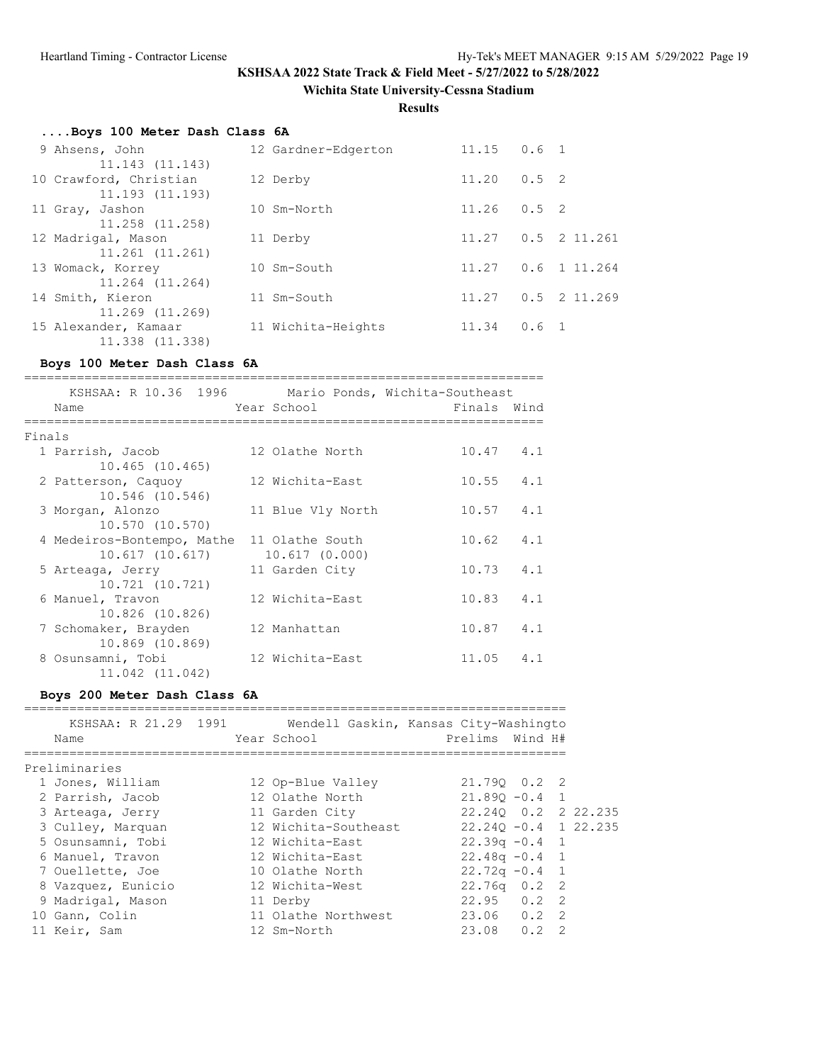KSHSAA 2022 State Track & Field Meet - 5/27/2022 to 5/28/2022

Wichita State University-Cessna Stadium

**Results**

### ....Boys 100 Meter Dash Class 6A

| | | | | | | |
|---|---|---|---|---|---|---|
| 9 | Ahsens, John | 12 Gardner-Edgerton | 11.15 | 0.6 | 1 | |
| | 11.143 (11.143) | | | | | |
| 10 | Crawford, Christian | 12 Derby | 11.20 | 0.5 | 2 | |
| | 11.193 (11.193) | | | | | |
| 11 | Gray, Jashon | 10 Sm-North | 11.26 | 0.5 | 2 | |
| | 11.258 (11.258) | | | | | |
| 12 | Madrigal, Mason | 11 Derby | 11.27 | 0.5 | 2 | 11.261 |
| | 11.261 (11.261) | | | | | |
| 13 | Womack, Korrey | 10 Sm-South | 11.27 | 0.6 | 1 | 11.264 |
| | 11.264 (11.264) | | | | | |
| 14 | Smith, Kieron | 11 Sm-South | 11.27 | 0.5 | 2 | 11.269 |
| | 11.269 (11.269) | | | | | |
| 15 | Alexander, Kamaar | 11 Wichita-Heights | 11.34 | 0.6 | 1 | |
| | 11.338 (11.338) | | | | | |

### Boys 100 Meter Dash Class 6A

KSHSAA: R 10.36 1996 Mario Ponds, Wichita-Southeast

| | Name | Year School | Finals | Wind |
|---|---|---|---|---|
| **Finals** | | | | |
| 1 | Parrish, Jacob | 12 Olathe North | 10.47 | 4.1 |
| | 10.465 (10.465) | | | |
| 2 | Patterson, Caquoy | 12 Wichita-East | 10.55 | 4.1 |
| | 10.546 (10.546) | | | |
| 3 | Morgan, Alonzo | 11 Blue Vly North | 10.57 | 4.1 |
| | 10.570 (10.570) | | | |
| 4 | Medeiros-Bontempo, Mathe | 11 Olathe South | 10.62 | 4.1 |
| | 10.617 (10.617) | 10.617 (0.000) | | |
| 5 | Arteaga, Jerry | 11 Garden City | 10.73 | 4.1 |
| | 10.721 (10.721) | | | |
| 6 | Manuel, Travon | 12 Wichita-East | 10.83 | 4.1 |
| | 10.826 (10.826) | | | |
| 7 | Schomaker, Brayden | 12 Manhattan | 10.87 | 4.1 |
| | 10.869 (10.869) | | | |
| 8 | Osunsamni, Tobi | 12 Wichita-East | 11.05 | 4.1 |
| | 11.042 (11.042) | | | |

### Boys 200 Meter Dash Class 6A

KSHSAA: R 21.29 1991 Wendell Gaskin, Kansas City-Washingto

| | Name | Year School | Prelims | Wind | H# | |
|---|---|---|---|---|---|---|
| **Preliminaries** | | | | | | |
| 1 | Jones, William | 12 Op-Blue Valley | 21.79Q | 0.2 | 2 | |
| 2 | Parrish, Jacob | 12 Olathe North | 21.89Q | -0.4 | 1 | |
| 3 | Arteaga, Jerry | 11 Garden City | 22.24Q | 0.2 | 2 | 22.235 |
| 3 | Culley, Marquan | 12 Wichita-Southeast | 22.24Q | -0.4 | 1 | 22.235 |
| 5 | Osunsamni, Tobi | 12 Wichita-East | 22.39q | -0.4 | 1 | |
| 6 | Manuel, Travon | 12 Wichita-East | 22.48q | -0.4 | 1 | |
| 7 | Ouellette, Joe | 10 Olathe North | 22.72q | -0.4 | 1 | |
| 8 | Vazquez, Eunicio | 12 Wichita-West | 22.76q | 0.2 | 2 | |
| 9 | Madrigal, Mason | 11 Derby | 22.95 | 0.2 | 2 | |
| 10 | Gann, Colin | 11 Olathe Northwest | 23.06 | 0.2 | 2 | |
| 11 | Keir, Sam | 12 Sm-North | 23.08 | 0.2 | 2 | |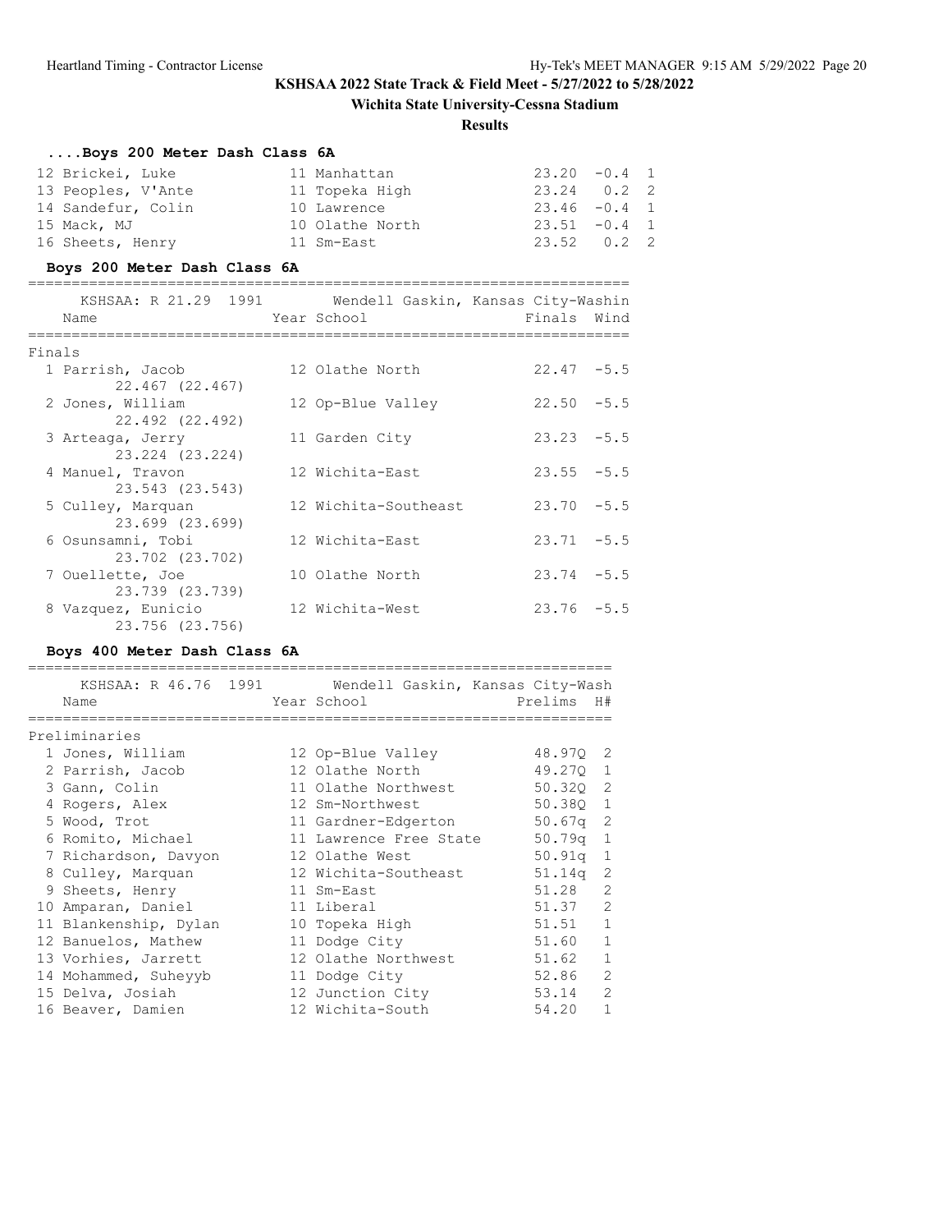**KSHSAA 2022 State Track & Field Meet - 5/27/2022 to 5/28/2022**

**Wichita State University-Cessna Stadium**

**Results**

### ....Boys 200 Meter Dash Class 6A

| | | | | | |
|---|---|---|---|---|---|
| 12 | Brickei, Luke | 11 Manhattan | 23.20 | -0.4 | 1 |
| 13 | Peoples, V'Ante | 11 Topeka High | 23.24 | 0.2 | 2 |
| 14 | Sandefur, Colin | 10 Lawrence | 23.46 | -0.4 | 1 |
| 15 | Mack, MJ | 10 Olathe North | 23.51 | -0.4 | 1 |
| 16 | Sheets, Henry | 11 Sm-East | 23.52 | 0.2 | 2 |

### Boys 200 Meter Dash Class 6A

KSHSAA: R 21.29 1991 Wendell Gaskin, Kansas City-Washin

Finals

| | Name | Year School | Finals | Wind |
|---|---|---|---|---|
| 1 | Parrish, Jacob | 12 Olathe North | 22.47 | -5.5 |
| | 22.467 (22.467) | | | |
| 2 | Jones, William | 12 Op-Blue Valley | 22.50 | -5.5 |
| | 22.492 (22.492) | | | |
| 3 | Arteaga, Jerry | 11 Garden City | 23.23 | -5.5 |
| | 23.224 (23.224) | | | |
| 4 | Manuel, Travon | 12 Wichita-East | 23.55 | -5.5 |
| | 23.543 (23.543) | | | |
| 5 | Culley, Marquan | 12 Wichita-Southeast | 23.70 | -5.5 |
| | 23.699 (23.699) | | | |
| 6 | Osunsamni, Tobi | 12 Wichita-East | 23.71 | -5.5 |
| | 23.702 (23.702) | | | |
| 7 | Ouellette, Joe | 10 Olathe North | 23.74 | -5.5 |
| | 23.739 (23.739) | | | |
| 8 | Vazquez, Eunicio | 12 Wichita-West | 23.76 | -5.5 |
| | 23.756 (23.756) | | | |

### Boys 400 Meter Dash Class 6A

KSHSAA: R 46.76 1991 Wendell Gaskin, Kansas City-Wash

Preliminaries

| | Name | Year School | Prelims | H# |
|---|---|---|---|---|
| 1 | Jones, William | 12 Op-Blue Valley | 48.97Q | 2 |
| 2 | Parrish, Jacob | 12 Olathe North | 49.27Q | 1 |
| 3 | Gann, Colin | 11 Olathe Northwest | 50.32Q | 2 |
| 4 | Rogers, Alex | 12 Sm-Northwest | 50.38Q | 1 |
| 5 | Wood, Trot | 11 Gardner-Edgerton | 50.67q | 2 |
| 6 | Romito, Michael | 11 Lawrence Free State | 50.79q | 1 |
| 7 | Richardson, Davyon | 12 Olathe West | 50.91q | 1 |
| 8 | Culley, Marquan | 12 Wichita-Southeast | 51.14q | 2 |
| 9 | Sheets, Henry | 11 Sm-East | 51.28 | 2 |
| 10 | Amparan, Daniel | 11 Liberal | 51.37 | 2 |
| 11 | Blankenship, Dylan | 10 Topeka High | 51.51 | 1 |
| 12 | Banuelos, Mathew | 11 Dodge City | 51.60 | 1 |
| 13 | Vorhies, Jarrett | 12 Olathe Northwest | 51.62 | 1 |
| 14 | Mohammed, Suheyyb | 11 Dodge City | 52.86 | 2 |
| 15 | Delva, Josiah | 12 Junction City | 53.14 | 2 |
| 16 | Beaver, Damien | 12 Wichita-South | 54.20 | 1 |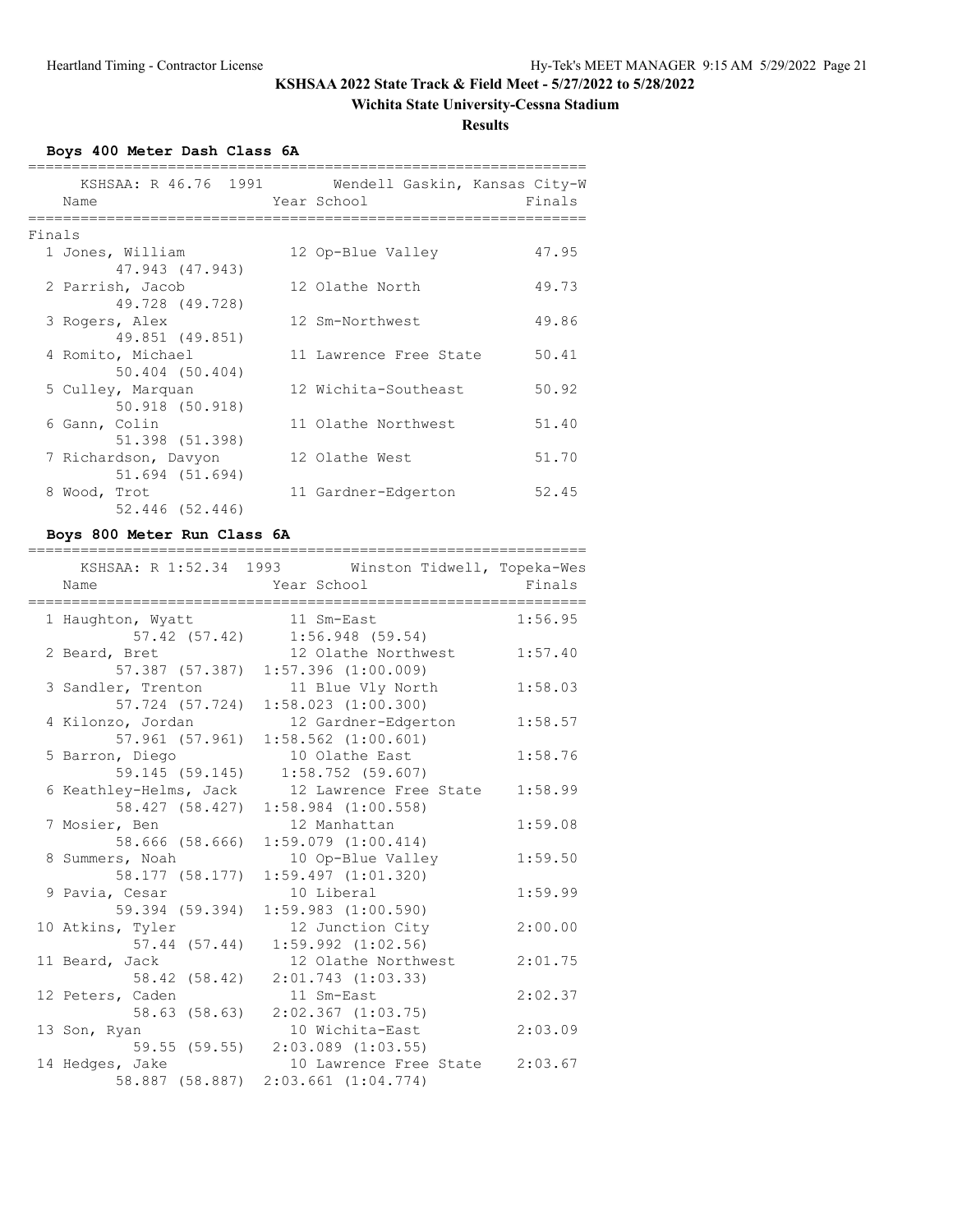**KSHSAA 2022 State Track & Field Meet - 5/27/2022 to 5/28/2022**

**Wichita State University-Cessna Stadium**

**Results**

### Boys 400 Meter Dash Class 6A

KSHSAA: R 46.76 1991 Wendell Gaskin, Kansas City-W

Finals

| Place | Name | Year | School | Finals | Splits |
|---|---|---|---|---|---|
| 1 | Jones, William | 12 | Op-Blue Valley | 47.95 | 47.943 (47.943) |
| 2 | Parrish, Jacob | 12 | Olathe North | 49.73 | 49.728 (49.728) |
| 3 | Rogers, Alex | 12 | Sm-Northwest | 49.86 | 49.851 (49.851) |
| 4 | Romito, Michael | 11 | Lawrence Free State | 50.41 | 50.404 (50.404) |
| 5 | Culley, Marquan | 12 | Wichita-Southeast | 50.92 | 50.918 (50.918) |
| 6 | Gann, Colin | 11 | Olathe Northwest | 51.40 | 51.398 (51.398) |
| 7 | Richardson, Davyon | 12 | Olathe West | 51.70 | 51.694 (51.694) |
| 8 | Wood, Trot | 11 | Gardner-Edgerton | 52.45 | 52.446 (52.446) |

### Boys 800 Meter Run Class 6A

KSHSAA: R 1:52.34 1993 Winston Tidwell, Topeka-Wes

| Place | Name | Year | School | Finals | Splits |
|---|---|---|---|---|---|
| 1 | Haughton, Wyatt | 11 | Sm-East | 1:56.95 | 57.42 (57.42) 1:56.948 (59.54) |
| 2 | Beard, Bret | 12 | Olathe Northwest | 1:57.40 | 57.387 (57.387) 1:57.396 (1:00.009) |
| 3 | Sandler, Trenton | 11 | Blue Vly North | 1:58.03 | 57.724 (57.724) 1:58.023 (1:00.300) |
| 4 | Kilonzo, Jordan | 12 | Gardner-Edgerton | 1:58.57 | 57.961 (57.961) 1:58.562 (1:00.601) |
| 5 | Barron, Diego | 10 | Olathe East | 1:58.76 | 59.145 (59.145) 1:58.752 (59.607) |
| 6 | Keathley-Helms, Jack | 12 | Lawrence Free State | 1:58.99 | 58.427 (58.427) 1:58.984 (1:00.558) |
| 7 | Mosier, Ben | 12 | Manhattan | 1:59.08 | 58.666 (58.666) 1:59.079 (1:00.414) |
| 8 | Summers, Noah | 10 | Op-Blue Valley | 1:59.50 | 58.177 (58.177) 1:59.497 (1:01.320) |
| 9 | Pavia, Cesar | 10 | Liberal | 1:59.99 | 59.394 (59.394) 1:59.983 (1:00.590) |
| 10 | Atkins, Tyler | 12 | Junction City | 2:00.00 | 57.44 (57.44) 1:59.992 (1:02.56) |
| 11 | Beard, Jack | 12 | Olathe Northwest | 2:01.75 | 58.42 (58.42) 2:01.743 (1:03.33) |
| 12 | Peters, Caden | 11 | Sm-East | 2:02.37 | 58.63 (58.63) 2:02.367 (1:03.75) |
| 13 | Son, Ryan | 10 | Wichita-East | 2:03.09 | 59.55 (59.55) 2:03.089 (1:03.55) |
| 14 | Hedges, Jake | 10 | Lawrence Free State | 2:03.67 | 58.887 (58.887) 2:03.661 (1:04.774) |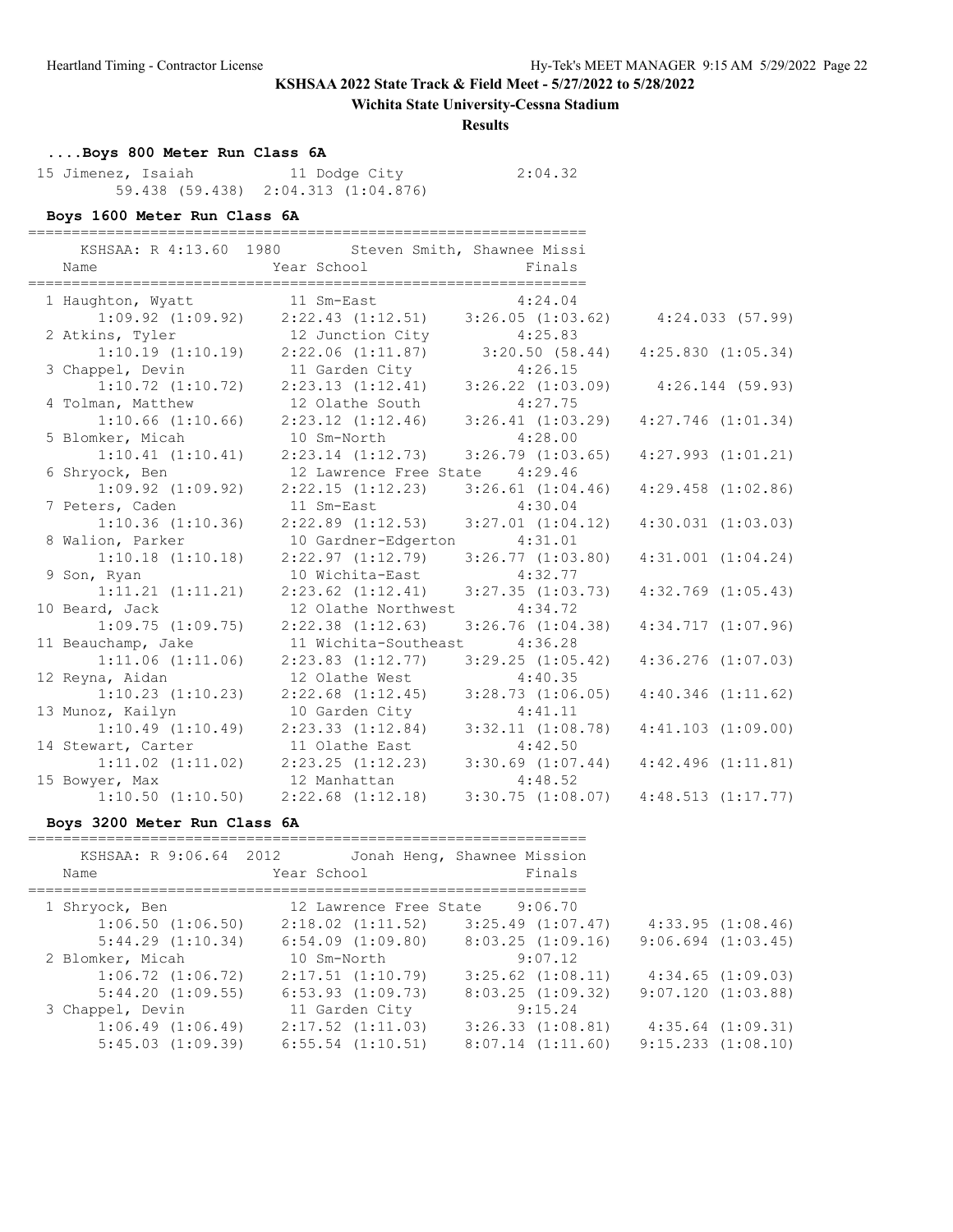KSHSAA 2022 State Track & Field Meet - 5/27/2022 to 5/28/2022

Wichita State University-Cessna Stadium

**Results**

### ....Boys 800 Meter Run Class 6A

| Place | Name | Year | School | Finals |
|---|---|---|---|---|
| 15 | Jimenez, Isaiah | 11 | Dodge City | 2:04.32 |
| | 59.438 (59.438) | 2:04.313 (1:04.876) | | |

### Boys 1600 Meter Run Class 6A

KSHSAA: R 4:13.60 1980 Steven Smith, Shawnee Missi

| Place | Name | Year | School | Finals |
|---|---|---|---|---|
| 1 | Haughton, Wyatt | 11 | Sm-East | 4:24.04 |
| | 1:09.92 (1:09.92) | 2:22.43 (1:12.51) | 3:26.05 (1:03.62) | 4:24.033 (57.99) |
| 2 | Atkins, Tyler | 12 | Junction City | 4:25.83 |
| | 1:10.19 (1:10.19) | 2:22.06 (1:11.87) | 3:20.50 (58.44) | 4:25.830 (1:05.34) |
| 3 | Chappel, Devin | 11 | Garden City | 4:26.15 |
| | 1:10.72 (1:10.72) | 2:23.13 (1:12.41) | 3:26.22 (1:03.09) | 4:26.144 (59.93) |
| 4 | Tolman, Matthew | 12 | Olathe South | 4:27.75 |
| | 1:10.66 (1:10.66) | 2:23.12 (1:12.46) | 3:26.41 (1:03.29) | 4:27.746 (1:01.34) |
| 5 | Blomker, Micah | 10 | Sm-North | 4:28.00 |
| | 1:10.41 (1:10.41) | 2:23.14 (1:12.73) | 3:26.79 (1:03.65) | 4:27.993 (1:01.21) |
| 6 | Shryock, Ben | 12 | Lawrence Free State | 4:29.46 |
| | 1:09.92 (1:09.92) | 2:22.15 (1:12.23) | 3:26.61 (1:04.46) | 4:29.458 (1:02.86) |
| 7 | Peters, Caden | 11 | Sm-East | 4:30.04 |
| | 1:10.36 (1:10.36) | 2:22.89 (1:12.53) | 3:27.01 (1:04.12) | 4:30.031 (1:03.03) |
| 8 | Walion, Parker | 10 | Gardner-Edgerton | 4:31.01 |
| | 1:10.18 (1:10.18) | 2:22.97 (1:12.79) | 3:26.77 (1:03.80) | 4:31.001 (1:04.24) |
| 9 | Son, Ryan | 10 | Wichita-East | 4:32.77 |
| | 1:11.21 (1:11.21) | 2:23.62 (1:12.41) | 3:27.35 (1:03.73) | 4:32.769 (1:05.43) |
| 10 | Beard, Jack | 12 | Olathe Northwest | 4:34.72 |
| | 1:09.75 (1:09.75) | 2:22.38 (1:12.63) | 3:26.76 (1:04.38) | 4:34.717 (1:07.96) |
| 11 | Beauchamp, Jake | 11 | Wichita-Southeast | 4:36.28 |
| | 1:11.06 (1:11.06) | 2:23.83 (1:12.77) | 3:29.25 (1:05.42) | 4:36.276 (1:07.03) |
| 12 | Reyna, Aidan | 12 | Olathe West | 4:40.35 |
| | 1:10.23 (1:10.23) | 2:22.68 (1:12.45) | 3:28.73 (1:06.05) | 4:40.346 (1:11.62) |
| 13 | Munoz, Kailyn | 10 | Garden City | 4:41.11 |
| | 1:10.49 (1:10.49) | 2:23.33 (1:12.84) | 3:32.11 (1:08.78) | 4:41.103 (1:09.00) |
| 14 | Stewart, Carter | 11 | Olathe East | 4:42.50 |
| | 1:11.02 (1:11.02) | 2:23.25 (1:12.23) | 3:30.69 (1:07.44) | 4:42.496 (1:11.81) |
| 15 | Bowyer, Max | 12 | Manhattan | 4:48.52 |
| | 1:10.50 (1:10.50) | 2:22.68 (1:12.18) | 3:30.75 (1:08.07) | 4:48.513 (1:17.77) |

### Boys 3200 Meter Run Class 6A

KSHSAA: R 9:06.64 2012 Jonah Heng, Shawnee Mission

| Place | Name | Year | School | Finals |
|---|---|---|---|---|
| 1 | Shryock, Ben | 12 | Lawrence Free State | 9:06.70 |
| | 1:06.50 (1:06.50) | 2:18.02 (1:11.52) | 3:25.49 (1:07.47) | 4:33.95 (1:08.46) |
| | 5:44.29 (1:10.34) | 6:54.09 (1:09.80) | 8:03.25 (1:09.16) | 9:06.694 (1:03.45) |
| 2 | Blomker, Micah | 10 | Sm-North | 9:07.12 |
| | 1:06.72 (1:06.72) | 2:17.51 (1:10.79) | 3:25.62 (1:08.11) | 4:34.65 (1:09.03) |
| | 5:44.20 (1:09.55) | 6:53.93 (1:09.73) | 8:03.25 (1:09.32) | 9:07.120 (1:03.88) |
| 3 | Chappel, Devin | 11 | Garden City | 9:15.24 |
| | 1:06.49 (1:06.49) | 2:17.52 (1:11.03) | 3:26.33 (1:08.81) | 4:35.64 (1:09.31) |
| | 5:45.03 (1:09.39) | 6:55.54 (1:10.51) | 8:07.14 (1:11.60) | 9:15.233 (1:08.10) |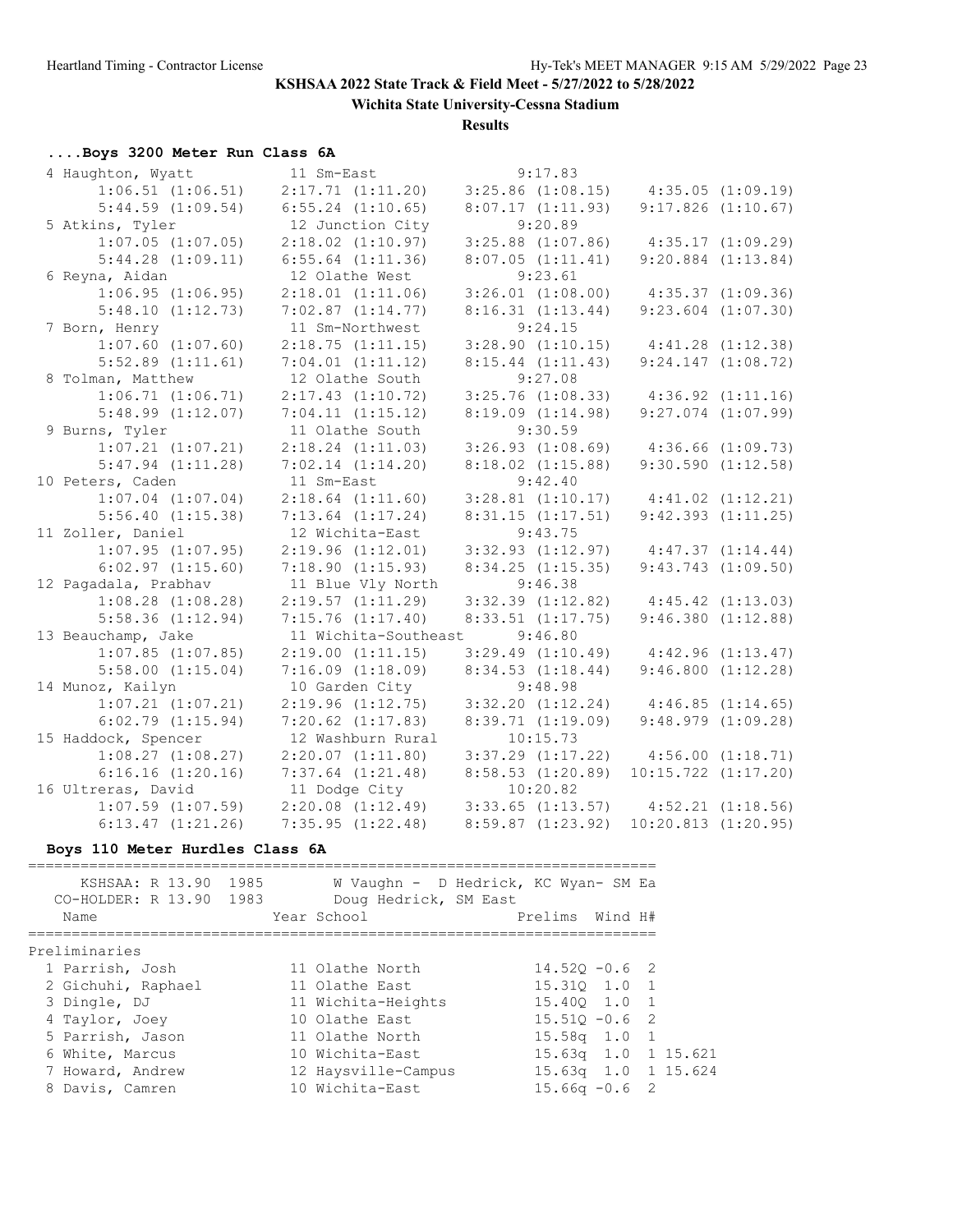**KSHSAA 2022 State Track & Field Meet - 5/27/2022 to 5/28/2022**

**Wichita State University-Cessna Stadium**

**Results**

### ....Boys 3200 Meter Run Class 6A

```
  4 Haughton, Wyatt          11 Sm-East                 9:17.83
       1:06.51 (1:06.51)    2:17.71 (1:11.20)    3:25.86 (1:08.15)    4:35.05 (1:09.19)
       5:44.59 (1:09.54)    6:55.24 (1:10.65)    8:07.17 (1:11.93)    9:17.826 (1:10.67)
  5 Atkins, Tyler            12 Junction City           9:20.89
       1:07.05 (1:07.05)    2:18.02 (1:10.97)    3:25.88 (1:07.86)    4:35.17 (1:09.29)
       5:44.28 (1:09.11)    6:55.64 (1:11.36)    8:07.05 (1:11.41)    9:20.884 (1:13.84)
  6 Reyna, Aidan             12 Olathe West             9:23.61
       1:06.95 (1:06.95)    2:18.01 (1:11.06)    3:26.01 (1:08.00)    4:35.37 (1:09.36)
       5:48.10 (1:12.73)    7:02.87 (1:14.77)    8:16.31 (1:13.44)    9:23.604 (1:07.30)
  7 Born, Henry              11 Sm-Northwest            9:24.15
       1:07.60 (1:07.60)    2:18.75 (1:11.15)    3:28.90 (1:10.15)    4:41.28 (1:12.38)
       5:52.89 (1:11.61)    7:04.01 (1:11.12)    8:15.44 (1:11.43)    9:24.147 (1:08.72)
  8 Tolman, Matthew          12 Olathe South            9:27.08
       1:06.71 (1:06.71)    2:17.43 (1:10.72)    3:25.76 (1:08.33)    4:36.92 (1:11.16)
       5:48.99 (1:12.07)    7:04.11 (1:15.12)    8:19.09 (1:14.98)    9:27.074 (1:07.99)
  9 Burns, Tyler             11 Olathe South            9:30.59
       1:07.21 (1:07.21)    2:18.24 (1:11.03)    3:26.93 (1:08.69)    4:36.66 (1:09.73)
       5:47.94 (1:11.28)    7:02.14 (1:14.20)    8:18.02 (1:15.88)    9:30.590 (1:12.58)
 10 Peters, Caden            11 Sm-East                 9:42.40
       1:07.04 (1:07.04)    2:18.64 (1:11.60)    3:28.81 (1:10.17)    4:41.02 (1:12.21)
       5:56.40 (1:15.38)    7:13.64 (1:17.24)    8:31.15 (1:17.51)    9:42.393 (1:11.25)
 11 Zoller, Daniel           12 Wichita-East            9:43.75
       1:07.95 (1:07.95)    2:19.96 (1:12.01)    3:32.93 (1:12.97)    4:47.37 (1:14.44)
       6:02.97 (1:15.60)    7:18.90 (1:15.93)    8:34.25 (1:15.35)    9:43.743 (1:09.50)
 12 Pagadala, Prabhav        11 Blue Vly North          9:46.38
       1:08.28 (1:08.28)    2:19.57 (1:11.29)    3:32.39 (1:12.82)    4:45.42 (1:13.03)
       5:58.36 (1:12.94)    7:15.76 (1:17.40)    8:33.51 (1:17.75)    9:46.380 (1:12.88)
 13 Beauchamp, Jake          11 Wichita-Southeast       9:46.80
       1:07.85 (1:07.85)    2:19.00 (1:11.15)    3:29.49 (1:10.49)    4:42.96 (1:13.47)
       5:58.00 (1:15.04)    7:16.09 (1:18.09)    8:34.53 (1:18.44)    9:46.800 (1:12.28)
 14 Munoz, Kailyn            10 Garden City             9:48.98
       1:07.21 (1:07.21)    2:19.96 (1:12.75)    3:32.20 (1:12.24)    4:46.85 (1:14.65)
       6:02.79 (1:15.94)    7:20.62 (1:17.83)    8:39.71 (1:19.09)    9:48.979 (1:09.28)
 15 Haddock, Spencer         12 Washburn Rural         10:15.73
       1:08.27 (1:08.27)    2:20.07 (1:11.80)    3:37.29 (1:17.22)    4:56.00 (1:18.71)
       6:16.16 (1:20.16)    7:37.64 (1:21.48)    8:58.53 (1:20.89)   10:15.722 (1:17.20)
 16 Ultreras, David          11 Dodge City             10:20.82
       1:07.59 (1:07.59)    2:20.08 (1:12.49)    3:33.65 (1:13.57)    4:52.21 (1:18.56)
       6:13.47 (1:21.26)    7:35.95 (1:22.48)    8:59.87 (1:23.92)   10:20.813 (1:20.95)
```

### Boys 110 Meter Hurdles Class 6A

```
=======================================================================
     KSHSAA: R 13.90  1985        W Vaughn -  D Hedrick, KC Wyan- SM Ea
   CO-HOLDER: R 13.90  1983       Doug Hedrick, SM East
    Name                    Year School                Prelims  Wind H#
=======================================================================
Preliminaries
  1 Parrish, Josh            11 Olathe North            14.52Q -0.6  2
  2 Gichuhi, Raphael         11 Olathe East             15.31Q  1.0  1
  3 Dingle, DJ               11 Wichita-Heights         15.40Q  1.0  1
  4 Taylor, Joey             10 Olathe East             15.51Q -0.6  2
  5 Parrish, Jason           11 Olathe North            15.58q  1.0  1
  6 White, Marcus            10 Wichita-East            15.63q  1.0  1 15.621
  7 Howard, Andrew           12 Haysville-Campus        15.63q  1.0  1 15.624
  8 Davis, Camren            10 Wichita-East            15.66q -0.6  2
```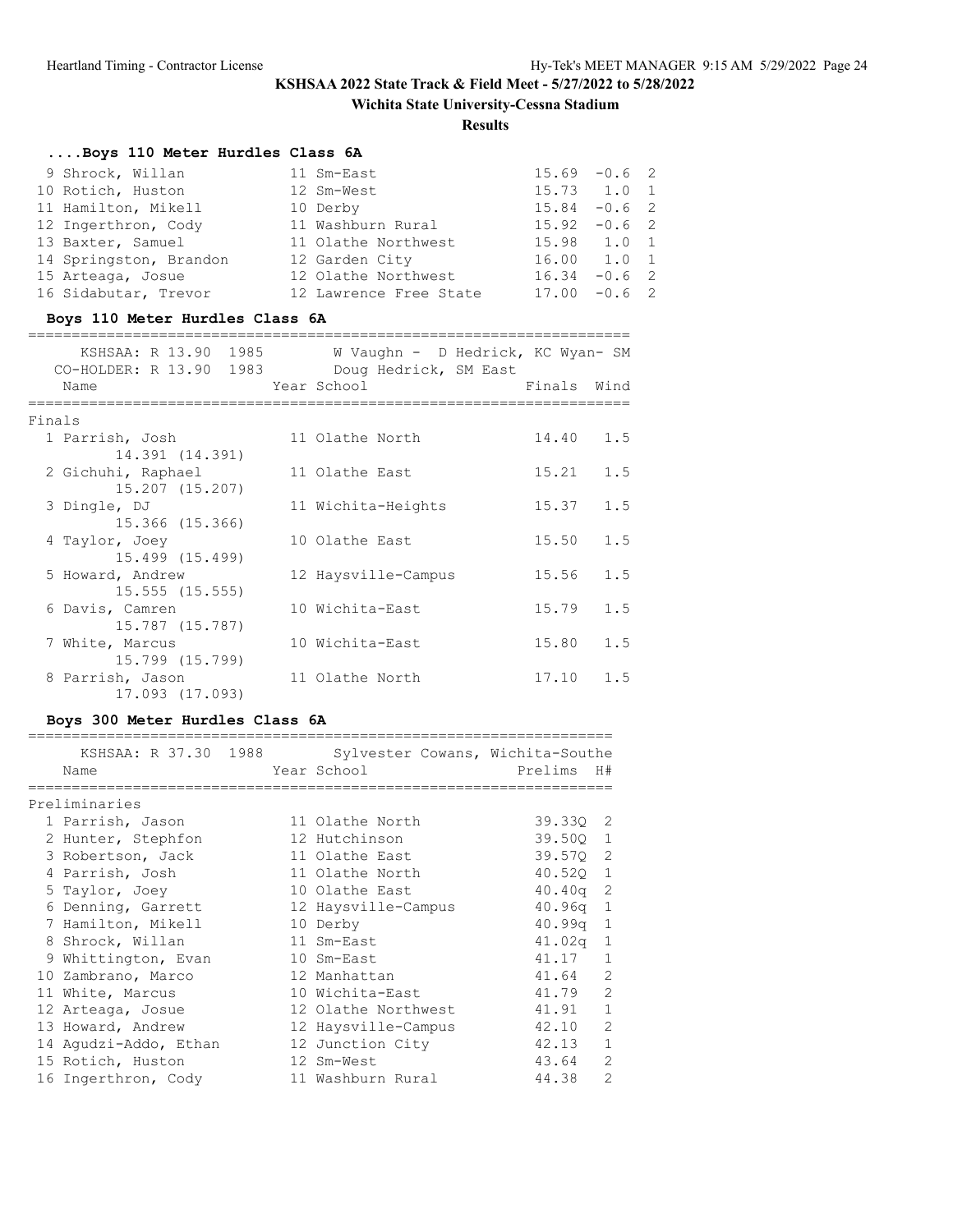**KSHSAA 2022 State Track & Field Meet - 5/27/2022 to 5/28/2022**

**Wichita State University-Cessna Stadium**

**Results**

### ....Boys 110 Meter Hurdles Class 6A

| Place | Name | Year | School | Time | Wind | H# |
|---|---|---|---|---|---|---|
| 9 | Shrock, Willan | 11 | Sm-East | 15.69 | -0.6 | 2 |
| 10 | Rotich, Huston | 12 | Sm-West | 15.73 | 1.0 | 1 |
| 11 | Hamilton, Mikell | 10 | Derby | 15.84 | -0.6 | 2 |
| 12 | Ingerthron, Cody | 11 | Washburn Rural | 15.92 | -0.6 | 2 |
| 13 | Baxter, Samuel | 11 | Olathe Northwest | 15.98 | 1.0 | 1 |
| 14 | Springston, Brandon | 12 | Garden City | 16.00 | 1.0 | 1 |
| 15 | Arteaga, Josue | 12 | Olathe Northwest | 16.34 | -0.6 | 2 |
| 16 | Sidabutar, Trevor | 12 | Lawrence Free State | 17.00 | -0.6 | 2 |

### Boys 110 Meter Hurdles Class 6A

KSHSAA: R 13.90 1985 W Vaughn - D Hedrick, KC Wyan- SM
CO-HOLDER: R 13.90 1983 Doug Hedrick, SM East

**Finals**

| Place | Name | Year | School | Finals | Wind |
|---|---|---|---|---|---|
| 1 | Parrish, Josh | 11 | Olathe North | 14.40 | 1.5 |
| | 14.391 (14.391) | | | | |
| 2 | Gichuhi, Raphael | 11 | Olathe East | 15.21 | 1.5 |
| | 15.207 (15.207) | | | | |
| 3 | Dingle, DJ | 11 | Wichita-Heights | 15.37 | 1.5 |
| | 15.366 (15.366) | | | | |
| 4 | Taylor, Joey | 10 | Olathe East | 15.50 | 1.5 |
| | 15.499 (15.499) | | | | |
| 5 | Howard, Andrew | 12 | Haysville-Campus | 15.56 | 1.5 |
| | 15.555 (15.555) | | | | |
| 6 | Davis, Camren | 10 | Wichita-East | 15.79 | 1.5 |
| | 15.787 (15.787) | | | | |
| 7 | White, Marcus | 10 | Wichita-East | 15.80 | 1.5 |
| | 15.799 (15.799) | | | | |
| 8 | Parrish, Jason | 11 | Olathe North | 17.10 | 1.5 |
| | 17.093 (17.093) | | | | |

### Boys 300 Meter Hurdles Class 6A

KSHSAA: R 37.30 1988 Sylvester Cowans, Wichita-Southe

**Preliminaries**

| Place | Name | Year | School | Prelims | H# |
|---|---|---|---|---|---|
| 1 | Parrish, Jason | 11 | Olathe North | 39.33Q | 2 |
| 2 | Hunter, Stephfon | 12 | Hutchinson | 39.50Q | 1 |
| 3 | Robertson, Jack | 11 | Olathe East | 39.57Q | 2 |
| 4 | Parrish, Josh | 11 | Olathe North | 40.52Q | 1 |
| 5 | Taylor, Joey | 10 | Olathe East | 40.40q | 2 |
| 6 | Denning, Garrett | 12 | Haysville-Campus | 40.96q | 1 |
| 7 | Hamilton, Mikell | 10 | Derby | 40.99q | 1 |
| 8 | Shrock, Willan | 11 | Sm-East | 41.02q | 1 |
| 9 | Whittington, Evan | 10 | Sm-East | 41.17 | 1 |
| 10 | Zambrano, Marco | 12 | Manhattan | 41.64 | 2 |
| 11 | White, Marcus | 10 | Wichita-East | 41.79 | 2 |
| 12 | Arteaga, Josue | 12 | Olathe Northwest | 41.91 | 1 |
| 13 | Howard, Andrew | 12 | Haysville-Campus | 42.10 | 2 |
| 14 | Agudzi-Addo, Ethan | 12 | Junction City | 42.13 | 1 |
| 15 | Rotich, Huston | 12 | Sm-West | 43.64 | 2 |
| 16 | Ingerthron, Cody | 11 | Washburn Rural | 44.38 | 2 |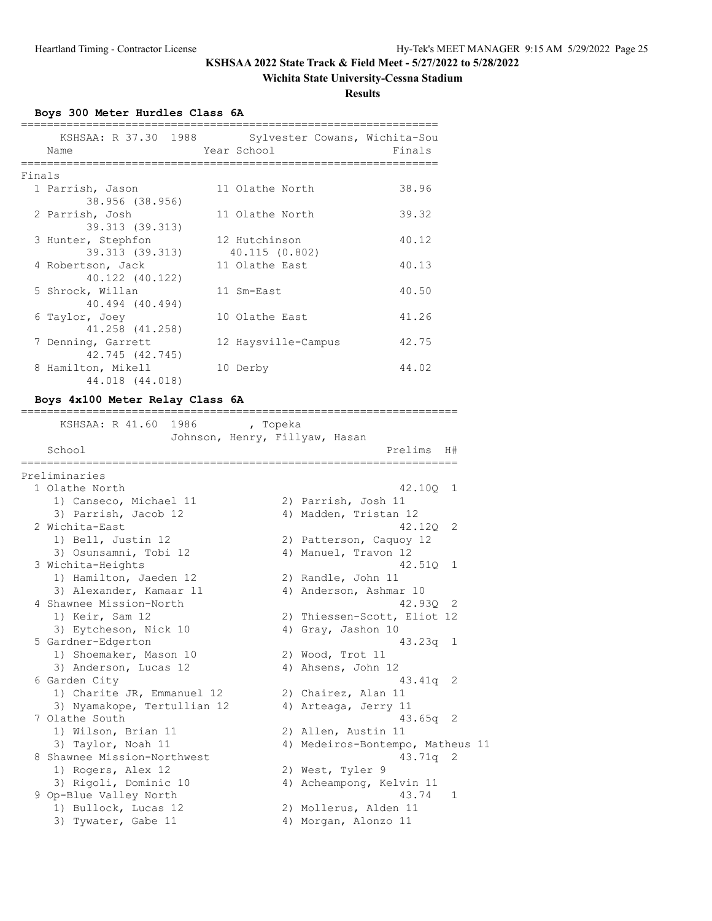**KSHSAA 2022 State Track & Field Meet - 5/27/2022 to 5/28/2022**

**Wichita State University-Cessna Stadium**

**Results**

### Boys 300 Meter Hurdles Class 6A

KSHSAA: R 37.30 1988 Sylvester Cowans, Wichita-Sou

Finals

| Place | Name | Year | School | Finals |
|---|---|---|---|---|
| 1 | Parrish, Jason | 11 | Olathe North | 38.96 |
| | 38.956 (38.956) | | | |
| 2 | Parrish, Josh | 11 | Olathe North | 39.32 |
| | 39.313 (39.313) | | | |
| 3 | Hunter, Stephfon | 12 | Hutchinson | 40.12 |
| | 39.313 (39.313) | | 40.115 (0.802) | |
| 4 | Robertson, Jack | 11 | Olathe East | 40.13 |
| | 40.122 (40.122) | | | |
| 5 | Shrock, Willan | 11 | Sm-East | 40.50 |
| | 40.494 (40.494) | | | |
| 6 | Taylor, Joey | 10 | Olathe East | 41.26 |
| | 41.258 (41.258) | | | |
| 7 | Denning, Garrett | 12 | Haysville-Campus | 42.75 |
| | 42.745 (42.745) | | | |
| 8 | Hamilton, Mikell | 10 | Derby | 44.02 |
| | 44.018 (44.018) | | | |

### Boys 4x100 Meter Relay Class 6A

KSHSAA: R 41.60 1986 , Topeka
Johnson, Henry, Fillyaw, Hasan

Preliminaries

| Place | School | Prelims | H# |
|---|---|---|---|
| 1 | Olathe North | 42.10Q | 1 |
| | 1) Canseco, Michael 11; 2) Parrish, Josh 11; 3) Parrish, Jacob 12; 4) Madden, Tristan 12 | | |
| 2 | Wichita-East | 42.12Q | 2 |
| | 1) Bell, Justin 12; 2) Patterson, Caquoy 12; 3) Osunsamni, Tobi 12; 4) Manuel, Travon 12 | | |
| 3 | Wichita-Heights | 42.51Q | 1 |
| | 1) Hamilton, Jaeden 12; 2) Randle, John 11; 3) Alexander, Kamaar 11; 4) Anderson, Ashmar 10 | | |
| 4 | Shawnee Mission-North | 42.93Q | 2 |
| | 1) Keir, Sam 12; 2) Thiessen-Scott, Eliot 12; 3) Eytcheson, Nick 10; 4) Gray, Jashon 10 | | |
| 5 | Gardner-Edgerton | 43.23q | 1 |
| | 1) Shoemaker, Mason 10; 2) Wood, Trot 11; 3) Anderson, Lucas 12; 4) Ahsens, John 12 | | |
| 6 | Garden City | 43.41q | 2 |
| | 1) Charite JR, Emmanuel 12; 2) Chairez, Alan 11; 3) Nyamakope, Tertullian 12; 4) Arteaga, Jerry 11 | | |
| 7 | Olathe South | 43.65q | 2 |
| | 1) Wilson, Brian 11; 2) Allen, Austin 11; 3) Taylor, Noah 11; 4) Medeiros-Bontempo, Matheus 11 | | |
| 8 | Shawnee Mission-Northwest | 43.71q | 2 |
| | 1) Rogers, Alex 12; 2) West, Tyler 9; 3) Rigoli, Dominic 10; 4) Acheampong, Kelvin 11 | | |
| 9 | Op-Blue Valley North | 43.74 | 1 |
| | 1) Bullock, Lucas 12; 2) Mollerus, Alden 11; 3) Tywater, Gabe 11; 4) Morgan, Alonzo 11 | | |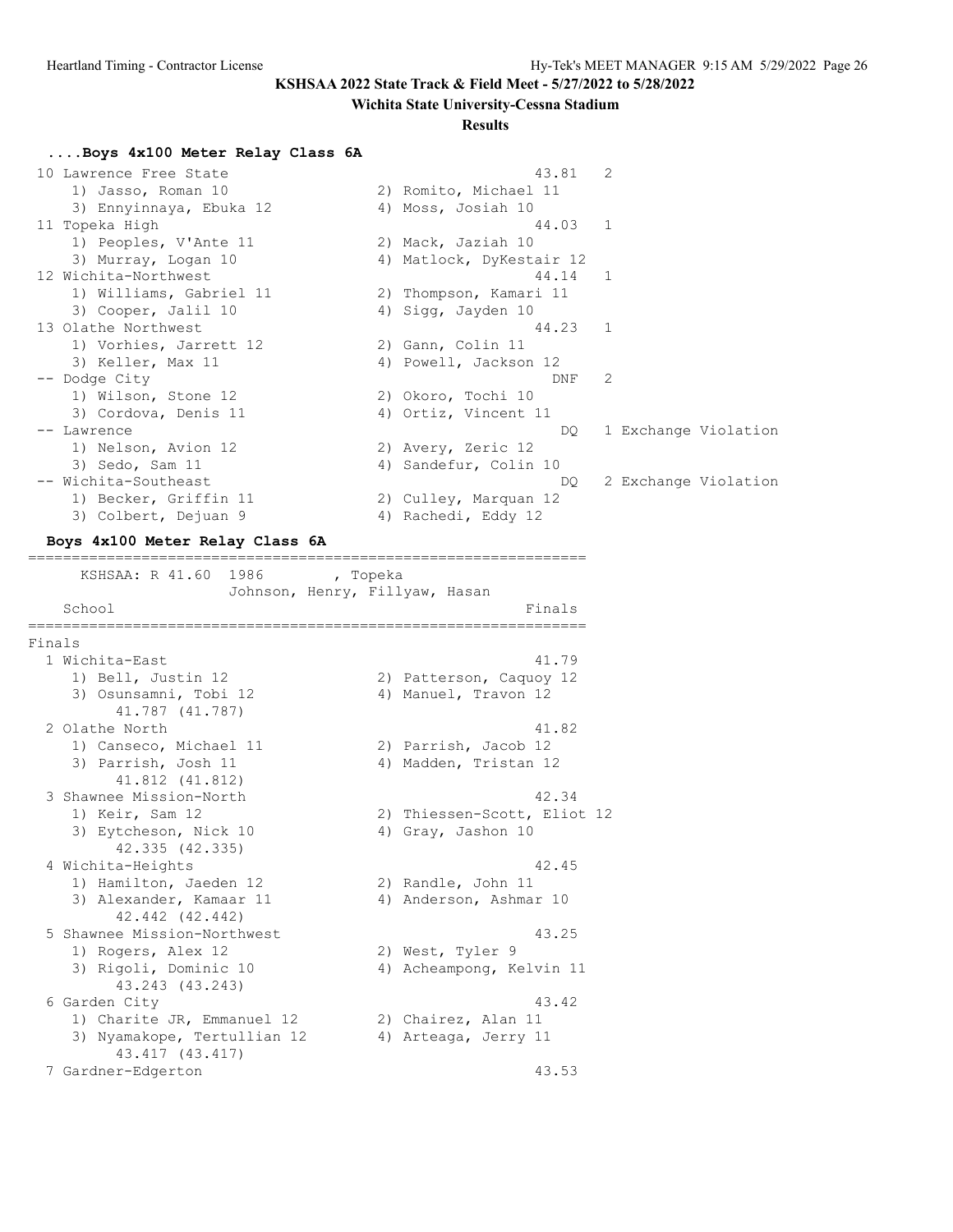KSHSAA 2022 State Track & Field Meet - 5/27/2022 to 5/28/2022

Wichita State University-Cessna Stadium

**Results**

### ....Boys 4x100 Meter Relay Class 6A

```
 10 Lawrence Free State                                   43.81   2
    1) Jasso, Roman 10                2) Romito, Michael 11
    3) Ennyinnaya, Ebuka 12           4) Moss, Josiah 10
 11 Topeka High                                           44.03   1
    1) Peoples, V'Ante 11             2) Mack, Jaziah 10
    3) Murray, Logan 10               4) Matlock, DyKestair 12
 12 Wichita-Northwest                                     44.14   1
    1) Williams, Gabriel 11           2) Thompson, Kamari 11
    3) Cooper, Jalil 10               4) Sigg, Jayden 10
 13 Olathe Northwest                                      44.23   1
    1) Vorhies, Jarrett 12            2) Gann, Colin 11
    3) Keller, Max 11                 4) Powell, Jackson 12
 -- Dodge City                                              DNF   2
    1) Wilson, Stone 12               2) Okoro, Tochi 10
    3) Cordova, Denis 11              4) Ortiz, Vincent 11
 -- Lawrence                                                 DQ   1 Exchange Violation
    1) Nelson, Avion 12               2) Avery, Zeric 12
    3) Sedo, Sam 11                   4) Sandefur, Colin 10
 -- Wichita-Southeast                                        DQ   2 Exchange Violation
    1) Becker, Griffin 11             2) Culley, Marquan 12
    3) Colbert, Dejuan 9              4) Rachedi, Eddy 12
```

### Boys 4x100 Meter Relay Class 6A

```
================================================================
     KSHSAA: R 41.60  1986        , Topeka
                   Johnson, Henry, Fillyaw, Hasan
   School                                               Finals
================================================================
Finals
  1 Wichita-East                                         41.79
     1) Bell, Justin 12               2) Patterson, Caquoy 12
     3) Osunsamni, Tobi 12            4) Manuel, Travon 12
         41.787 (41.787)
  2 Olathe North                                         41.82
     1) Canseco, Michael 11           2) Parrish, Jacob 12
     3) Parrish, Josh 11              4) Madden, Tristan 12
         41.812 (41.812)
  3 Shawnee Mission-North                                42.34
     1) Keir, Sam 12                  2) Thiessen-Scott, Eliot 12
     3) Eytcheson, Nick 10            4) Gray, Jashon 10
         42.335 (42.335)
  4 Wichita-Heights                                      42.45
     1) Hamilton, Jaeden 12           2) Randle, John 11
     3) Alexander, Kamaar 11          4) Anderson, Ashmar 10
         42.442 (42.442)
  5 Shawnee Mission-Northwest                            43.25
     1) Rogers, Alex 12               2) West, Tyler 9
     3) Rigoli, Dominic 10            4) Acheampong, Kelvin 11
         43.243 (43.243)
  6 Garden City                                          43.42
     1) Charite JR, Emmanuel 12       2) Chairez, Alan 11
     3) Nyamakope, Tertullian 12      4) Arteaga, Jerry 11
         43.417 (43.417)
  7 Gardner-Edgerton                                     43.53
```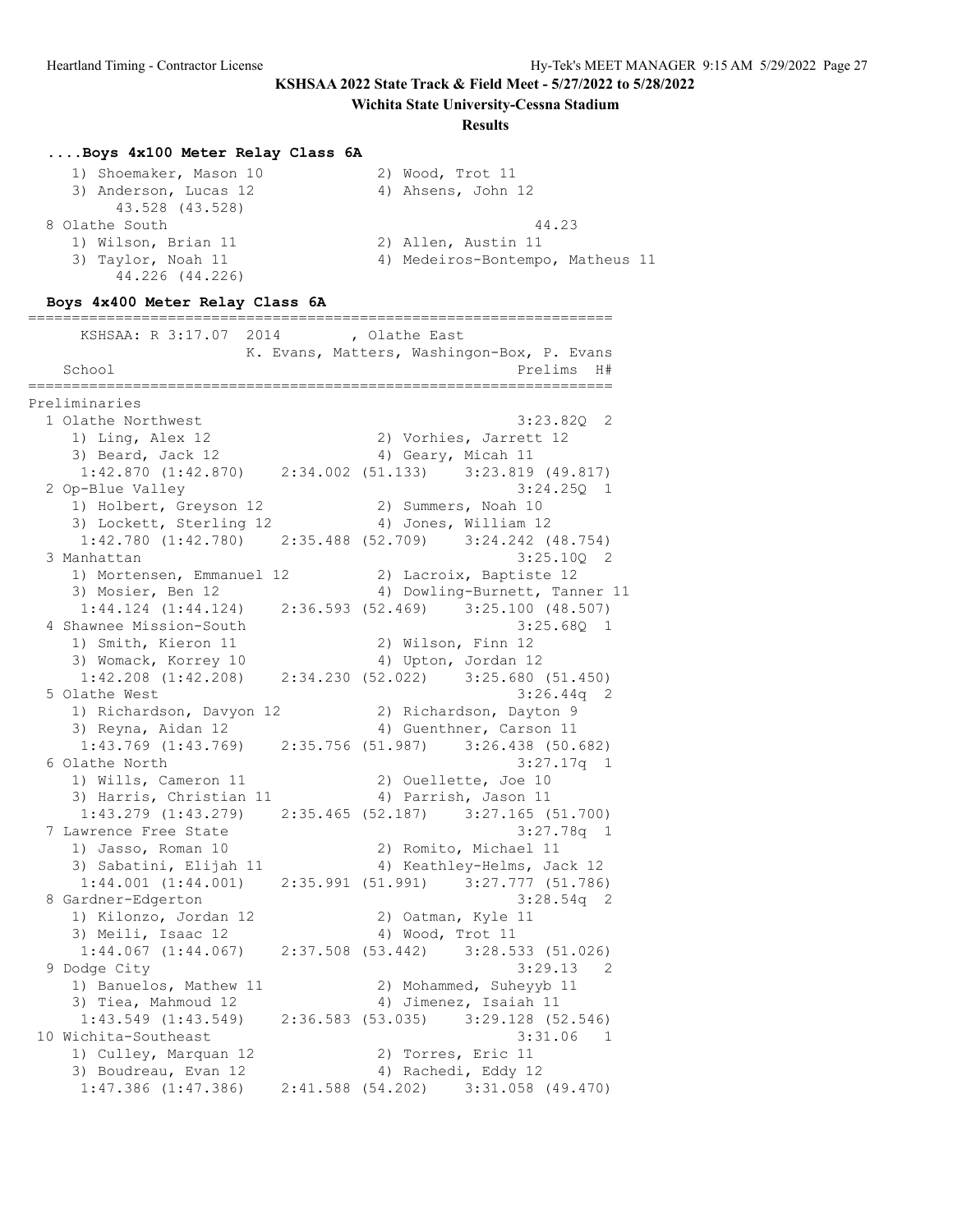KSHSAA 2022 State Track & Field Meet - 5/27/2022 to 5/28/2022

Wichita State University-Cessna Stadium

**Results**

### ....Boys 4x100 Meter Relay Class 6A

```
    1) Shoemaker, Mason 10             2) Wood, Trot 11
    3) Anderson, Lucas 12              4) Ahsens, John 12
       43.528 (43.528)
  8 Olathe South                                  44.23
    1) Wilson, Brian 11                2) Allen, Austin 11
    3) Taylor, Noah 11                 4) Medeiros-Bontempo, Matheus 11
       44.226 (44.226)
```

### Boys 4x400 Meter Relay Class 6A

```
===================================================================
      KSHSAA: R 3:17.07  2014        , Olathe East
                     K. Evans, Matters, Washingon-Box, P. Evans
    School                                           Prelims  H#
===================================================================
Preliminaries
  1 Olathe Northwest                                 3:23.82Q  2
     1) Ling, Alex 12                  2) Vorhies, Jarrett 12
     3) Beard, Jack 12                 4) Geary, Micah 11
      1:42.870 (1:42.870)    2:34.002 (51.133)    3:23.819 (49.817)
  2 Op-Blue Valley                                   3:24.25Q  1
     1) Holbert, Greyson 12            2) Summers, Noah 10
     3) Lockett, Sterling 12           4) Jones, William 12
      1:42.780 (1:42.780)    2:35.488 (52.709)    3:24.242 (48.754)
  3 Manhattan                                        3:25.10Q  2
     1) Mortensen, Emmanuel 12         2) Lacroix, Baptiste 12
     3) Mosier, Ben 12                 4) Dowling-Burnett, Tanner 11
      1:44.124 (1:44.124)    2:36.593 (52.469)    3:25.100 (48.507)
  4 Shawnee Mission-South                            3:25.68Q  1
     1) Smith, Kieron 11               2) Wilson, Finn 12
     3) Womack, Korrey 10              4) Upton, Jordan 12
      1:42.208 (1:42.208)    2:34.230 (52.022)    3:25.680 (51.450)
  5 Olathe West                                      3:26.44q  2
     1) Richardson, Davyon 12          2) Richardson, Dayton 9
     3) Reyna, Aidan 12                4) Guenthner, Carson 11
      1:43.769 (1:43.769)    2:35.756 (51.987)    3:26.438 (50.682)
  6 Olathe North                                     3:27.17q  1
     1) Wills, Cameron 11              2) Ouellette, Joe 10
     3) Harris, Christian 11           4) Parrish, Jason 11
      1:43.279 (1:43.279)    2:35.465 (52.187)    3:27.165 (51.700)
  7 Lawrence Free State                              3:27.78q  1
     1) Jasso, Roman 10                2) Romito, Michael 11
     3) Sabatini, Elijah 11            4) Keathley-Helms, Jack 12
      1:44.001 (1:44.001)    2:35.991 (51.991)    3:27.777 (51.786)
  8 Gardner-Edgerton                                 3:28.54q  2
     1) Kilonzo, Jordan 12             2) Oatman, Kyle 11
     3) Meili, Isaac 12                4) Wood, Trot 11
      1:44.067 (1:44.067)    2:37.508 (53.442)    3:28.533 (51.026)
  9 Dodge City                                       3:29.13   2
     1) Banuelos, Mathew 11            2) Mohammed, Suheyyb 11
     3) Tiea, Mahmoud 12               4) Jimenez, Isaiah 11
      1:43.549 (1:43.549)    2:36.583 (53.035)    3:29.128 (52.546)
 10 Wichita-Southeast                                3:31.06   1
     1) Culley, Marquan 12             2) Torres, Eric 11
     3) Boudreau, Evan 12              4) Rachedi, Eddy 12
      1:47.386 (1:47.386)    2:41.588 (54.202)    3:31.058 (49.470)
```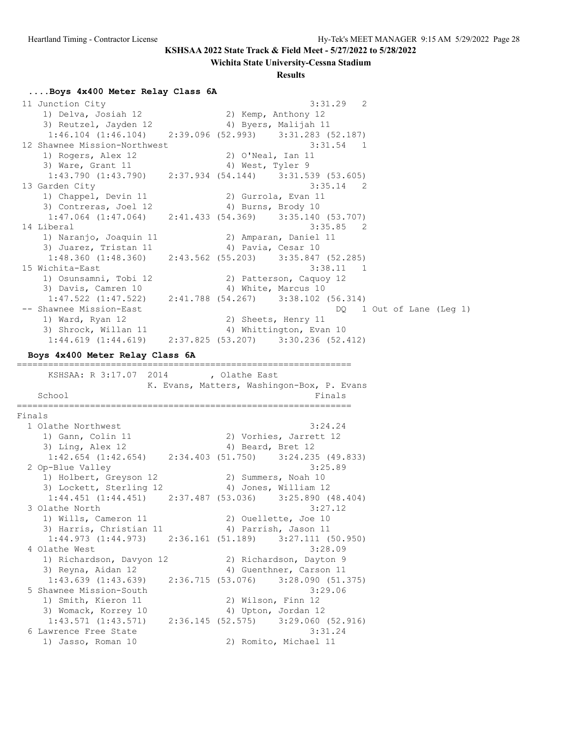KSHSAA 2022 State Track & Field Meet - 5/27/2022 to 5/28/2022

Wichita State University-Cessna Stadium

**Results**

### ....Boys 4x400 Meter Relay Class 6A

```
 11 Junction City                                        3:31.29   2
    1) Delva, Josiah 12              2) Kemp, Anthony 12
    3) Reutzel, Jayden 12            4) Byers, Malijah 11
     1:46.104 (1:46.104)    2:39.096 (52.993)    3:31.283 (52.187)
 12 Shawnee Mission-Northwest                            3:31.54   1
    1) Rogers, Alex 12               2) O'Neal, Ian 11
    3) Ware, Grant 11                4) West, Tyler 9
     1:43.790 (1:43.790)    2:37.934 (54.144)    3:31.539 (53.605)
 13 Garden City                                          3:35.14   2
    1) Chappel, Devin 11             2) Gurrola, Evan 11
    3) Contreras, Joel 12            4) Burns, Brody 10
     1:47.064 (1:47.064)    2:41.433 (54.369)    3:35.140 (53.707)
 14 Liberal                                              3:35.85   2
    1) Naranjo, Joaquin 11           2) Amparan, Daniel 11
    3) Juarez, Tristan 11            4) Pavia, Cesar 10
     1:48.360 (1:48.360)    2:43.562 (55.203)    3:35.847 (52.285)
 15 Wichita-East                                         3:38.11   1
    1) Osunsamni, Tobi 12            2) Patterson, Caquoy 12
    3) Davis, Camren 10              4) White, Marcus 10
     1:47.522 (1:47.522)    2:41.788 (54.267)    3:38.102 (56.314)
 -- Shawnee Mission-East                                      DQ   1 Out of Lane (Leg 1)
    1) Ward, Ryan 12                 2) Sheets, Henry 11
    3) Shrock, Willan 11             4) Whittington, Evan 10
     1:44.619 (1:44.619)    2:37.825 (53.207)    3:30.236 (52.412)
```

### Boys 4x400 Meter Relay Class 6A

```
=================================================================
      KSHSAA: R 3:17.07  2014        , Olathe East
                   K. Evans, Matters, Washingon-Box, P. Evans
    School                                               Finals
=================================================================
Finals
  1 Olathe Northwest                                     3:24.24
     1) Gann, Colin 11                2) Vorhies, Jarrett 12
     3) Ling, Alex 12                 4) Beard, Bret 12
     1:42.654 (1:42.654)    2:34.403 (51.750)    3:24.235 (49.833)
  2 Op-Blue Valley                                       3:25.89
     1) Holbert, Greyson 12           2) Summers, Noah 10
     3) Lockett, Sterling 12          4) Jones, William 12
     1:44.451 (1:44.451)    2:37.487 (53.036)    3:25.890 (48.404)
  3 Olathe North                                         3:27.12
     1) Wills, Cameron 11             2) Ouellette, Joe 10
     3) Harris, Christian 11          4) Parrish, Jason 11
     1:44.973 (1:44.973)    2:36.161 (51.189)    3:27.111 (50.950)
  4 Olathe West                                          3:28.09
     1) Richardson, Davyon 12         2) Richardson, Dayton 9
     3) Reyna, Aidan 12               4) Guenthner, Carson 11
     1:43.639 (1:43.639)    2:36.715 (53.076)    3:28.090 (51.375)
  5 Shawnee Mission-South                                3:29.06
     1) Smith, Kieron 11              2) Wilson, Finn 12
     3) Womack, Korrey 10             4) Upton, Jordan 12
     1:43.571 (1:43.571)    2:36.145 (52.575)    3:29.060 (52.916)
  6 Lawrence Free State                                  3:31.24
     1) Jasso, Roman 10               2) Romito, Michael 11
```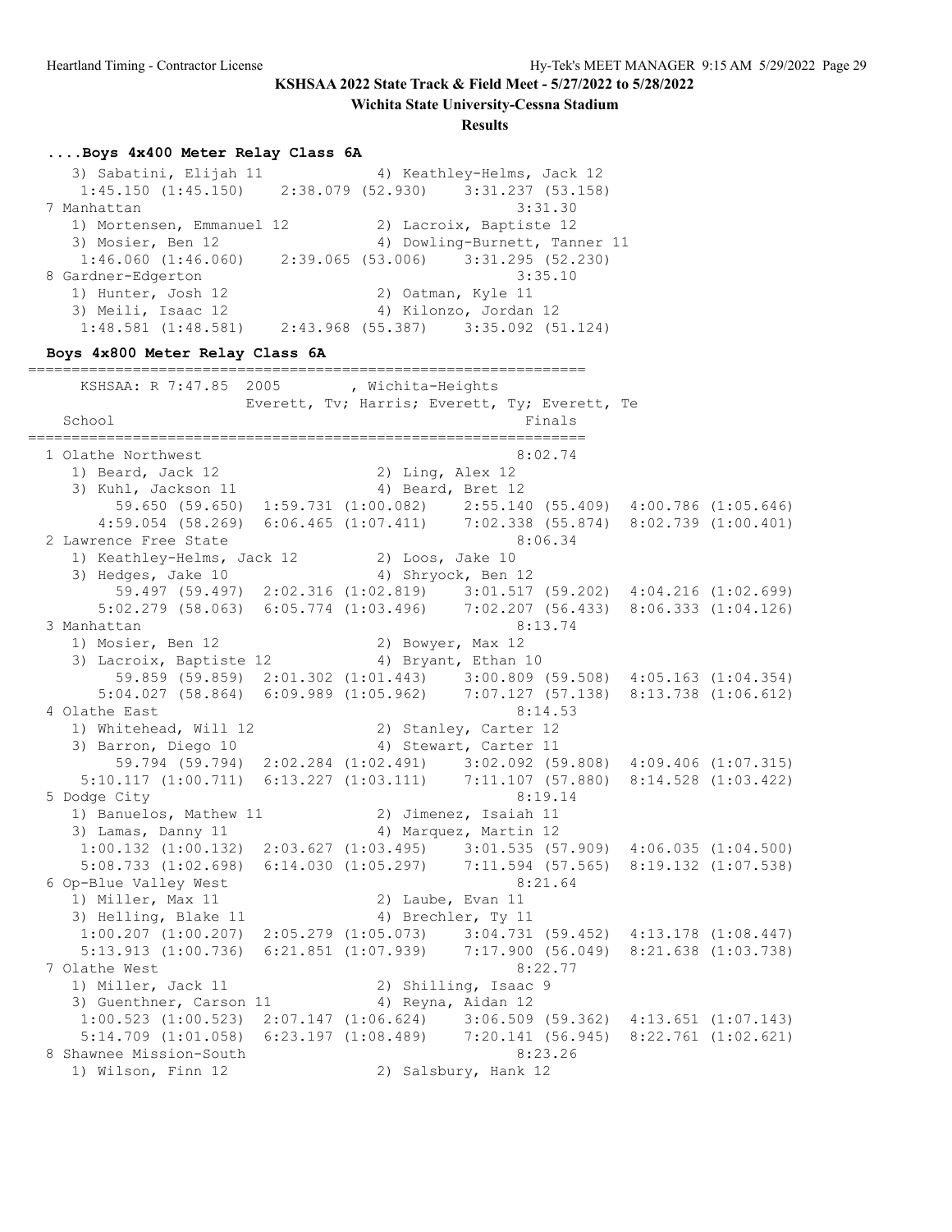KSHSAA 2022 State Track & Field Meet - 5/27/2022 to 5/28/2022

Wichita State University-Cessna Stadium

Results

**....Boys 4x400 Meter Relay Class 6A**

```
   3) Sabatini, Elijah 11            4) Keathley-Helms, Jack 12
    1:45.150 (1:45.150)    2:38.079 (52.930)    3:31.237 (53.158)
 7 Manhattan                                          3:31.30
   1) Mortensen, Emmanuel 12         2) Lacroix, Baptiste 12
   3) Mosier, Ben 12                 4) Dowling-Burnett, Tanner 11
    1:46.060 (1:46.060)    2:39.065 (53.006)    3:31.295 (52.230)
 8 Gardner-Edgerton                                   3:35.10
   1) Hunter, Josh 12                2) Oatman, Kyle 11
   3) Meili, Isaac 12                4) Kilonzo, Jordan 12
    1:48.581 (1:48.581)    2:43.968 (55.387)    3:35.092 (51.124)
```

**Boys 4x800 Meter Relay Class 6A**

```
================================================================
    KSHSAA: R 7:47.85  2005       , Wichita-Heights
                  Everett, Tv; Harris; Everett, Ty; Everett, Te
  School                                               Finals
================================================================
  1 Olathe Northwest                                   8:02.74
    1) Beard, Jack 12                 2) Ling, Alex 12
    3) Kuhl, Jackson 11               4) Beard, Bret 12
         59.650 (59.650)  1:59.731 (1:00.082)    2:55.140 (55.409)  4:00.786 (1:05.646)
       4:59.054 (58.269)  6:06.465 (1:07.411)    7:02.338 (55.874)  8:02.739 (1:00.401)
  2 Lawrence Free State                                8:06.34
    1) Keathley-Helms, Jack 12        2) Loos, Jake 10
    3) Hedges, Jake 10                4) Shryock, Ben 12
         59.497 (59.497)  2:02.316 (1:02.819)    3:01.517 (59.202)  4:04.216 (1:02.699)
       5:02.279 (58.063)  6:05.774 (1:03.496)    7:02.207 (56.433)  8:06.333 (1:04.126)
  3 Manhattan                                          8:13.74
    1) Mosier, Ben 12                 2) Bowyer, Max 12
    3) Lacroix, Baptiste 12           4) Bryant, Ethan 10
         59.859 (59.859)  2:01.302 (1:01.443)    3:00.809 (59.508)  4:05.163 (1:04.354)
       5:04.027 (58.864)  6:09.989 (1:05.962)    7:07.127 (57.138)  8:13.738 (1:06.612)
  4 Olathe East                                        8:14.53
    1) Whitehead, Will 12             2) Stanley, Carter 12
    3) Barron, Diego 10               4) Stewart, Carter 11
         59.794 (59.794)  2:02.284 (1:02.491)    3:02.092 (59.808)  4:09.406 (1:07.315)
     5:10.117 (1:00.711)  6:13.227 (1:03.111)    7:11.107 (57.880)  8:14.528 (1:03.422)
  5 Dodge City                                         8:19.14
    1) Banuelos, Mathew 11            2) Jimenez, Isaiah 11
    3) Lamas, Danny 11                4) Marquez, Martin 12
     1:00.132 (1:00.132)  2:03.627 (1:03.495)    3:01.535 (57.909)  4:06.035 (1:04.500)
     5:08.733 (1:02.698)  6:14.030 (1:05.297)    7:11.594 (57.565)  8:19.132 (1:07.538)
  6 Op-Blue Valley West                                8:21.64
    1) Miller, Max 11                 2) Laube, Evan 11
    3) Helling, Blake 11              4) Brechler, Ty 11
     1:00.207 (1:00.207)  2:05.279 (1:05.073)    3:04.731 (59.452)  4:13.178 (1:08.447)
     5:13.913 (1:00.736)  6:21.851 (1:07.939)    7:17.900 (56.049)  8:21.638 (1:03.738)
  7 Olathe West                                        8:22.77
    1) Miller, Jack 11                2) Shilling, Isaac 9
    3) Guenthner, Carson 11           4) Reyna, Aidan 12
     1:00.523 (1:00.523)  2:07.147 (1:06.624)    3:06.509 (59.362)  4:13.651 (1:07.143)
     5:14.709 (1:01.058)  6:23.197 (1:08.489)    7:20.141 (56.945)  8:22.761 (1:02.621)
  8 Shawnee Mission-South                              8:23.26
    1) Wilson, Finn 12                2) Salsbury, Hank 12
```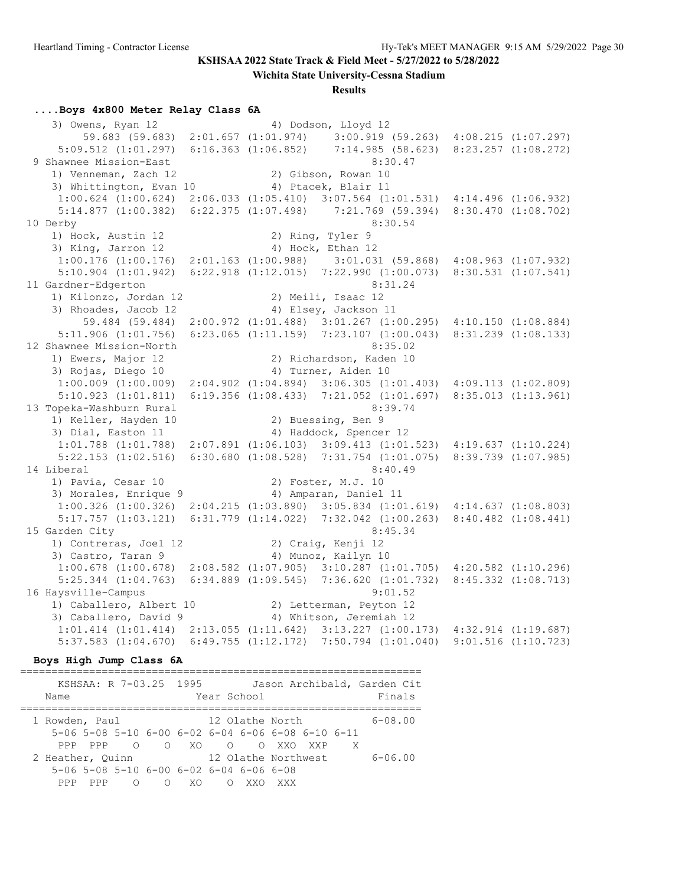**KSHSAA 2022 State Track & Field Meet - 5/27/2022 to 5/28/2022**

**Wichita State University-Cessna Stadium**

**Results**

### ....Boys 4x800 Meter Relay Class 6A

```
    3) Owens, Ryan 12                 4) Dodson, Lloyd 12
         59.683 (59.683)  2:01.657 (1:01.974)    3:00.919 (59.263)  4:08.215 (1:07.297)
      5:09.512 (1:01.297)  6:16.363 (1:06.852)    7:14.985 (58.623)  8:23.257 (1:08.272)
  9 Shawnee Mission-East                              8:30.47
    1) Venneman, Zach 12              2) Gibson, Rowan 10
    3) Whittington, Evan 10           4) Ptacek, Blair 11
      1:00.624 (1:00.624)  2:06.033 (1:05.410)  3:07.564 (1:01.531)  4:14.496 (1:06.932)
      5:14.877 (1:00.382)  6:22.375 (1:07.498)    7:21.769 (59.394)  8:30.470 (1:08.702)
 10 Derby                                             8:30.54
    1) Hock, Austin 12                2) Ring, Tyler 9
    3) King, Jarron 12                4) Hock, Ethan 12
      1:00.176 (1:00.176)  2:01.163 (1:00.988)    3:01.031 (59.868)  4:08.963 (1:07.932)
      5:10.904 (1:01.942)  6:22.918 (1:12.015)  7:22.990 (1:00.073)  8:30.531 (1:07.541)
 11 Gardner-Edgerton                                  8:31.24
    1) Kilonzo, Jordan 12             2) Meili, Isaac 12
    3) Rhoades, Jacob 12              4) Elsey, Jackson 11
         59.484 (59.484)  2:00.972 (1:01.488)  3:01.267 (1:00.295)  4:10.150 (1:08.884)
      5:11.906 (1:01.756)  6:23.065 (1:11.159)  7:23.107 (1:00.043)  8:31.239 (1:08.133)
 12 Shawnee Mission-North                             8:35.02
    1) Ewers, Major 12                2) Richardson, Kaden 10
    3) Rojas, Diego 10                4) Turner, Aiden 10
      1:00.009 (1:00.009)  2:04.902 (1:04.894)  3:06.305 (1:01.403)  4:09.113 (1:02.809)
      5:10.923 (1:01.811)  6:19.356 (1:08.433)  7:21.052 (1:01.697)  8:35.013 (1:13.961)
 13 Topeka-Washburn Rural                             8:39.74
    1) Keller, Hayden 10              2) Buessing, Ben 9
    3) Dial, Easton 11                4) Haddock, Spencer 12
      1:01.788 (1:01.788)  2:07.891 (1:06.103)  3:09.413 (1:01.523)  4:19.637 (1:10.224)
      5:22.153 (1:02.516)  6:30.680 (1:08.528)  7:31.754 (1:01.075)  8:39.739 (1:07.985)
 14 Liberal                                           8:40.49
    1) Pavia, Cesar 10                2) Foster, M.J. 10
    3) Morales, Enrique 9             4) Amparan, Daniel 11
      1:00.326 (1:00.326)  2:04.215 (1:03.890)  3:05.834 (1:01.619)  4:14.637 (1:08.803)
      5:17.757 (1:03.121)  6:31.779 (1:14.022)  7:32.042 (1:00.263)  8:40.482 (1:08.441)
 15 Garden City                                       8:45.34
    1) Contreras, Joel 12             2) Craig, Kenji 12
    3) Castro, Taran 9                4) Munoz, Kailyn 10
      1:00.678 (1:00.678)  2:08.582 (1:07.905)  3:10.287 (1:01.705)  4:20.582 (1:10.296)
      5:25.344 (1:04.763)  6:34.889 (1:09.545)  7:36.620 (1:01.732)  8:45.332 (1:08.713)
 16 Haysville-Campus                                  9:01.52
    1) Caballero, Albert 10           2) Letterman, Peyton 12
    3) Caballero, David 9             4) Whitson, Jeremiah 12
      1:01.414 (1:01.414)  2:13.055 (1:11.642)  3:13.227 (1:00.173)  4:32.914 (1:19.687)
      5:37.583 (1:04.670)  6:49.755 (1:12.172)  7:50.794 (1:01.040)  9:01.516 (1:10.723)
```

### Boys High Jump Class 6A

```
================================================================
     KSHSAA: R 7-03.25  1995       Jason Archibald, Garden Cit
  Name                    Year School                  Finals
================================================================
  1 Rowden, Paul              12 Olathe North          6-08.00
     5-06 5-08 5-10 6-00 6-02 6-04 6-06 6-08 6-10 6-11
      PPP  PPP    O    O   XO    O    O  XXO  XXP    X
  2 Heather, Quinn            12 Olathe Northwest      6-06.00
     5-06 5-08 5-10 6-00 6-02 6-04 6-06 6-08
      PPP  PPP    O    O   XO    O  XXO  XXX
```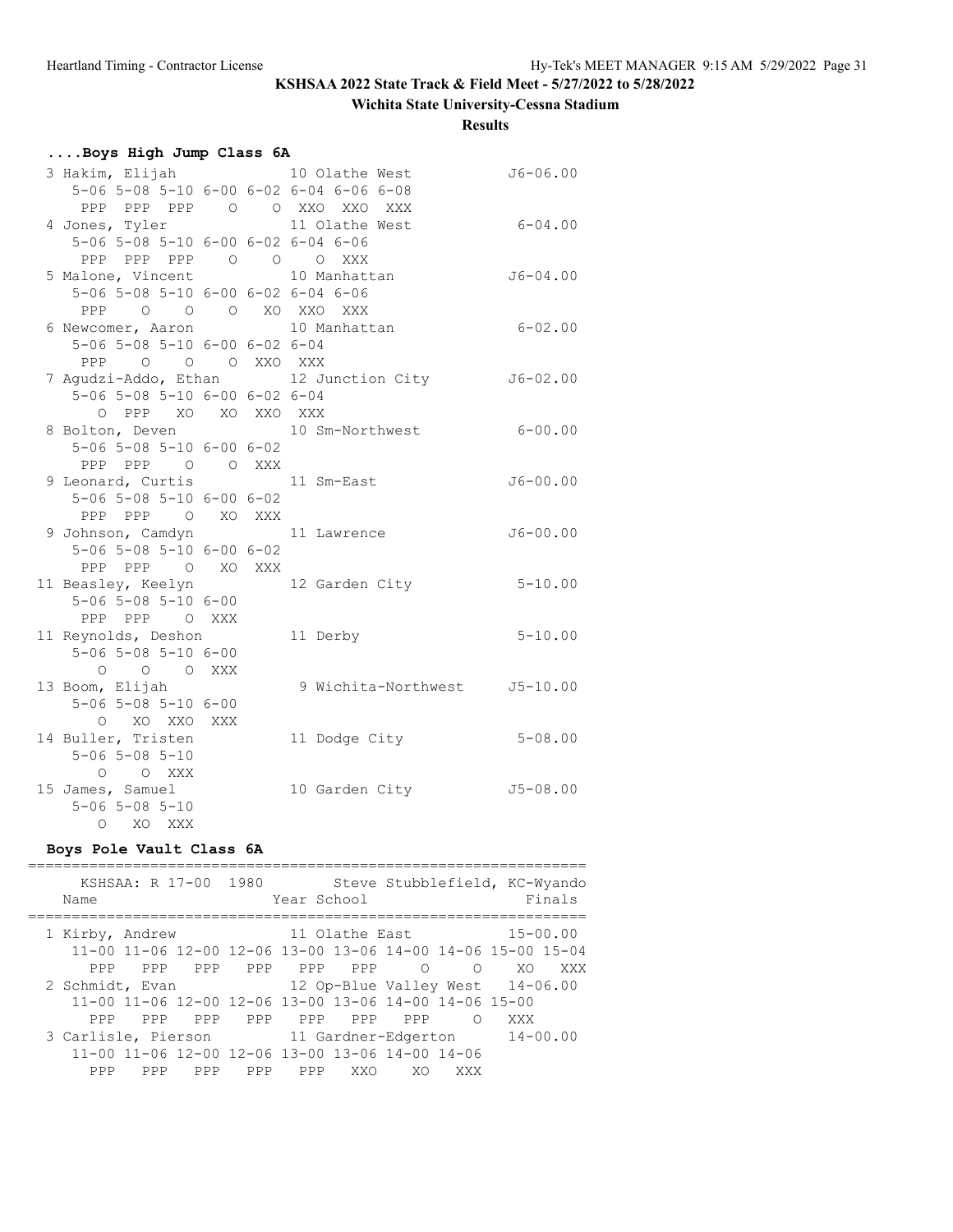KSHSAA 2022 State Track & Field Meet - 5/27/2022 to 5/28/2022

Wichita State University-Cessna Stadium

**Results**

### ....Boys High Jump Class 6A

```
  3 Hakim, Elijah              10 Olathe West            J6-06.00
     5-06 5-08 5-10 6-00 6-02 6-04 6-06 6-08
      PPP  PPP  PPP    O    O  XXO  XXO  XXX
  4 Jones, Tyler               11 Olathe West             6-04.00
     5-06 5-08 5-10 6-00 6-02 6-04 6-06
      PPP  PPP  PPP    O    O    O  XXX
  5 Malone, Vincent            10 Manhattan              J6-04.00
     5-06 5-08 5-10 6-00 6-02 6-04 6-06
      PPP    O    O    O   XO  XXO  XXX
  6 Newcomer, Aaron            10 Manhattan               6-02.00
     5-06 5-08 5-10 6-00 6-02 6-04
      PPP    O    O    O  XXO  XXX
  7 Agudzi-Addo, Ethan         12 Junction City          J6-02.00
     5-06 5-08 5-10 6-00 6-02 6-04
        O  PPP   XO   XO  XXO  XXX
  8 Bolton, Deven              10 Sm-Northwest            6-00.00
     5-06 5-08 5-10 6-00 6-02
      PPP  PPP    O    O  XXX
  9 Leonard, Curtis            11 Sm-East                J6-00.00
     5-06 5-08 5-10 6-00 6-02
      PPP  PPP    O   XO  XXX
  9 Johnson, Camdyn            11 Lawrence               J6-00.00
     5-06 5-08 5-10 6-00 6-02
      PPP  PPP    O   XO  XXX
 11 Beasley, Keelyn            12 Garden City             5-10.00
     5-06 5-08 5-10 6-00
      PPP  PPP    O  XXX
 11 Reynolds, Deshon           11 Derby                   5-10.00
     5-06 5-08 5-10 6-00
        O    O    O  XXX
 13 Boom, Elijah                9 Wichita-Northwest      J5-10.00
     5-06 5-08 5-10 6-00
        O   XO  XXO  XXX
 14 Buller, Tristen            11 Dodge City              5-08.00
     5-06 5-08 5-10
        O    O  XXX
 15 James, Samuel              10 Garden City            J5-08.00
     5-06 5-08 5-10
        O   XO  XXX
```

### Boys Pole Vault Class 6A

```
=================================================================
    KSHSAA: R 17-00  1980        Steve Stubblefield, KC-Wyando
    Name                    Year School                  Finals
=================================================================
  1 Kirby, Andrew              11 Olathe East            15-00.00
    11-00 11-06 12-00 12-06 13-00 13-06 14-00 14-06 15-00 15-04
      PPP   PPP   PPP   PPP   PPP   PPP     O     O    XO   XXX
  2 Schmidt, Evan              12 Op-Blue Valley West   14-06.00
    11-00 11-06 12-00 12-06 13-00 13-06 14-00 14-06 15-00
      PPP   PPP   PPP   PPP   PPP   PPP   PPP     O   XXX
  3 Carlisle, Pierson          11 Gardner-Edgerton      14-00.00
    11-00 11-06 12-00 12-06 13-00 13-06 14-00 14-06
      PPP   PPP   PPP   PPP   PPP   XXO    XO   XXX
```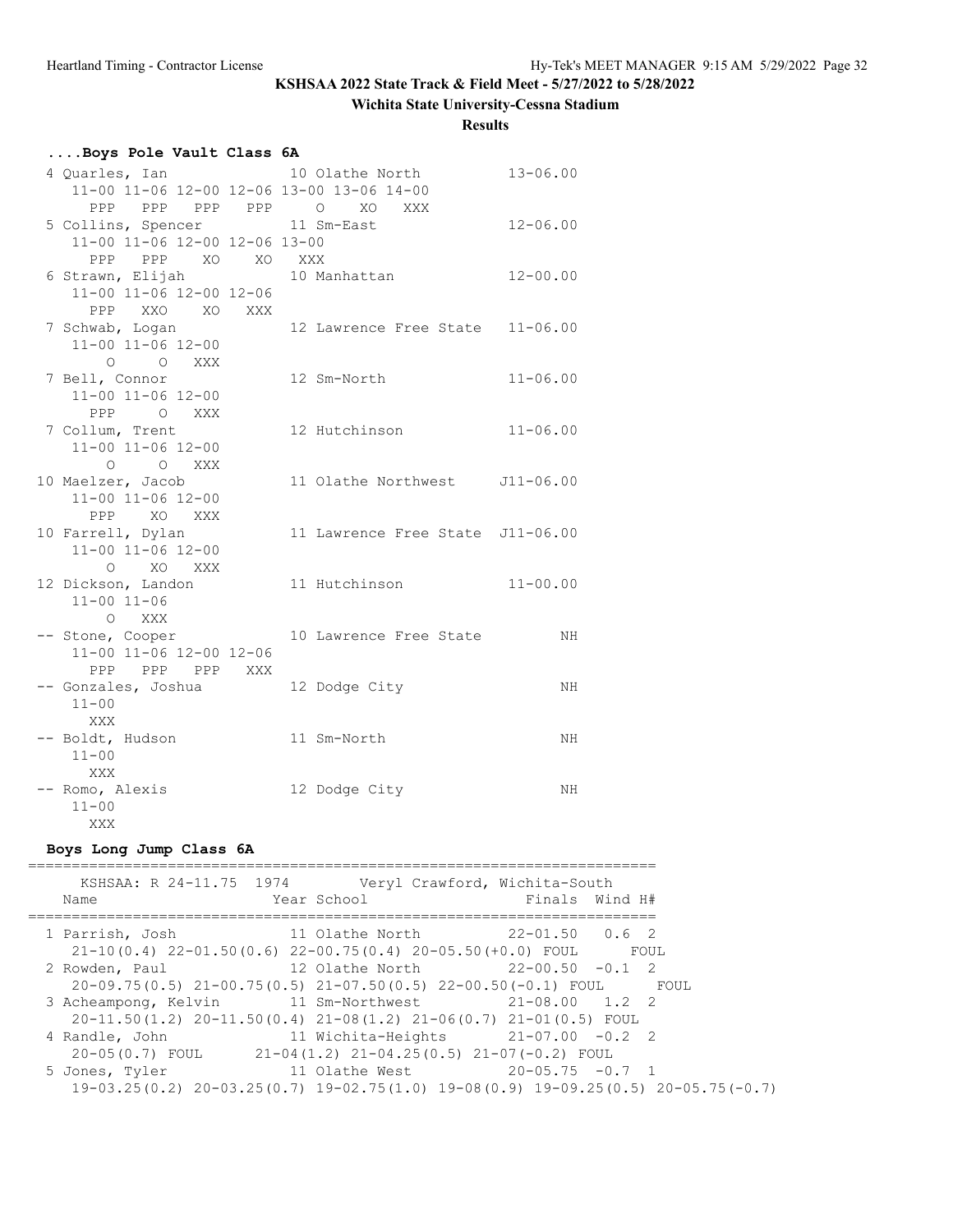**KSHSAA 2022 State Track & Field Meet - 5/27/2022 to 5/28/2022**

**Wichita State University-Cessna Stadium**

**Results**

### ....Boys Pole Vault Class 6A

```
  4 Quarles, Ian              10 Olathe North          13-06.00
     11-00 11-06 12-00 12-06 13-00 13-06 14-00
       PPP   PPP   PPP   PPP     O    XO   XXX
  5 Collins, Spencer          11 Sm-East               12-06.00
     11-00 11-06 12-00 12-06 13-00
       PPP   PPP    XO    XO   XXX
  6 Strawn, Elijah            10 Manhattan             12-00.00
     11-00 11-06 12-00 12-06
       PPP   XXO    XO   XXX
  7 Schwab, Logan             12 Lawrence Free State   11-06.00
     11-00 11-06 12-00
         O     O   XXX
  7 Bell, Connor              12 Sm-North              11-06.00
     11-00 11-06 12-00
       PPP     O   XXX
  7 Collum, Trent             12 Hutchinson            11-06.00
     11-00 11-06 12-00
         O     O   XXX
 10 Maelzer, Jacob            11 Olathe Northwest     J11-06.00
     11-00 11-06 12-00
       PPP    XO   XXX
 10 Farrell, Dylan            11 Lawrence Free State  J11-06.00
     11-00 11-06 12-00
         O    XO   XXX
 12 Dickson, Landon           11 Hutchinson            11-00.00
     11-00 11-06
         O   XXX
 -- Stone, Cooper             10 Lawrence Free State         NH
     11-00 11-06 12-00 12-06
       PPP   PPP   PPP   XXX
 -- Gonzales, Joshua          12 Dodge City                  NH
     11-00
       XXX
 -- Boldt, Hudson             11 Sm-North                    NH
     11-00
       XXX
 -- Romo, Alexis              12 Dodge City                  NH
     11-00
       XXX
```

### Boys Long Jump Class 6A

```
=========================================================================
      KSHSAA: R 24-11.75  1974        Veryl Crawford, Wichita-South
   Name                    Year School                 Finals  Wind H#
=========================================================================
  1 Parrish, Josh             11 Olathe North          22-01.50   0.6  2
     21-10(0.4) 22-01.50(0.6) 22-00.75(0.4) 20-05.50(+0.0) FOUL      FOUL
  2 Rowden, Paul              12 Olathe North          22-00.50  -0.1  2
     20-09.75(0.5) 21-00.75(0.5) 21-07.50(0.5) 22-00.50(-0.1) FOUL      FOUL
  3 Acheampong, Kelvin        11 Sm-Northwest          21-08.00   1.2  2
     20-11.50(1.2) 20-11.50(0.4) 21-08(1.2) 21-06(0.7) 21-01(0.5) FOUL
  4 Randle, John              11 Wichita-Heights       21-07.00  -0.2  2
     20-05(0.7) FOUL      21-04(1.2) 21-04.25(0.5) 21-07(-0.2) FOUL
  5 Jones, Tyler              11 Olathe West           20-05.75  -0.7  1
     19-03.25(0.2) 20-03.25(0.7) 19-02.75(1.0) 19-08(0.9) 19-09.25(0.5) 20-05.75(-0.7)
```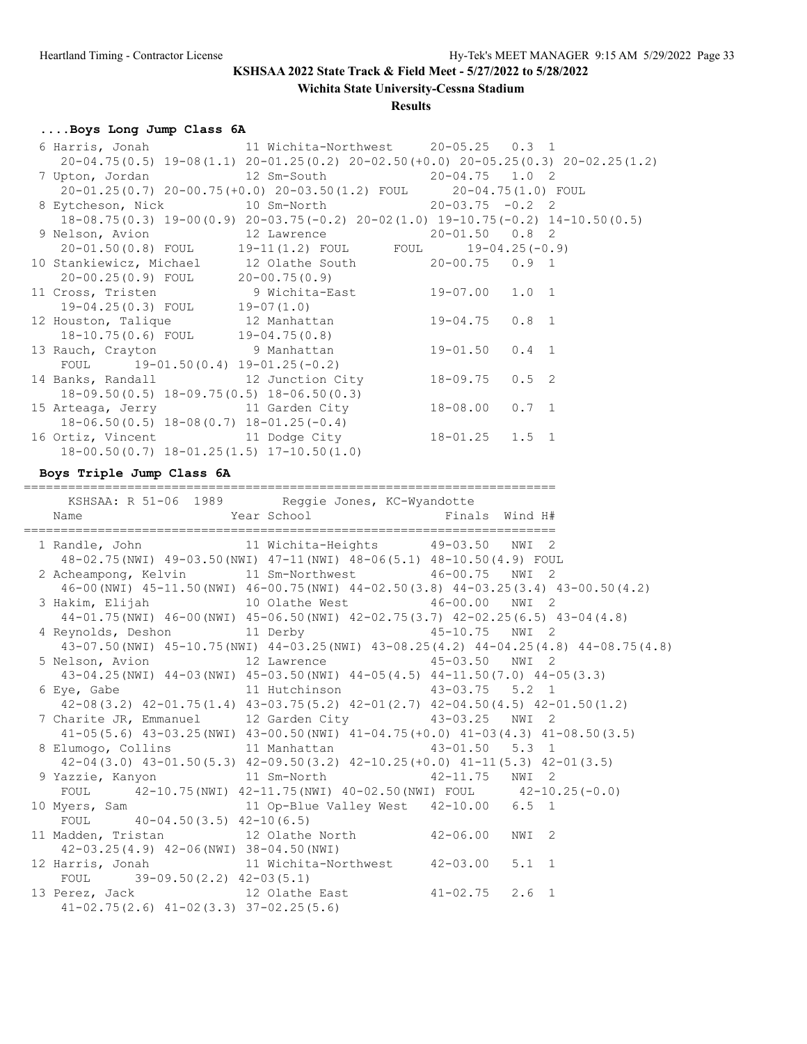## KSHSAA 2022 State Track & Field Meet - 5/27/2022 to 5/28/2022

**Wichita State University-Cessna Stadium**

**Results**

### ....Boys Long Jump Class 6A

```
  6 Harris, Jonah             11 Wichita-Northwest     20-05.25   0.3  1
     20-04.75(0.5) 19-08(1.1) 20-01.25(0.2) 20-02.50(+0.0) 20-05.25(0.3) 20-02.25(1.2)
  7 Upton, Jordan             12 Sm-South              20-04.75   1.0  2
     20-01.25(0.7) 20-00.75(+0.0) 20-03.50(1.2) FOUL      20-04.75(1.0) FOUL
  8 Eytcheson, Nick           10 Sm-North              20-03.75  -0.2  2
     18-08.75(0.3) 19-00(0.9) 20-03.75(-0.2) 20-02(1.0) 19-10.75(-0.2) 14-10.50(0.5)
  9 Nelson, Avion             12 Lawrence              20-01.50   0.8  2
     20-01.50(0.8) FOUL      19-11(1.2) FOUL      FOUL      19-04.25(-0.9)
 10 Stankiewicz, Michael      12 Olathe South          20-00.75   0.9  1
     20-00.25(0.9) FOUL      20-00.75(0.9)
 11 Cross, Tristen             9 Wichita-East          19-07.00   1.0  1
     19-04.25(0.3) FOUL      19-07(1.0)
 12 Houston, Talique          12 Manhattan             19-04.75   0.8  1
     18-10.75(0.6) FOUL      19-04.75(0.8)
 13 Rauch, Crayton             9 Manhattan             19-01.50   0.4  1
     FOUL      19-01.50(0.4) 19-01.25(-0.2)
 14 Banks, Randall            12 Junction City         18-09.75   0.5  2
     18-09.50(0.5) 18-09.75(0.5) 18-06.50(0.3)
 15 Arteaga, Jerry            11 Garden City           18-08.00   0.7  1
     18-06.50(0.5) 18-08(0.7) 18-01.25(-0.4)
 16 Ortiz, Vincent            11 Dodge City            18-01.25   1.5  1
     18-00.50(0.7) 18-01.25(1.5) 17-10.50(1.0)
```

### Boys Triple Jump Class 6A

```
=========================================================================
    KSHSAA: R 51-06  1989        Reggie Jones, KC-Wyandotte
    Name                    Year School                 Finals  Wind H#
=========================================================================
  1 Randle, John              11 Wichita-Heights       49-03.50   NWI  2
     48-02.75(NWI) 49-03.50(NWI) 47-11(NWI) 48-06(5.1) 48-10.50(4.9) FOUL
  2 Acheampong, Kelvin        11 Sm-Northwest          46-00.75   NWI  2
     46-00(NWI) 45-11.50(NWI) 46-00.75(NWI) 44-02.50(3.8) 44-03.25(3.4) 43-00.50(4.2)
  3 Hakim, Elijah             10 Olathe West           46-00.00   NWI  2
     44-01.75(NWI) 46-00(NWI) 45-06.50(NWI) 42-02.75(3.7) 42-02.25(6.5) 43-04(4.8)
  4 Reynolds, Deshon          11 Derby                 45-10.75   NWI  2
     43-07.50(NWI) 45-10.75(NWI) 44-03.25(NWI) 43-08.25(4.2) 44-04.25(4.8) 44-08.75(4.8)
  5 Nelson, Avion             12 Lawrence              45-03.50   NWI  2
     43-04.25(NWI) 44-03(NWI) 45-03.50(NWI) 44-05(4.5) 44-11.50(7.0) 44-05(3.3)
  6 Eye, Gabe                 11 Hutchinson            43-03.75   5.2  1
     42-08(3.2) 42-01.75(1.4) 43-03.75(5.2) 42-01(2.7) 42-04.50(4.5) 42-01.50(1.2)
  7 Charite JR, Emmanuel      12 Garden City           43-03.25   NWI  2
     41-05(5.6) 43-03.25(NWI) 43-00.50(NWI) 41-04.75(+0.0) 41-03(4.3) 41-08.50(3.5)
  8 Elumogo, Collins          11 Manhattan             43-01.50   5.3  1
     42-04(3.0) 43-01.50(5.3) 42-09.50(3.2) 42-10.25(+0.0) 41-11(5.3) 42-01(3.5)
  9 Yazzie, Kanyon            11 Sm-North              42-11.75   NWI  2
     FOUL      42-10.75(NWI) 42-11.75(NWI) 40-02.50(NWI) FOUL      42-10.25(-0.0)
 10 Myers, Sam                11 Op-Blue Valley West   42-10.00   6.5  1
     FOUL      40-04.50(3.5) 42-10(6.5)
 11 Madden, Tristan           12 Olathe North          42-06.00   NWI  2
     42-03.25(4.9) 42-06(NWI) 38-04.50(NWI)
 12 Harris, Jonah             11 Wichita-Northwest     42-03.00   5.1  1
     FOUL      39-09.50(2.2) 42-03(5.1)
 13 Perez, Jack               12 Olathe East           41-02.75   2.6  1
     41-02.75(2.6) 41-02(3.3) 37-02.25(5.6)
```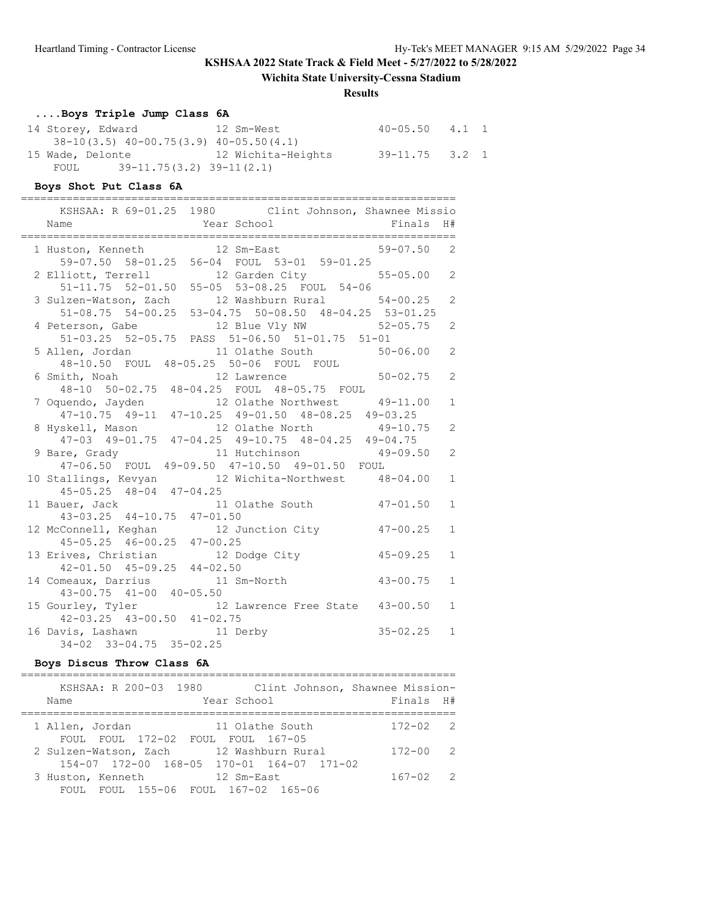**KSHSAA 2022 State Track & Field Meet - 5/27/2022 to 5/28/2022**

**Wichita State University-Cessna Stadium**

**Results**

### ....Boys Triple Jump Class 6A

```
 14 Storey, Edward            12 Sm-West                 40-05.50   4.1  1
     38-10(3.5) 40-00.75(3.9) 40-05.50(4.1)
 15 Wade, Delonte             12 Wichita-Heights         39-11.75   3.2  1
     FOUL     39-11.75(3.2) 39-11(2.1)
```

### Boys Shot Put Class 6A

```
===================================================================
    KSHSAA: R 69-01.25  1980       Clint Johnson, Shawnee Missio
    Name                    Year School                  Finals  H#
===================================================================
  1 Huston, Kenneth           12 Sm-East                 59-07.50   2
     59-07.50  58-01.25  56-04  FOUL  53-01  59-01.25
  2 Elliott, Terrell          12 Garden City             55-05.00   2
     51-11.75  52-01.50  55-05  53-08.25  FOUL  54-06
  3 Sulzen-Watson, Zach       12 Washburn Rural          54-00.25   2
     51-08.75  54-00.25  53-04.75  50-08.50  48-04.25  53-01.25
  4 Peterson, Gabe            12 Blue Vly NW             52-05.75   2
     51-03.25  52-05.75  PASS  51-06.50  51-01.75  51-01
  5 Allen, Jordan             11 Olathe South            50-06.00   2
     48-10.50  FOUL  48-05.25  50-06  FOUL  FOUL
  6 Smith, Noah               12 Lawrence                50-02.75   2
     48-10  50-02.75  48-04.25  FOUL  48-05.75  FOUL
  7 Oquendo, Jayden           12 Olathe Northwest        49-11.00   1
     47-10.75  49-11  47-10.25  49-01.50  48-08.25  49-03.25
  8 Hyskell, Mason            12 Olathe North            49-10.75   2
     47-03  49-01.75  47-04.25  49-10.75  48-04.25  49-04.75
  9 Bare, Grady               11 Hutchinson              49-09.50   2
     47-06.50  FOUL  49-09.50  47-10.50  49-01.50  FOUL
 10 Stallings, Kevyan         12 Wichita-Northwest       48-04.00   1
     45-05.25  48-04  47-04.25
 11 Bauer, Jack               11 Olathe South            47-01.50   1
     43-03.25  44-10.75  47-01.50
 12 McConnell, Keghan         12 Junction City           47-00.25   1
     45-05.25  46-00.25  47-00.25
 13 Erives, Christian         12 Dodge City              45-09.25   1
     42-01.50  45-09.25  44-02.50
 14 Comeaux, Darrius          11 Sm-North                43-00.75   1
     43-00.75  41-00  40-05.50
 15 Gourley, Tyler            12 Lawrence Free State     43-00.50   1
     42-03.25  43-00.50  41-02.75
 16 Davis, Lashawn            11 Derby                   35-02.25   1
     34-02  33-04.75  35-02.25
```

### Boys Discus Throw Class 6A

```
===================================================================
    KSHSAA: R 200-03  1980       Clint Johnson, Shawnee Mission-
    Name                    Year School                  Finals  H#
===================================================================
  1 Allen, Jordan             11 Olathe South              172-02   2
     FOUL  FOUL  172-02  FOUL  FOUL  167-05
  2 Sulzen-Watson, Zach       12 Washburn Rural            172-00   2
     154-07  172-00  168-05  170-01  164-07  171-02
  3 Huston, Kenneth           12 Sm-East                   167-02   2
     FOUL  FOUL  155-06  FOUL  167-02  165-06
```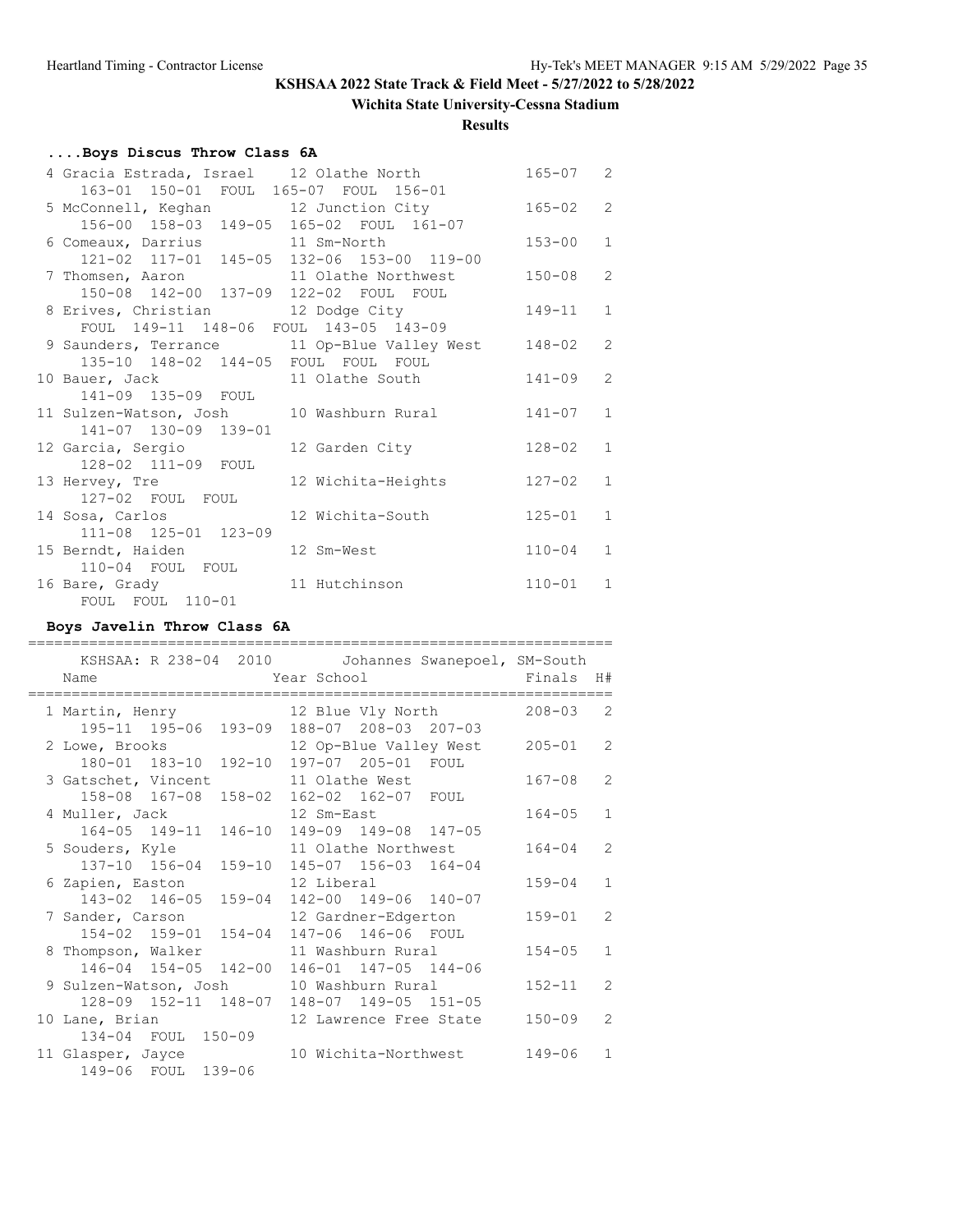**KSHSAA 2022 State Track & Field Meet - 5/27/2022 to 5/28/2022**

**Wichita State University-Cessna Stadium**

**Results**

### ....Boys Discus Throw Class 6A

```
  4 Gracia Estrada, Israel    12 Olathe North            165-07   2
      163-01  150-01  FOUL  165-07  FOUL  156-01
  5 McConnell, Keghan         12 Junction City           165-02   2
      156-00  158-03  149-05  165-02  FOUL  161-07
  6 Comeaux, Darrius          11 Sm-North                153-00   1
      121-02  117-01  145-05  132-06  153-00  119-00
  7 Thomsen, Aaron            11 Olathe Northwest        150-08   2
      150-08  142-00  137-09  122-02  FOUL  FOUL
  8 Erives, Christian         12 Dodge City              149-11   1
      FOUL  149-11  148-06  FOUL  143-05  143-09
  9 Saunders, Terrance        11 Op-Blue Valley West     148-02   2
      135-10  148-02  144-05  FOUL  FOUL  FOUL
 10 Bauer, Jack               11 Olathe South            141-09   2
      141-09  135-09  FOUL
 11 Sulzen-Watson, Josh       10 Washburn Rural          141-07   1
      141-07  130-09  139-01
 12 Garcia, Sergio            12 Garden City             128-02   1
      128-02  111-09  FOUL
 13 Hervey, Tre               12 Wichita-Heights         127-02   1
      127-02  FOUL  FOUL
 14 Sosa, Carlos              12 Wichita-South           125-01   1
      111-08  125-01  123-09
 15 Berndt, Haiden            12 Sm-West                 110-04   1
      110-04  FOUL  FOUL
 16 Bare, Grady               11 Hutchinson              110-01   1
      FOUL  FOUL  110-01
```

### Boys Javelin Throw Class 6A

```
===================================================================
    KSHSAA: R 238-04  2010        Johannes Swanepoel, SM-South
    Name                    Year School                Finals  H#
===================================================================
  1 Martin, Henry             12 Blue Vly North          208-03   2
      195-11  195-06  193-09  188-07  208-03  207-03
  2 Lowe, Brooks              12 Op-Blue Valley West     205-01   2
      180-01  183-10  192-10  197-07  205-01  FOUL
  3 Gatschet, Vincent         11 Olathe West             167-08   2
      158-08  167-08  158-02  162-02  162-07  FOUL
  4 Muller, Jack              12 Sm-East                 164-05   1
      164-05  149-11  146-10  149-09  149-08  147-05
  5 Souders, Kyle             11 Olathe Northwest        164-04   2
      137-10  156-04  159-10  145-07  156-03  164-04
  6 Zapien, Easton            12 Liberal                 159-04   1
      143-02  146-05  159-04  142-00  149-06  140-07
  7 Sander, Carson            12 Gardner-Edgerton        159-01   2
      154-02  159-01  154-04  147-06  146-06  FOUL
  8 Thompson, Walker          11 Washburn Rural          154-05   1
      146-04  154-05  142-00  146-01  147-05  144-06
  9 Sulzen-Watson, Josh       10 Washburn Rural          152-11   2
      128-09  152-11  148-07  148-07  149-05  151-05
 10 Lane, Brian               12 Lawrence Free State     150-09   2
      134-04  FOUL  150-09
 11 Glasper, Jayce            10 Wichita-Northwest       149-06   1
      149-06  FOUL  139-06
```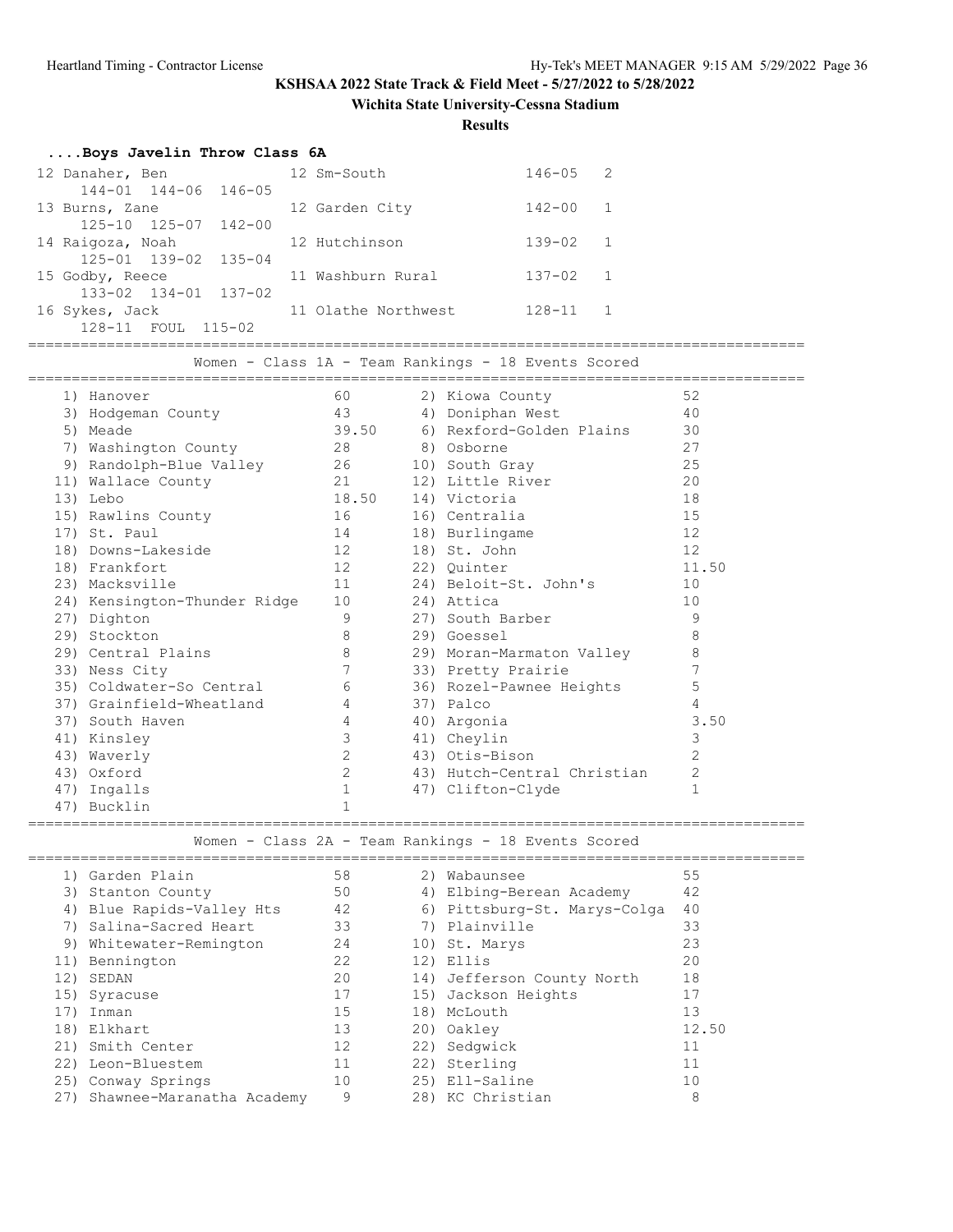**KSHSAA 2022 State Track & Field Meet - 5/27/2022 to 5/28/2022**

**Wichita State University-Cessna Stadium**

**Results**

### ....Boys Javelin Throw Class 6A

| | | | | |
|---|---|---|---|---|
| 12 Danaher, Ben | 12 Sm-South | 146-05 | 2 |
| 144-01 144-06 146-05 | | | |
| 13 Burns, Zane | 12 Garden City | 142-00 | 1 |
| 125-10 125-07 142-00 | | | |
| 14 Raigoza, Noah | 12 Hutchinson | 139-02 | 1 |
| 125-01 139-02 135-04 | | | |
| 15 Godby, Reece | 11 Washburn Rural | 137-02 | 1 |
| 133-02 134-01 137-02 | | | |
| 16 Sykes, Jack | 11 Olathe Northwest | 128-11 | 1 |
| 128-11 FOUL 115-02 | | | |

### Women - Class 1A - Team Rankings - 18 Events Scored

| | | | |
|---|---|---|---|
| 1) Hanover | 60 | 2) Kiowa County | 52 |
| 3) Hodgeman County | 43 | 4) Doniphan West | 40 |
| 5) Meade | 39.50 | 6) Rexford-Golden Plains | 30 |
| 7) Washington County | 28 | 8) Osborne | 27 |
| 9) Randolph-Blue Valley | 26 | 10) South Gray | 25 |
| 11) Wallace County | 21 | 12) Little River | 20 |
| 13) Lebo | 18.50 | 14) Victoria | 18 |
| 15) Rawlins County | 16 | 16) Centralia | 15 |
| 17) St. Paul | 14 | 18) Burlingame | 12 |
| 18) Downs-Lakeside | 12 | 18) St. John | 12 |
| 18) Frankfort | 12 | 22) Quinter | 11.50 |
| 23) Macksville | 11 | 24) Beloit-St. John's | 10 |
| 24) Kensington-Thunder Ridge | 10 | 24) Attica | 10 |
| 27) Dighton | 9 | 27) South Barber | 9 |
| 29) Stockton | 8 | 29) Goessel | 8 |
| 29) Central Plains | 8 | 29) Moran-Marmaton Valley | 8 |
| 33) Ness City | 7 | 33) Pretty Prairie | 7 |
| 35) Coldwater-So Central | 6 | 36) Rozel-Pawnee Heights | 5 |
| 37) Grainfield-Wheatland | 4 | 37) Palco | 4 |
| 37) South Haven | 4 | 40) Argonia | 3.50 |
| 41) Kinsley | 3 | 41) Cheylin | 3 |
| 43) Waverly | 2 | 43) Otis-Bison | 2 |
| 43) Oxford | 2 | 43) Hutch-Central Christian | 2 |
| 47) Ingalls | 1 | 47) Clifton-Clyde | 1 |
| 47) Bucklin | 1 | | |

### Women - Class 2A - Team Rankings - 18 Events Scored

| | | | |
|---|---|---|---|
| 1) Garden Plain | 58 | 2) Wabaunsee | 55 |
| 3) Stanton County | 50 | 4) Elbing-Berean Academy | 42 |
| 4) Blue Rapids-Valley Hts | 42 | 6) Pittsburg-St. Marys-Colga | 40 |
| 7) Salina-Sacred Heart | 33 | 7) Plainville | 33 |
| 9) Whitewater-Remington | 24 | 10) St. Marys | 23 |
| 11) Bennington | 22 | 12) Ellis | 20 |
| 12) SEDAN | 20 | 14) Jefferson County North | 18 |
| 15) Syracuse | 17 | 15) Jackson Heights | 17 |
| 17) Inman | 15 | 18) McLouth | 13 |
| 18) Elkhart | 13 | 20) Oakley | 12.50 |
| 21) Smith Center | 12 | 22) Sedgwick | 11 |
| 22) Leon-Bluestem | 11 | 22) Sterling | 11 |
| 25) Conway Springs | 10 | 25) Ell-Saline | 10 |
| 27) Shawnee-Maranatha Academy | 9 | 28) KC Christian | 8 |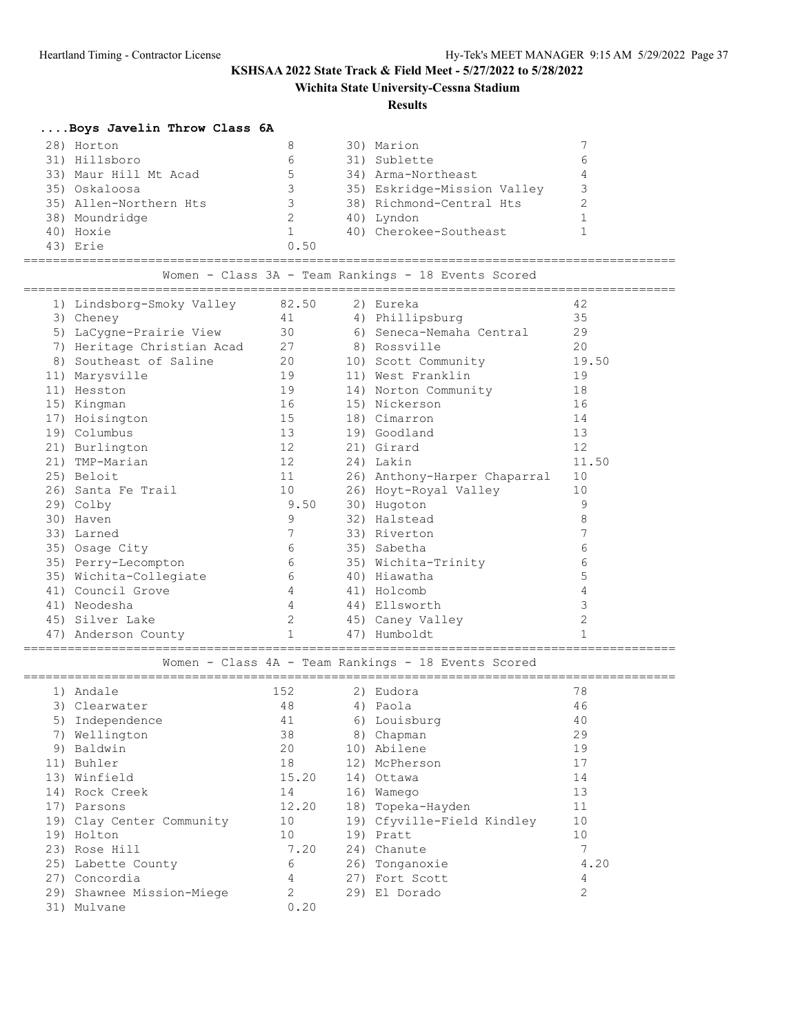**KSHSAA 2022 State Track & Field Meet - 5/27/2022 to 5/28/2022**

**Wichita State University-Cessna Stadium**

**Results**

### ....Boys Javelin Throw Class 6A

| | | | |
|---|---|---|---|
| 28) Horton | 8 | 30) Marion | 7 |
| 31) Hillsboro | 6 | 31) Sublette | 6 |
| 33) Maur Hill Mt Acad | 5 | 34) Arma-Northeast | 4 |
| 35) Oskaloosa | 3 | 35) Eskridge-Mission Valley | 3 |
| 35) Allen-Northern Hts | 3 | 38) Richmond-Central Hts | 2 |
| 38) Moundridge | 2 | 40) Lyndon | 1 |
| 40) Hoxie | 1 | 40) Cherokee-Southeast | 1 |
| 43) Erie | 0.50 | | |

### Women - Class 3A - Team Rankings - 18 Events Scored

| | | | |
|---|---|---|---|
| 1) Lindsborg-Smoky Valley | 82.50 | 2) Eureka | 42 |
| 3) Cheney | 41 | 4) Phillipsburg | 35 |
| 5) LaCygne-Prairie View | 30 | 6) Seneca-Nemaha Central | 29 |
| 7) Heritage Christian Acad | 27 | 8) Rossville | 20 |
| 8) Southeast of Saline | 20 | 10) Scott Community | 19.50 |
| 11) Marysville | 19 | 11) West Franklin | 19 |
| 11) Hesston | 19 | 14) Norton Community | 18 |
| 15) Kingman | 16 | 15) Nickerson | 16 |
| 17) Hoisington | 15 | 18) Cimarron | 14 |
| 19) Columbus | 13 | 19) Goodland | 13 |
| 21) Burlington | 12 | 21) Girard | 12 |
| 21) TMP-Marian | 12 | 24) Lakin | 11.50 |
| 25) Beloit | 11 | 26) Anthony-Harper Chaparral | 10 |
| 26) Santa Fe Trail | 10 | 26) Hoyt-Royal Valley | 10 |
| 29) Colby | 9.50 | 30) Hugoton | 9 |
| 30) Haven | 9 | 32) Halstead | 8 |
| 33) Larned | 7 | 33) Riverton | 7 |
| 35) Osage City | 6 | 35) Sabetha | 6 |
| 35) Perry-Lecompton | 6 | 35) Wichita-Trinity | 6 |
| 35) Wichita-Collegiate | 6 | 40) Hiawatha | 5 |
| 41) Council Grove | 4 | 41) Holcomb | 4 |
| 41) Neodesha | 4 | 44) Ellsworth | 3 |
| 45) Silver Lake | 2 | 45) Caney Valley | 2 |
| 47) Anderson County | 1 | 47) Humboldt | 1 |

### Women - Class 4A - Team Rankings - 18 Events Scored

| | | | |
|---|---|---|---|
| 1) Andale | 152 | 2) Eudora | 78 |
| 3) Clearwater | 48 | 4) Paola | 46 |
| 5) Independence | 41 | 6) Louisburg | 40 |
| 7) Wellington | 38 | 8) Chapman | 29 |
| 9) Baldwin | 20 | 10) Abilene | 19 |
| 11) Buhler | 18 | 12) McPherson | 17 |
| 13) Winfield | 15.20 | 14) Ottawa | 14 |
| 14) Rock Creek | 14 | 16) Wamego | 13 |
| 17) Parsons | 12.20 | 18) Topeka-Hayden | 11 |
| 19) Clay Center Community | 10 | 19) Cfyville-Field Kindley | 10 |
| 19) Holton | 10 | 19) Pratt | 10 |
| 23) Rose Hill | 7.20 | 24) Chanute | 7 |
| 25) Labette County | 6 | 26) Tonganoxie | 4.20 |
| 27) Concordia | 4 | 27) Fort Scott | 4 |
| 29) Shawnee Mission-Miege | 2 | 29) El Dorado | 2 |
| 31) Mulvane | 0.20 | | |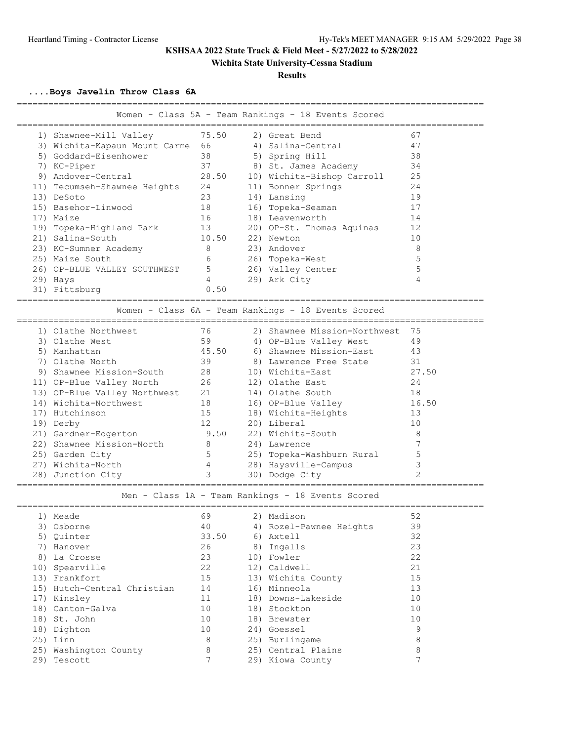KSHSAA 2022 State Track & Field Meet - 5/27/2022 to 5/28/2022

Wichita State University-Cessna Stadium

**Results**

### ....Boys Javelin Throw Class 6A

#### Women - Class 5A - Team Rankings - 18 Events Scored

| | | | | | |
|---|---|---|---|---|---|
| 1) | Shawnee-Mill Valley | 75.50 | 2) | Great Bend | 67 |
| 3) | Wichita-Kapaun Mount Carme | 66 | 4) | Salina-Central | 47 |
| 5) | Goddard-Eisenhower | 38 | 5) | Spring Hill | 38 |
| 7) | KC-Piper | 37 | 8) | St. James Academy | 34 |
| 9) | Andover-Central | 28.50 | 10) | Wichita-Bishop Carroll | 25 |
| 11) | Tecumseh-Shawnee Heights | 24 | 11) | Bonner Springs | 24 |
| 13) | DeSoto | 23 | 14) | Lansing | 19 |
| 15) | Basehor-Linwood | 18 | 16) | Topeka-Seaman | 17 |
| 17) | Maize | 16 | 18) | Leavenworth | 14 |
| 19) | Topeka-Highland Park | 13 | 20) | OP-St. Thomas Aquinas | 12 |
| 21) | Salina-South | 10.50 | 22) | Newton | 10 |
| 23) | KC-Sumner Academy | 8 | 23) | Andover | 8 |
| 25) | Maize South | 6 | 26) | Topeka-West | 5 |
| 26) | OP-BLUE VALLEY SOUTHWEST | 5 | 26) | Valley Center | 5 |
| 29) | Hays | 4 | 29) | Ark City | 4 |
| 31) | Pittsburg | 0.50 | | | |

#### Women - Class 6A - Team Rankings - 18 Events Scored

| | | | | | |
|---|---|---|---|---|---|
| 1) | Olathe Northwest | 76 | 2) | Shawnee Mission-Northwest | 75 |
| 3) | Olathe West | 59 | 4) | OP-Blue Valley West | 49 |
| 5) | Manhattan | 45.50 | 6) | Shawnee Mission-East | 43 |
| 7) | Olathe North | 39 | 8) | Lawrence Free State | 31 |
| 9) | Shawnee Mission-South | 28 | 10) | Wichita-East | 27.50 |
| 11) | OP-Blue Valley North | 26 | 12) | Olathe East | 24 |
| 13) | OP-Blue Valley Northwest | 21 | 14) | Olathe South | 18 |
| 14) | Wichita-Northwest | 18 | 16) | OP-Blue Valley | 16.50 |
| 17) | Hutchinson | 15 | 18) | Wichita-Heights | 13 |
| 19) | Derby | 12 | 20) | Liberal | 10 |
| 21) | Gardner-Edgerton | 9.50 | 22) | Wichita-South | 8 |
| 22) | Shawnee Mission-North | 8 | 24) | Lawrence | 7 |
| 25) | Garden City | 5 | 25) | Topeka-Washburn Rural | 5 |
| 27) | Wichita-North | 4 | 28) | Haysville-Campus | 3 |
| 28) | Junction City | 3 | 30) | Dodge City | 2 |

#### Men - Class 1A - Team Rankings - 18 Events Scored

| | | | | | |
|---|---|---|---|---|---|
| 1) | Meade | 69 | 2) | Madison | 52 |
| 3) | Osborne | 40 | 4) | Rozel-Pawnee Heights | 39 |
| 5) | Quinter | 33.50 | 6) | Axtell | 32 |
| 7) | Hanover | 26 | 8) | Ingalls | 23 |
| 8) | La Crosse | 23 | 10) | Fowler | 22 |
| 10) | Spearville | 22 | 12) | Caldwell | 21 |
| 13) | Frankfort | 15 | 13) | Wichita County | 15 |
| 15) | Hutch-Central Christian | 14 | 16) | Minneola | 13 |
| 17) | Kinsley | 11 | 18) | Downs-Lakeside | 10 |
| 18) | Canton-Galva | 10 | 18) | Stockton | 10 |
| 18) | St. John | 10 | 18) | Brewster | 10 |
| 18) | Dighton | 10 | 24) | Goessel | 9 |
| 25) | Linn | 8 | 25) | Burlingame | 8 |
| 25) | Washington County | 8 | 25) | Central Plains | 8 |
| 29) | Tescott | 7 | 29) | Kiowa County | 7 |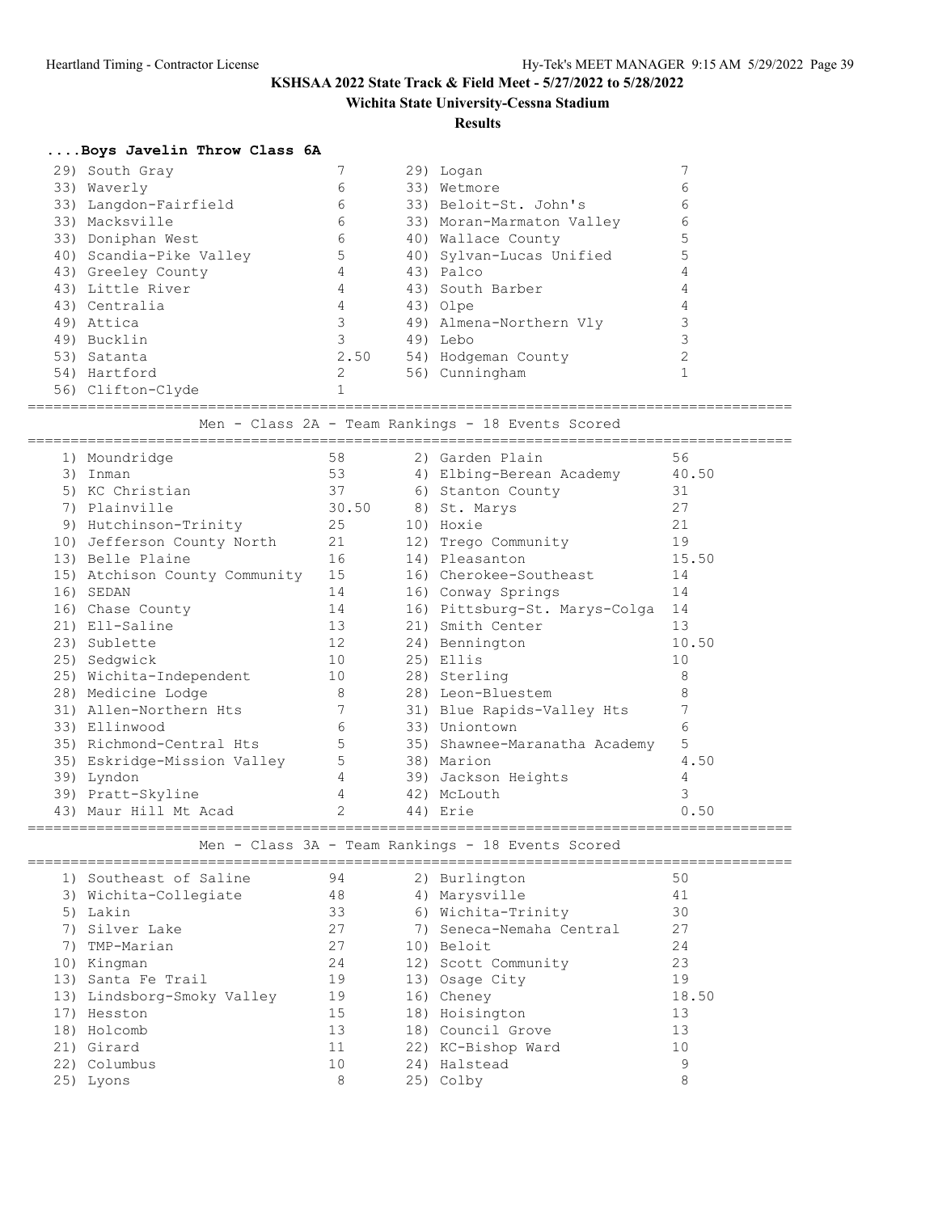KSHSAA 2022 State Track & Field Meet - 5/27/2022 to 5/28/2022

Wichita State University-Cessna Stadium

Results

### ....Boys Javelin Throw Class 6A

| | | | |
|---|---|---|---|
| 29) South Gray | 7 | 29) Logan | 7 |
| 33) Waverly | 6 | 33) Wetmore | 6 |
| 33) Langdon-Fairfield | 6 | 33) Beloit-St. John's | 6 |
| 33) Macksville | 6 | 33) Moran-Marmaton Valley | 6 |
| 33) Doniphan West | 6 | 40) Wallace County | 5 |
| 40) Scandia-Pike Valley | 5 | 40) Sylvan-Lucas Unified | 5 |
| 43) Greeley County | 4 | 43) Palco | 4 |
| 43) Little River | 4 | 43) South Barber | 4 |
| 43) Centralia | 4 | 43) Olpe | 4 |
| 49) Attica | 3 | 49) Almena-Northern Vly | 3 |
| 49) Bucklin | 3 | 49) Lebo | 3 |
| 53) Satanta | 2.50 | 54) Hodgeman County | 2 |
| 54) Hartford | 2 | 56) Cunningham | 1 |
| 56) Clifton-Clyde | 1 | | |

### Men - Class 2A - Team Rankings - 18 Events Scored

| | | | |
|---|---|---|---|
| 1) Moundridge | 58 | 2) Garden Plain | 56 |
| 3) Inman | 53 | 4) Elbing-Berean Academy | 40.50 |
| 5) KC Christian | 37 | 6) Stanton County | 31 |
| 7) Plainville | 30.50 | 8) St. Marys | 27 |
| 9) Hutchinson-Trinity | 25 | 10) Hoxie | 21 |
| 10) Jefferson County North | 21 | 12) Trego Community | 19 |
| 13) Belle Plaine | 16 | 14) Pleasanton | 15.50 |
| 15) Atchison County Community | 15 | 16) Cherokee-Southeast | 14 |
| 16) SEDAN | 14 | 16) Conway Springs | 14 |
| 16) Chase County | 14 | 16) Pittsburg-St. Marys-Colga | 14 |
| 21) Ell-Saline | 13 | 21) Smith Center | 13 |
| 23) Sublette | 12 | 24) Bennington | 10.50 |
| 25) Sedgwick | 10 | 25) Ellis | 10 |
| 25) Wichita-Independent | 10 | 28) Sterling | 8 |
| 28) Medicine Lodge | 8 | 28) Leon-Bluestem | 8 |
| 31) Allen-Northern Hts | 7 | 31) Blue Rapids-Valley Hts | 7 |
| 33) Ellinwood | 6 | 33) Uniontown | 6 |
| 35) Richmond-Central Hts | 5 | 35) Shawnee-Maranatha Academy | 5 |
| 35) Eskridge-Mission Valley | 5 | 38) Marion | 4.50 |
| 39) Lyndon | 4 | 39) Jackson Heights | 4 |
| 39) Pratt-Skyline | 4 | 42) McLouth | 3 |
| 43) Maur Hill Mt Acad | 2 | 44) Erie | 0.50 |

### Men - Class 3A - Team Rankings - 18 Events Scored

| | | | |
|---|---|---|---|
| 1) Southeast of Saline | 94 | 2) Burlington | 50 |
| 3) Wichita-Collegiate | 48 | 4) Marysville | 41 |
| 5) Lakin | 33 | 6) Wichita-Trinity | 30 |
| 7) Silver Lake | 27 | 7) Seneca-Nemaha Central | 27 |
| 7) TMP-Marian | 27 | 10) Beloit | 24 |
| 10) Kingman | 24 | 12) Scott Community | 23 |
| 13) Santa Fe Trail | 19 | 13) Osage City | 19 |
| 13) Lindsborg-Smoky Valley | 19 | 16) Cheney | 18.50 |
| 17) Hesston | 15 | 18) Hoisington | 13 |
| 18) Holcomb | 13 | 18) Council Grove | 13 |
| 21) Girard | 11 | 22) KC-Bishop Ward | 10 |
| 22) Columbus | 10 | 24) Halstead | 9 |
| 25) Lyons | 8 | 25) Colby | 8 |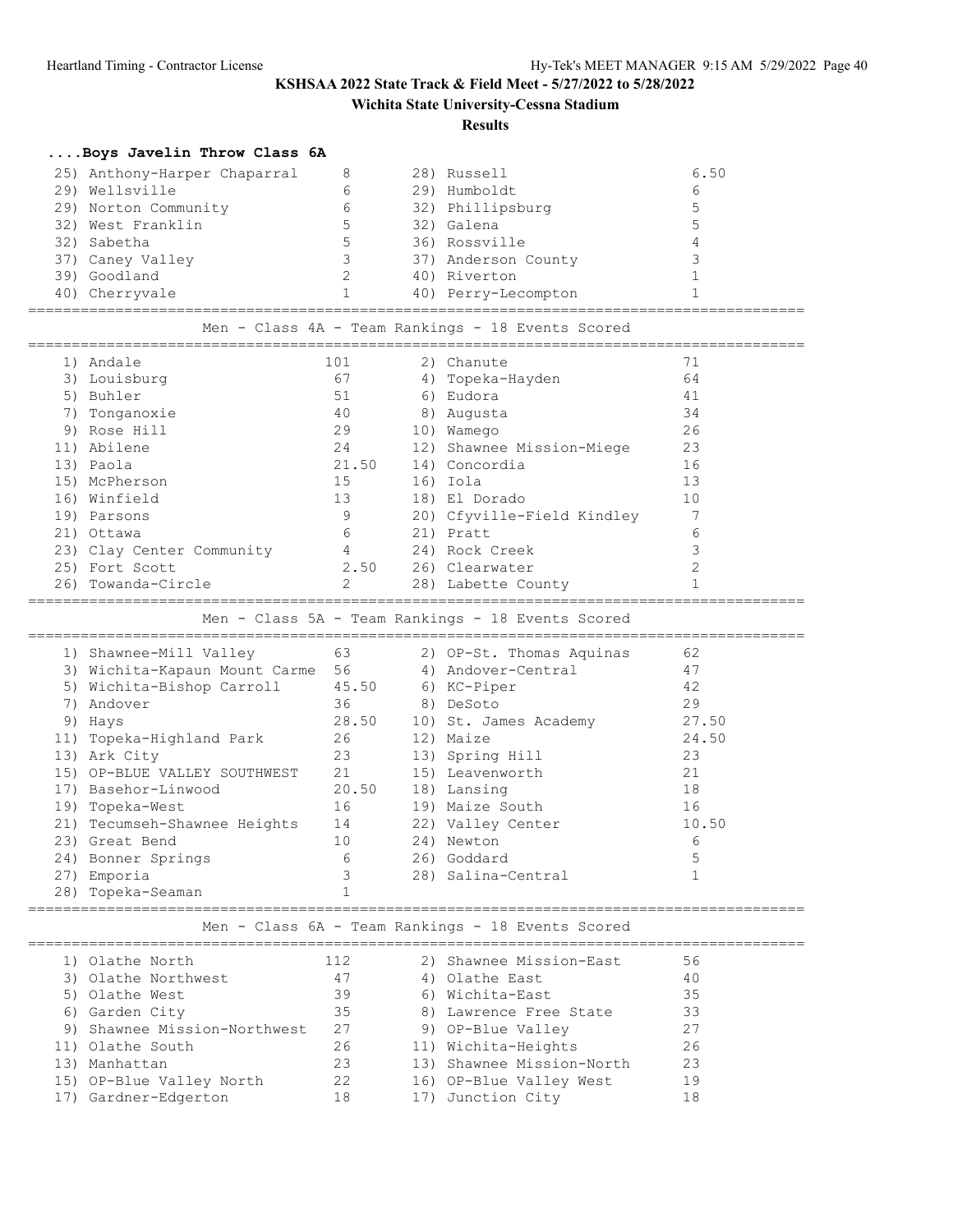KSHSAA 2022 State Track & Field Meet - 5/27/2022 to 5/28/2022

Wichita State University-Cessna Stadium

Results

### ....Boys Javelin Throw Class 6A

| | | | |
|---|---|---|---|
| 25) Anthony-Harper Chaparral | 8 | 28) Russell | 6.50 |
| 29) Wellsville | 6 | 29) Humboldt | 6 |
| 29) Norton Community | 6 | 32) Phillipsburg | 5 |
| 32) West Franklin | 5 | 32) Galena | 5 |
| 32) Sabetha | 5 | 36) Rossville | 4 |
| 37) Caney Valley | 3 | 37) Anderson County | 3 |
| 39) Goodland | 2 | 40) Riverton | 1 |
| 40) Cherryvale | 1 | 40) Perry-Lecompton | 1 |

### Men - Class 4A - Team Rankings - 18 Events Scored

| | | | |
|---|---|---|---|
| 1) Andale | 101 | 2) Chanute | 71 |
| 3) Louisburg | 67 | 4) Topeka-Hayden | 64 |
| 5) Buhler | 51 | 6) Eudora | 41 |
| 7) Tonganoxie | 40 | 8) Augusta | 34 |
| 9) Rose Hill | 29 | 10) Wamego | 26 |
| 11) Abilene | 24 | 12) Shawnee Mission-Miege | 23 |
| 13) Paola | 21.50 | 14) Concordia | 16 |
| 15) McPherson | 15 | 16) Iola | 13 |
| 16) Winfield | 13 | 18) El Dorado | 10 |
| 19) Parsons | 9 | 20) Cfyville-Field Kindley | 7 |
| 21) Ottawa | 6 | 21) Pratt | 6 |
| 23) Clay Center Community | 4 | 24) Rock Creek | 3 |
| 25) Fort Scott | 2.50 | 26) Clearwater | 2 |
| 26) Towanda-Circle | 2 | 28) Labette County | 1 |

### Men - Class 5A - Team Rankings - 18 Events Scored

| | | | |
|---|---|---|---|
| 1) Shawnee-Mill Valley | 63 | 2) OP-St. Thomas Aquinas | 62 |
| 3) Wichita-Kapaun Mount Carme | 56 | 4) Andover-Central | 47 |
| 5) Wichita-Bishop Carroll | 45.50 | 6) KC-Piper | 42 |
| 7) Andover | 36 | 8) DeSoto | 29 |
| 9) Hays | 28.50 | 10) St. James Academy | 27.50 |
| 11) Topeka-Highland Park | 26 | 12) Maize | 24.50 |
| 13) Ark City | 23 | 13) Spring Hill | 23 |
| 15) OP-BLUE VALLEY SOUTHWEST | 21 | 15) Leavenworth | 21 |
| 17) Basehor-Linwood | 20.50 | 18) Lansing | 18 |
| 19) Topeka-West | 16 | 19) Maize South | 16 |
| 21) Tecumseh-Shawnee Heights | 14 | 22) Valley Center | 10.50 |
| 23) Great Bend | 10 | 24) Newton | 6 |
| 24) Bonner Springs | 6 | 26) Goddard | 5 |
| 27) Emporia | 3 | 28) Salina-Central | 1 |
| 28) Topeka-Seaman | 1 | | |

### Men - Class 6A - Team Rankings - 18 Events Scored

| | | | |
|---|---|---|---|
| 1) Olathe North | 112 | 2) Shawnee Mission-East | 56 |
| 3) Olathe Northwest | 47 | 4) Olathe East | 40 |
| 5) Olathe West | 39 | 6) Wichita-East | 35 |
| 6) Garden City | 35 | 8) Lawrence Free State | 33 |
| 9) Shawnee Mission-Northwest | 27 | 9) OP-Blue Valley | 27 |
| 11) Olathe South | 26 | 11) Wichita-Heights | 26 |
| 13) Manhattan | 23 | 13) Shawnee Mission-North | 23 |
| 15) OP-Blue Valley North | 22 | 16) OP-Blue Valley West | 19 |
| 17) Gardner-Edgerton | 18 | 17) Junction City | 18 |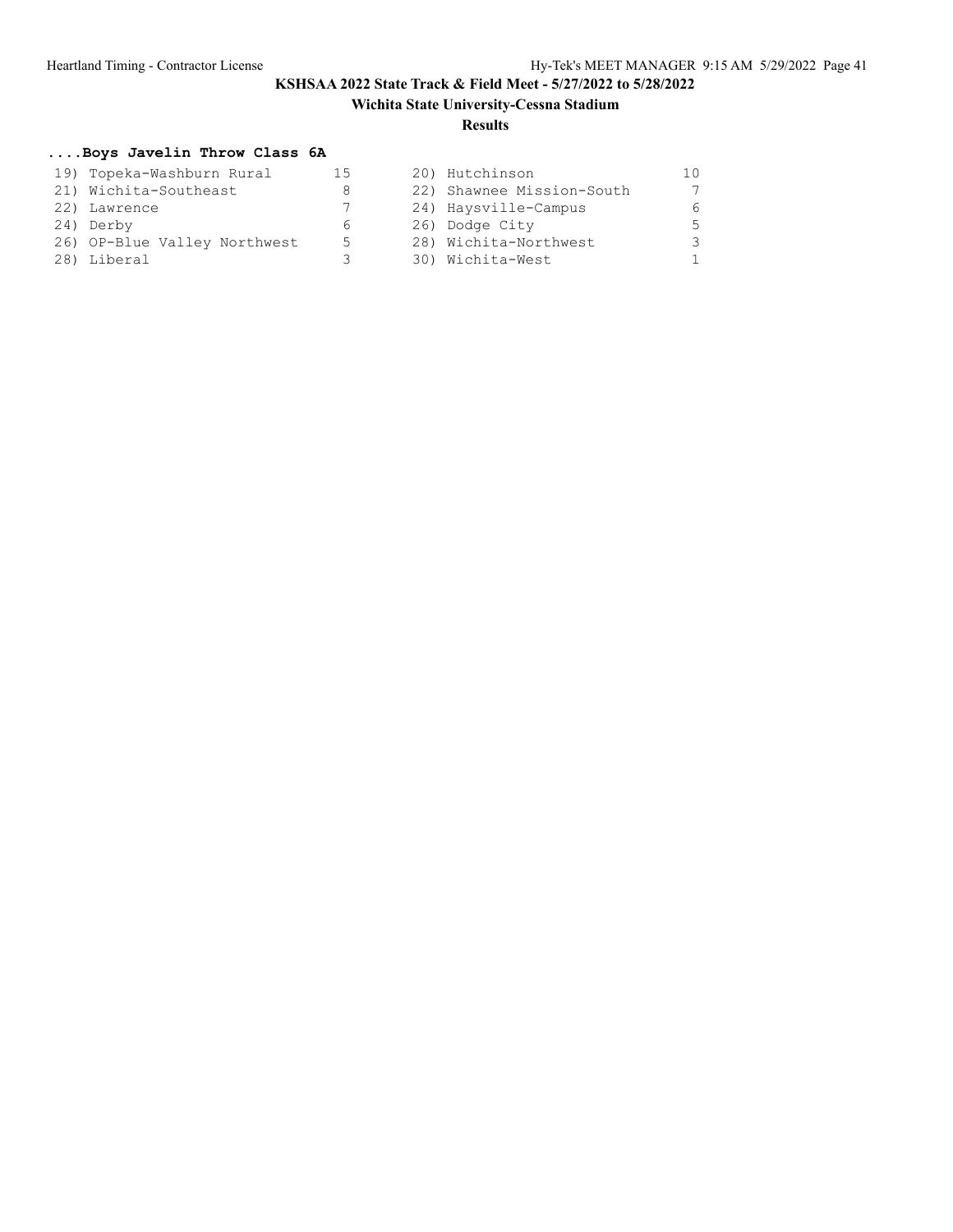**KSHSAA 2022 State Track & Field Meet - 5/27/2022 to 5/28/2022**

**Wichita State University-Cessna Stadium**

**Results**

### ....Boys Javelin Throw Class 6A

| | | | |
|---|---|---|---|
| 19) Topeka-Washburn Rural | 15 | 20) Hutchinson | 10 |
| 21) Wichita-Southeast | 8 | 22) Shawnee Mission-South | 7 |
| 22) Lawrence | 7 | 24) Haysville-Campus | 6 |
| 24) Derby | 6 | 26) Dodge City | 5 |
| 26) OP-Blue Valley Northwest | 5 | 28) Wichita-Northwest | 3 |
| 28) Liberal | 3 | 30) Wichita-West | 1 |